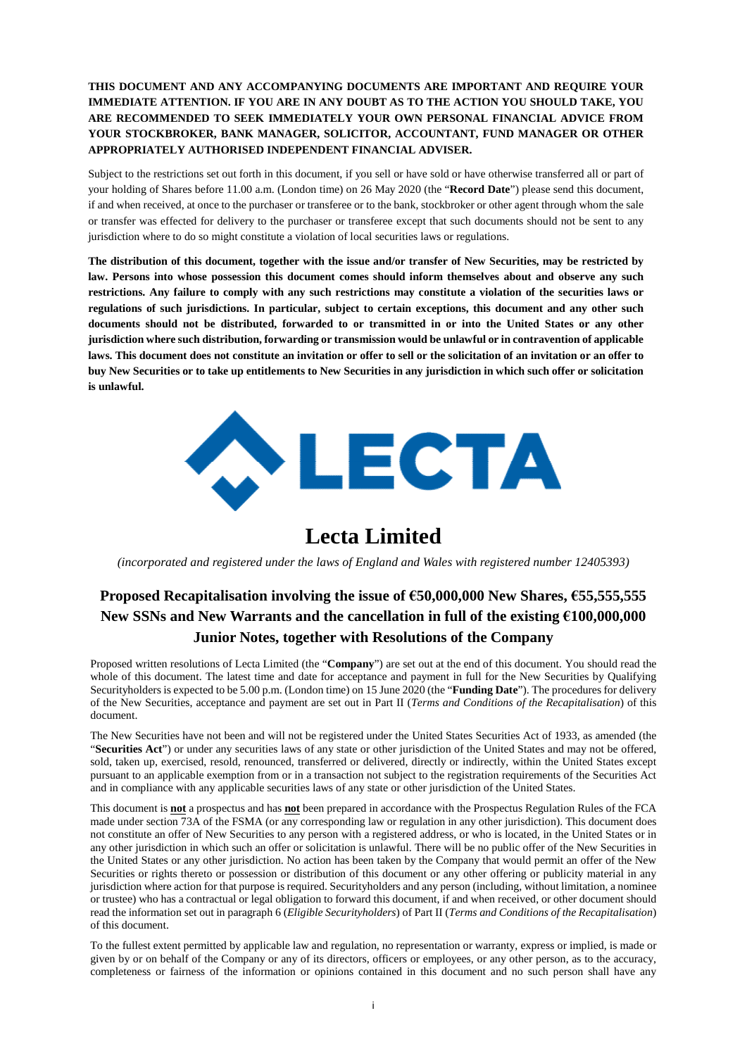**THIS DOCUMENT AND ANY ACCOMPANYING DOCUMENTS ARE IMPORTANT AND REQUIRE YOUR IMMEDIATE ATTENTION. IF YOU ARE IN ANY DOUBT AS TO THE ACTION YOU SHOULD TAKE, YOU ARE RECOMMENDED TO SEEK IMMEDIATELY YOUR OWN PERSONAL FINANCIAL ADVICE FROM YOUR STOCKBROKER, BANK MANAGER, SOLICITOR, ACCOUNTANT, FUND MANAGER OR OTHER APPROPRIATELY AUTHORISED INDEPENDENT FINANCIAL ADVISER.**

Subject to the restrictions set out forth in this document, if you sell or have sold or have otherwise transferred all or part of your holding of Shares before 11.00 a.m. (London time) on 26 May 2020 (the "**Record Date**") please send this document, if and when received, at once to the purchaser or transferee or to the bank, stockbroker or other agent through whom the sale or transfer was effected for delivery to the purchaser or transferee except that such documents should not be sent to any jurisdiction where to do so might constitute a violation of local securities laws or regulations.

**The distribution of this document, together with the issue and/or transfer of New Securities, may be restricted by law. Persons into whose possession this document comes should inform themselves about and observe any such restrictions. Any failure to comply with any such restrictions may constitute a violation of the securities laws or regulations of such jurisdictions. In particular, subject to certain exceptions, this document and any other such documents should not be distributed, forwarded to or transmitted in or into the United States or any other jurisdiction where such distribution, forwarding or transmission would be unlawful or in contravention of applicable laws. This document does not constitute an invitation or offer to sell or the solicitation of an invitation or an offer to buy New Securities or to take up entitlements to New Securities in any jurisdiction in which such offer or solicitation is unlawful.**

LECTA

# Lecta Limited

*(incorporated and registered under the laws of England and Wales with registered number 12405393)*

## Proposed Recapitalisation involving the issue of €50,000,000 New Shares, €55,555,555 New SSNs and New Warrants and the cancellation in full of the existing €100,000,000 Junior Notes, together with Resolutions of the Company

Proposed written resolutions of Lecta Limited (the "**Company**") are set out at the end of this document. You should read the whole of this document. The latest time and date for acceptance and payment in full for the New Securities by Qualifying Securityholders is expected to be 5.00 p.m. (London time) on 15 June 2020 (the "**Funding Date**"). The procedures for delivery of the New Securities, acceptance and payment are set out in Part II (*Terms and Conditions of the Recapitalisation*) of this document.

The New Securities have not been and will not be registered under the United States Securities Act of 1933, as amended (the "**Securities Act**") or under any securities laws of any state or other jurisdiction of the United States and may not be offered, sold, taken up, exercised, resold, renounced, transferred or delivered, directly or indirectly, within the United States except pursuant to an applicable exemption from or in a transaction not subject to the registration requirements of the Securities Act and in compliance with any applicable securities laws of any state or other jurisdiction of the United States.

This document is **not** a prospectus and has **not** been prepared in accordance with the Prospectus Regulation Rules of the FCA made under section 73A of the FSMA (or any corresponding law or regulation in any other jurisdiction). This document does not constitute an offer of New Securities to any person with a registered address, or who is located, in the United States or in any other jurisdiction in which such an offer or solicitation is unlawful. There will be no public offer of the New Securities in the United States or any other jurisdiction. No action has been taken by the Company that would permit an offer of the New Securities or rights thereto or possession or distribution of this document or any other offering or publicity material in any jurisdiction where action for that purpose is required. Securityholders and any person (including, without limitation, a nominee or trustee) who has a contractual or legal obligation to forward this document, if and when received, or other document should read the information set out in paragraph 6 (*Eligible Securityholders*) of Part II (*Terms and Conditions of the Recapitalisation*) of this document.

To the fullest extent permitted by applicable law and regulation, no representation or warranty, express or implied, is made or given by or on behalf of the Company or any of its directors, officers or employees, or any other person, as to the accuracy, completeness or fairness of the information or opinions contained in this document and no such person shall have any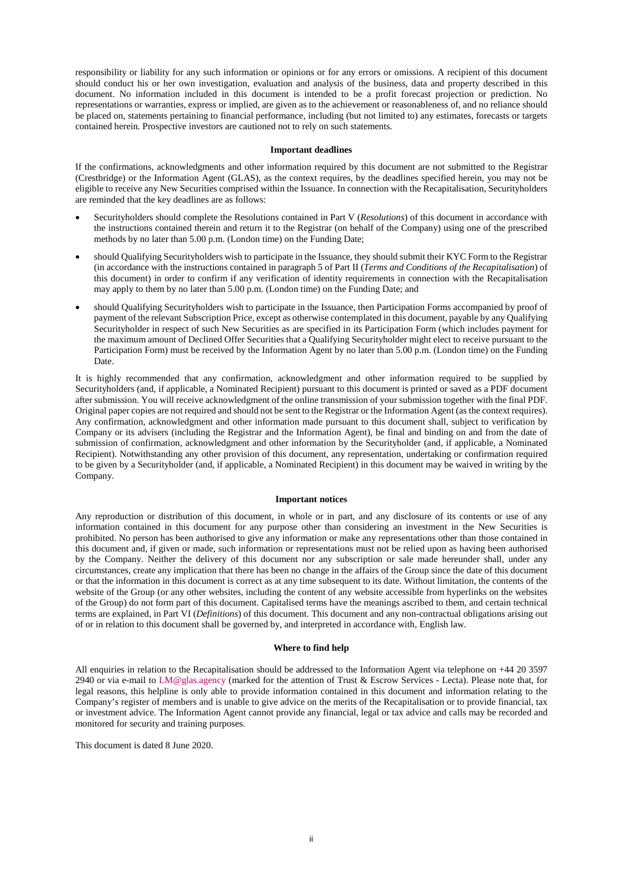responsibility or liability for any such information or opinions or for any errors or omissions. A recipient of this document should conduct his or her own investigation, evaluation and analysis of the business, data and property described in this document. No information included in this document is intended to be a profit forecast projection or prediction. No representations or warranties, express or implied, are given as to the achievement or reasonableness of, and no reliance should be placed on, statements pertaining to financial performance, including (but not limited to) any estimates, forecasts or targets contained herein. Prospective investors are cautioned not to rely on such statements.

**Important deadlines**

If the confirmations, acknowledgments and other information required by this document are not submitted to the Registrar (Crestbridge) or the Information Agent (GLAS), as the context requires, by the deadlines specified herein, you may not be eligible to receive any New Securities comprised within the Issuance. In connection with the Recapitalisation, Securityholders are reminded that the key deadlines are as follows:

- Securityholders should complete the Resolutions contained in Part V (*Resolutions*) of this document in accordance with the instructions contained therein and return it to the Registrar (on behalf of the Company) using one of the prescribed methods by no later than 5.00 p.m. (London time) on the Funding Date;
- should Qualifying Securityholders wish to participate in the Issuance, they should submit their KYC Form to the Registrar (in accordance with the instructions contained in paragraph 5 of Part II (*Terms and Conditions of the Recapitalisation*) of this document) in order to confirm if any verification of identity requirements in connection with the Recapitalisation may apply to them by no later than 5.00 p.m. (London time) on the Funding Date; and
- should Qualifying Securityholders wish to participate in the Issuance, then Participation Forms accompanied by proof of payment of the relevant Subscription Price, except as otherwise contemplated in this document, payable by any Qualifying Securityholder in respect of such New Securities as are specified in its Participation Form (which includes payment for the maximum amount of Declined Offer Securities that a Qualifying Securityholder might elect to receive pursuant to the Participation Form) must be received by the Information Agent by no later than 5.00 p.m. (London time) on the Funding Date.

It is highly recommended that any confirmation, acknowledgment and other information required to be supplied by Securityholders (and, if applicable, a Nominated Recipient) pursuant to this document is printed or saved as a PDF document after submission. You will receive acknowledgment of the online transmission of your submission together with the final PDF. Original paper copies are not required and should not be sent to the Registrar or the Information Agent (as the context requires). Any confirmation, acknowledgment and other information made pursuant to this document shall, subject to verification by Company or its advisers (including the Registrar and the Information Agent), be final and binding on and from the date of submission of confirmation, acknowledgment and other information by the Securityholder (and, if applicable, a Nominated Recipient). Notwithstanding any other provision of this document, any representation, undertaking or confirmation required to be given by a Securityholder (and, if applicable, a Nominated Recipient) in this document may be waived in writing by the Company.

**Important notices**

Any reproduction or distribution of this document, in whole or in part, and any disclosure of its contents or use of any information contained in this document for any purpose other than considering an investment in the New Securities is prohibited. No person has been authorised to give any information or make any representations other than those contained in this document and, if given or made, such information or representations must not be relied upon as having been authorised by the Company. Neither the delivery of this document nor any subscription or sale made hereunder shall, under any circumstances, create any implication that there has been no change in the affairs of the Group since the date of this document or that the information in this document is correct as at any time subsequent to its date. Without limitation, the contents of the website of the Group (or any other websites, including the content of any website accessible from hyperlinks on the websites of the Group) do not form part of this document. Capitalised terms have the meanings ascribed to them, and certain technical terms are explained, in Part VI (*Definitions*) of this document. This document and any non-contractual obligations arising out of or in relation to this document shall be governed by, and interpreted in accordance with, English law.

**Where to find help**

All enquiries in relation to the Recapitalisation should be addressed to the Information Agent via telephone on +44 20 3597 2940 or via e-mail to LM@glas.agency (marked for the attention of Trust & Escrow Services - Lecta). Please note that, for legal reasons, this helpline is only able to provide information contained in this document and information relating to the Company's register of members and is unable to give advice on the merits of the Recapitalisation or to provide financial, tax or investment advice. The Information Agent cannot provide any financial, legal or tax advice and calls may be recorded and monitored for security and training purposes.

This document is dated 8 June 2020.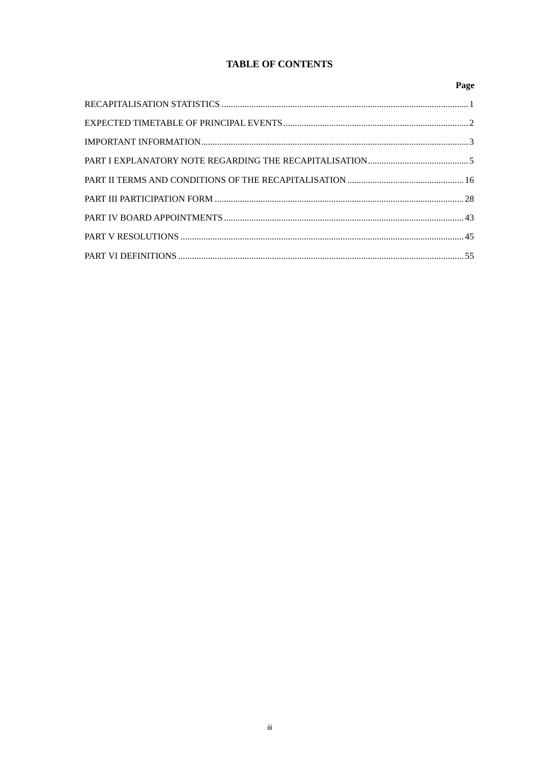# TABLE OF CONTENTS

| | Page |
|---|---|
| RECAPITALISATION STATISTICS | 1 |
| EXPECTED TIMETABLE OF PRINCIPAL EVENTS | 2 |
| IMPORTANT INFORMATION | 3 |
| PART I EXPLANATORY NOTE REGARDING THE RECAPITALISATION | 5 |
| PART II TERMS AND CONDITIONS OF THE RECAPITALISATION | 16 |
| PART III PARTICIPATION FORM | 28 |
| PART IV BOARD APPOINTMENTS | 43 |
| PART V RESOLUTIONS | 45 |
| PART VI DEFINITIONS | 55 |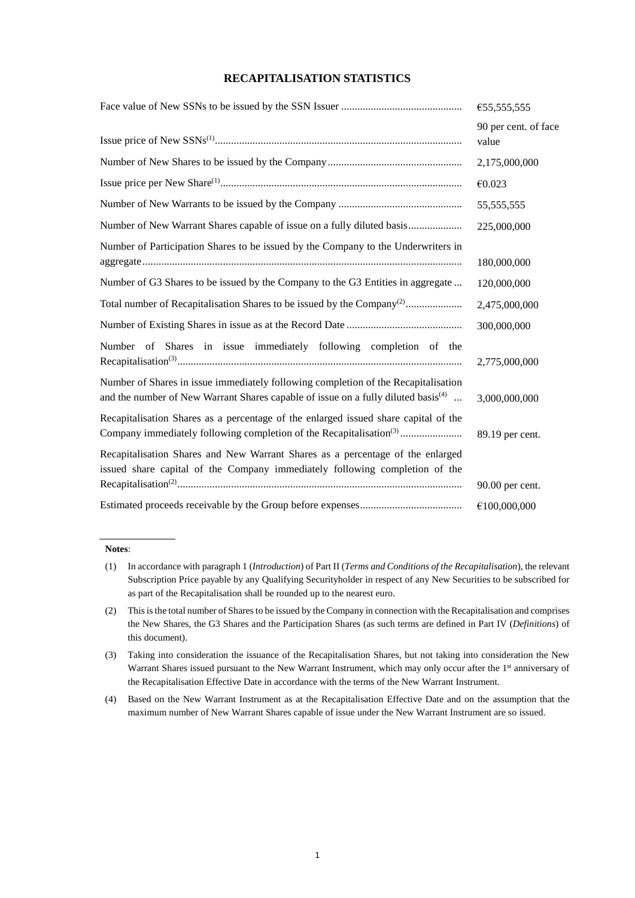# RECAPITALISATION STATISTICS

| | |
|---|---|
| Face value of New SSNs to be issued by the SSN Issuer | €55,555,555 |
| Issue price of New SSNs(1) | 90 per cent. of face value |
| Number of New Shares to be issued by the Company | 2,175,000,000 |
| Issue price per New Share(1) | €0.023 |
| Number of New Warrants to be issued by the Company | 55,555,555 |
| Number of New Warrant Shares capable of issue on a fully diluted basis | 225,000,000 |
| Number of Participation Shares to be issued by the Company to the Underwriters in aggregate | 180,000,000 |
| Number of G3 Shares to be issued by the Company to the G3 Entities in aggregate | 120,000,000 |
| Total number of Recapitalisation Shares to be issued by the Company(2) | 2,475,000,000 |
| Number of Existing Shares in issue as at the Record Date | 300,000,000 |
| Number of Shares in issue immediately following completion of the Recapitalisation(3) | 2,775,000,000 |
| Number of Shares in issue immediately following completion of the Recapitalisation and the number of New Warrant Shares capable of issue on a fully diluted basis(4) | 3,000,000,000 |
| Recapitalisation Shares as a percentage of the enlarged issued share capital of the Company immediately following completion of the Recapitalisation(3) | 89.19 per cent. |
| Recapitalisation Shares and New Warrant Shares as a percentage of the enlarged issued share capital of the Company immediately following completion of the Recapitalisation(2) | 90.00 per cent. |
| Estimated proceeds receivable by the Group before expenses | €100,000,000 |

**Notes**:

(1) In accordance with paragraph 1 (*Introduction*) of Part II (*Terms and Conditions of the Recapitalisation*), the relevant Subscription Price payable by any Qualifying Securityholder in respect of any New Securities to be subscribed for as part of the Recapitalisation shall be rounded up to the nearest euro.

(2) This is the total number of Shares to be issued by the Company in connection with the Recapitalisation and comprises the New Shares, the G3 Shares and the Participation Shares (as such terms are defined in Part IV (*Definitions*) of this document).

(3) Taking into consideration the issuance of the Recapitalisation Shares, but not taking into consideration the New Warrant Shares issued pursuant to the New Warrant Instrument, which may only occur after the 1st anniversary of the Recapitalisation Effective Date in accordance with the terms of the New Warrant Instrument.

(4) Based on the New Warrant Instrument as at the Recapitalisation Effective Date and on the assumption that the maximum number of New Warrant Shares capable of issue under the New Warrant Instrument are so issued.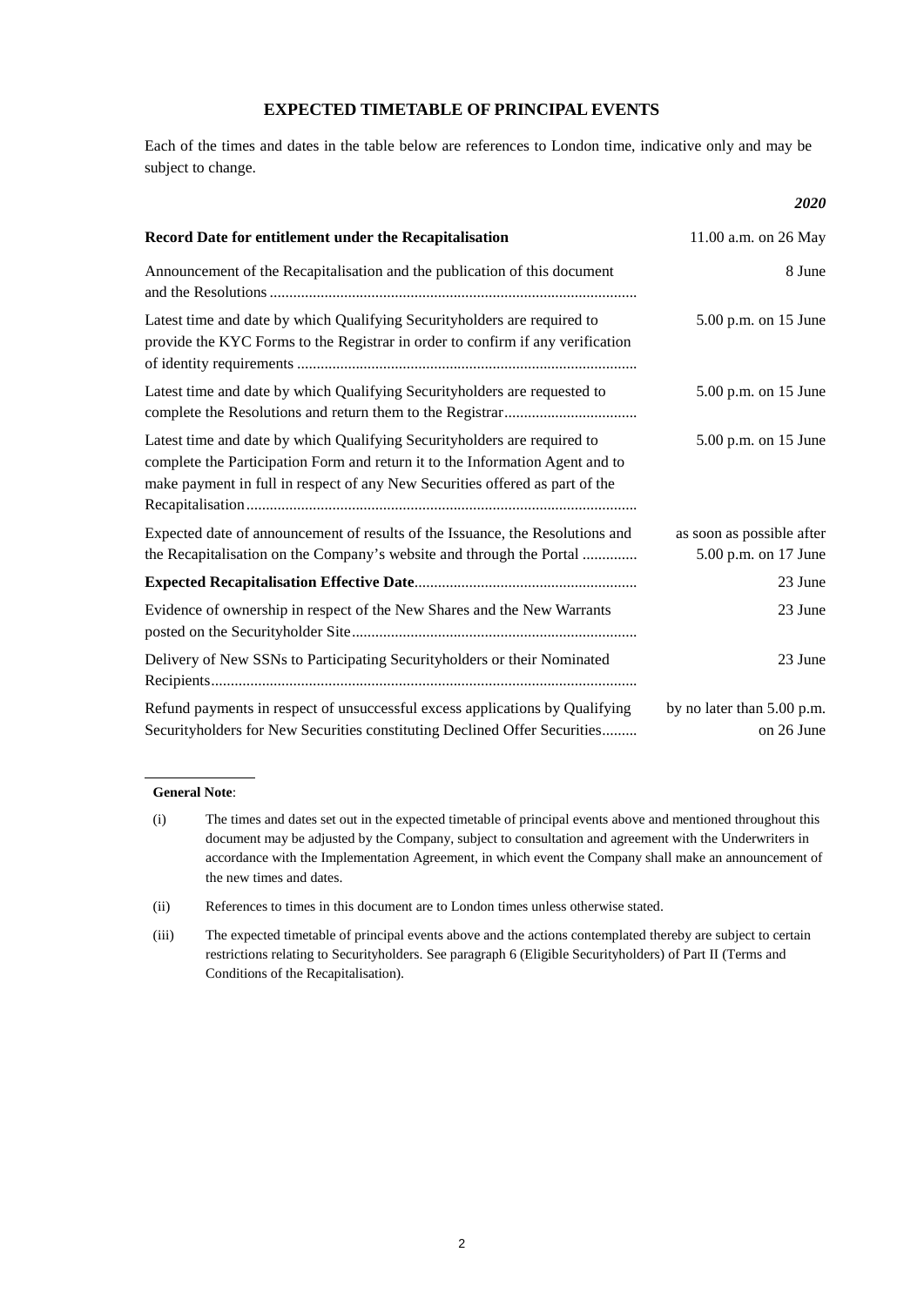## EXPECTED TIMETABLE OF PRINCIPAL EVENTS

Each of the times and dates in the table below are references to London time, indicative only and may be subject to change.

| | *2020* |
|---|---|
| **Record Date for entitlement under the Recapitalisation** | 11.00 a.m. on 26 May |
| Announcement of the Recapitalisation and the publication of this document and the Resolutions | 8 June |
| Latest time and date by which Qualifying Securityholders are required to provide the KYC Forms to the Registrar in order to confirm if any verification of identity requirements | 5.00 p.m. on 15 June |
| Latest time and date by which Qualifying Securityholders are requested to complete the Resolutions and return them to the Registrar | 5.00 p.m. on 15 June |
| Latest time and date by which Qualifying Securityholders are required to complete the Participation Form and return it to the Information Agent and to make payment in full in respect of any New Securities offered as part of the Recapitalisation | 5.00 p.m. on 15 June |
| Expected date of announcement of results of the Issuance, the Resolutions and the Recapitalisation on the Company's website and through the Portal | as soon as possible after 5.00 p.m. on 17 June |
| **Expected Recapitalisation Effective Date** | 23 June |
| Evidence of ownership in respect of the New Shares and the New Warrants posted on the Securityholder Site | 23 June |
| Delivery of New SSNs to Participating Securityholders or their Nominated Recipients | 23 June |
| Refund payments in respect of unsuccessful excess applications by Qualifying Securityholders for New Securities constituting Declined Offer Securities | by no later than 5.00 p.m. on 26 June |

**General Note**:

(i) The times and dates set out in the expected timetable of principal events above and mentioned throughout this document may be adjusted by the Company, subject to consultation and agreement with the Underwriters in accordance with the Implementation Agreement, in which event the Company shall make an announcement of the new times and dates.

(ii) References to times in this document are to London times unless otherwise stated.

(iii) The expected timetable of principal events above and the actions contemplated thereby are subject to certain restrictions relating to Securityholders. See paragraph 6 (Eligible Securityholders) of Part II (Terms and Conditions of the Recapitalisation).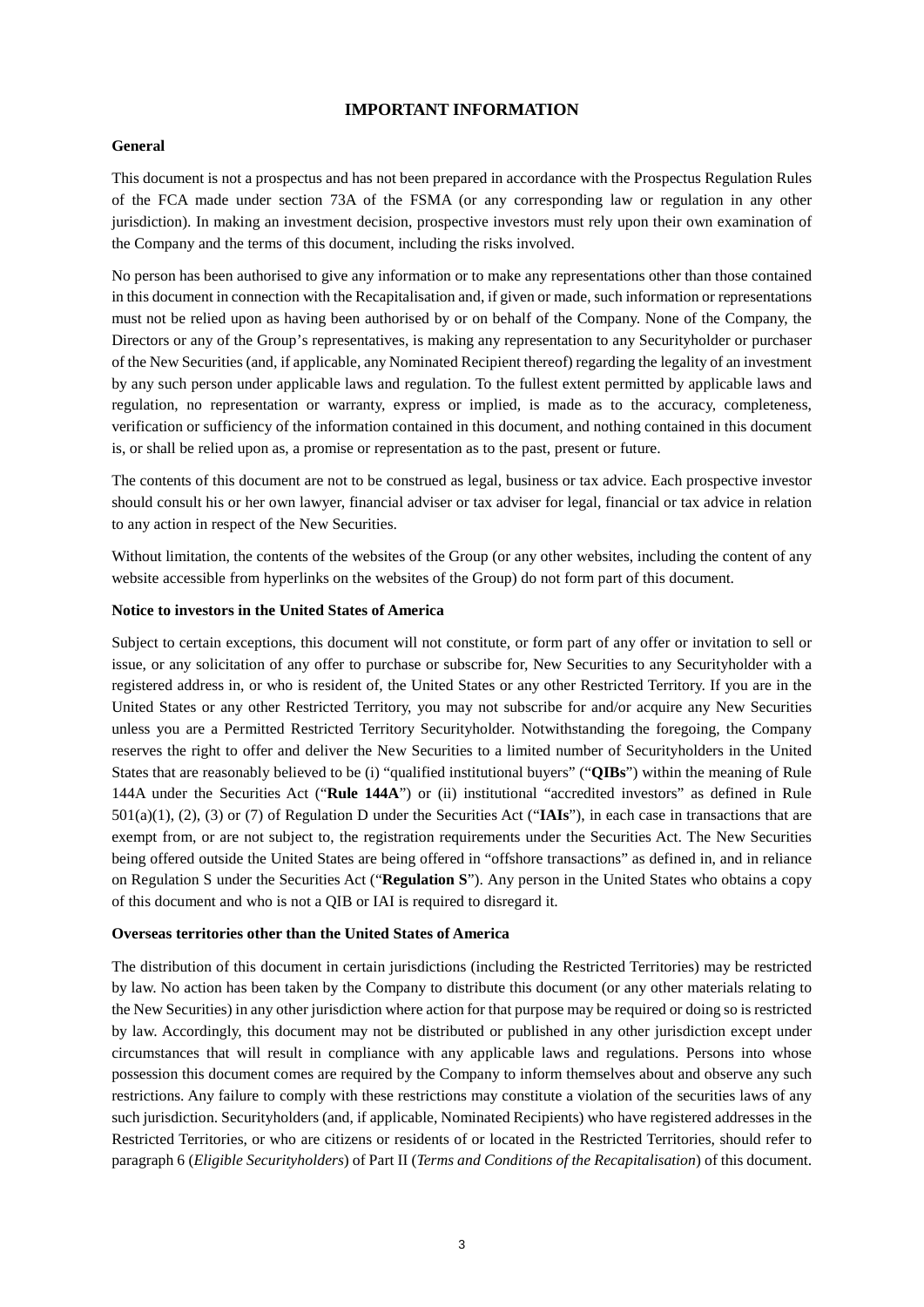# IMPORTANT INFORMATION

## General

This document is not a prospectus and has not been prepared in accordance with the Prospectus Regulation Rules of the FCA made under section 73A of the FSMA (or any corresponding law or regulation in any other jurisdiction). In making an investment decision, prospective investors must rely upon their own examination of the Company and the terms of this document, including the risks involved.

No person has been authorised to give any information or to make any representations other than those contained in this document in connection with the Recapitalisation and, if given or made, such information or representations must not be relied upon as having been authorised by or on behalf of the Company. None of the Company, the Directors or any of the Group's representatives, is making any representation to any Securityholder or purchaser of the New Securities (and, if applicable, any Nominated Recipient thereof) regarding the legality of an investment by any such person under applicable laws and regulation. To the fullest extent permitted by applicable laws and regulation, no representation or warranty, express or implied, is made as to the accuracy, completeness, verification or sufficiency of the information contained in this document, and nothing contained in this document is, or shall be relied upon as, a promise or representation as to the past, present or future.

The contents of this document are not to be construed as legal, business or tax advice. Each prospective investor should consult his or her own lawyer, financial adviser or tax adviser for legal, financial or tax advice in relation to any action in respect of the New Securities.

Without limitation, the contents of the websites of the Group (or any other websites, including the content of any website accessible from hyperlinks on the websites of the Group) do not form part of this document.

## Notice to investors in the United States of America

Subject to certain exceptions, this document will not constitute, or form part of any offer or invitation to sell or issue, or any solicitation of any offer to purchase or subscribe for, New Securities to any Securityholder with a registered address in, or who is resident of, the United States or any other Restricted Territory. If you are in the United States or any other Restricted Territory, you may not subscribe for and/or acquire any New Securities unless you are a Permitted Restricted Territory Securityholder. Notwithstanding the foregoing, the Company reserves the right to offer and deliver the New Securities to a limited number of Securityholders in the United States that are reasonably believed to be (i) "qualified institutional buyers" ("**QIBs**") within the meaning of Rule 144A under the Securities Act ("**Rule 144A**") or (ii) institutional "accredited investors" as defined in Rule 501(a)(1), (2), (3) or (7) of Regulation D under the Securities Act ("**IAIs**"), in each case in transactions that are exempt from, or are not subject to, the registration requirements under the Securities Act. The New Securities being offered outside the United States are being offered in "offshore transactions" as defined in, and in reliance on Regulation S under the Securities Act ("**Regulation S**"). Any person in the United States who obtains a copy of this document and who is not a QIB or IAI is required to disregard it.

## Overseas territories other than the United States of America

The distribution of this document in certain jurisdictions (including the Restricted Territories) may be restricted by law. No action has been taken by the Company to distribute this document (or any other materials relating to the New Securities) in any other jurisdiction where action for that purpose may be required or doing so is restricted by law. Accordingly, this document may not be distributed or published in any other jurisdiction except under circumstances that will result in compliance with any applicable laws and regulations. Persons into whose possession this document comes are required by the Company to inform themselves about and observe any such restrictions. Any failure to comply with these restrictions may constitute a violation of the securities laws of any such jurisdiction. Securityholders (and, if applicable, Nominated Recipients) who have registered addresses in the Restricted Territories, or who are citizens or residents of or located in the Restricted Territories, should refer to paragraph 6 (*Eligible Securityholders*) of Part II (*Terms and Conditions of the Recapitalisation*) of this document.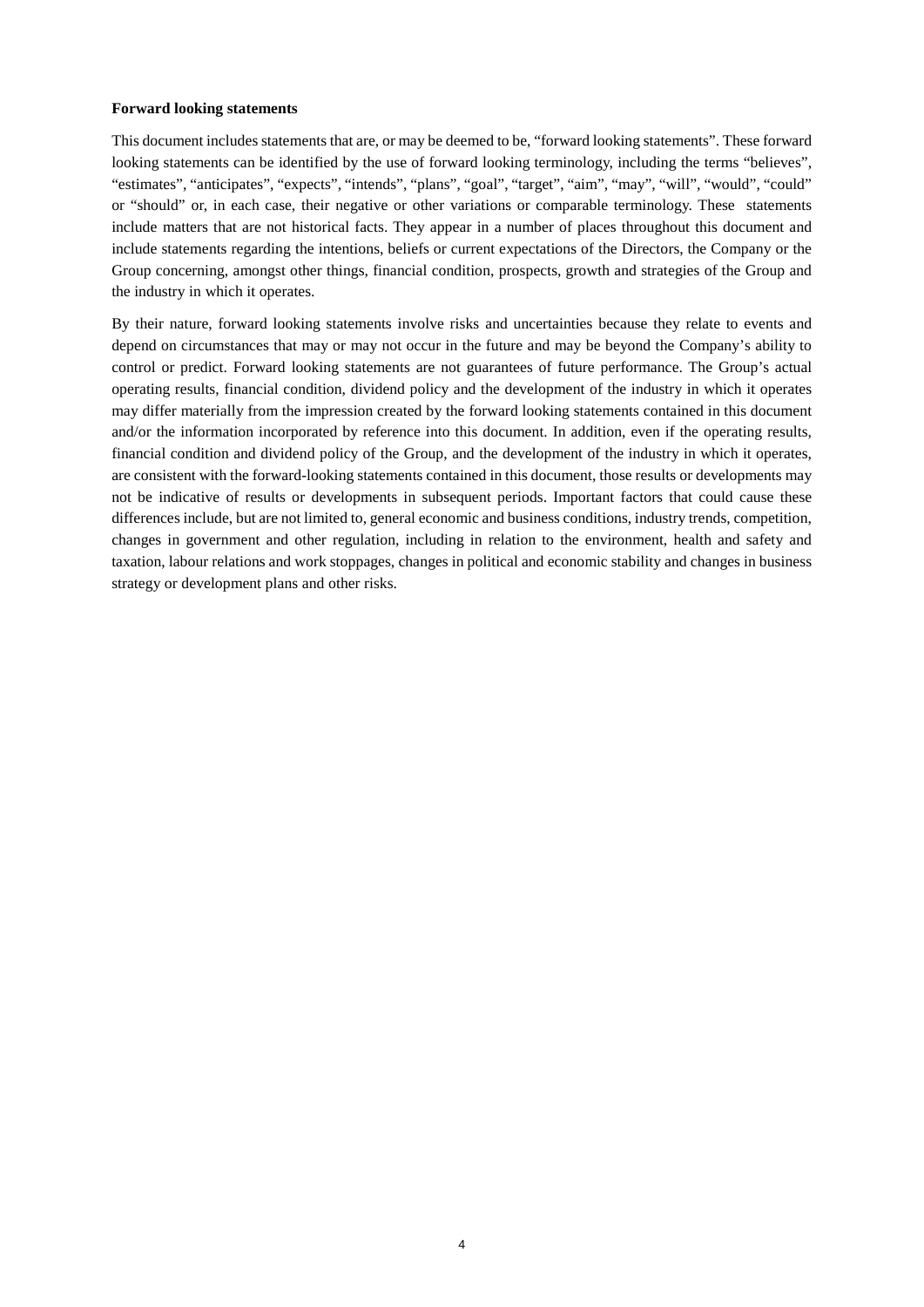**Forward looking statements**

This document includes statements that are, or may be deemed to be, "forward looking statements". These forward looking statements can be identified by the use of forward looking terminology, including the terms "believes", "estimates", "anticipates", "expects", "intends", "plans", "goal", "target", "aim", "may", "will", "would", "could" or "should" or, in each case, their negative or other variations or comparable terminology. These statements include matters that are not historical facts. They appear in a number of places throughout this document and include statements regarding the intentions, beliefs or current expectations of the Directors, the Company or the Group concerning, amongst other things, financial condition, prospects, growth and strategies of the Group and the industry in which it operates.

By their nature, forward looking statements involve risks and uncertainties because they relate to events and depend on circumstances that may or may not occur in the future and may be beyond the Company's ability to control or predict. Forward looking statements are not guarantees of future performance. The Group's actual operating results, financial condition, dividend policy and the development of the industry in which it operates may differ materially from the impression created by the forward looking statements contained in this document and/or the information incorporated by reference into this document. In addition, even if the operating results, financial condition and dividend policy of the Group, and the development of the industry in which it operates, are consistent with the forward-looking statements contained in this document, those results or developments may not be indicative of results or developments in subsequent periods. Important factors that could cause these differences include, but are not limited to, general economic and business conditions, industry trends, competition, changes in government and other regulation, including in relation to the environment, health and safety and taxation, labour relations and work stoppages, changes in political and economic stability and changes in business strategy or development plans and other risks.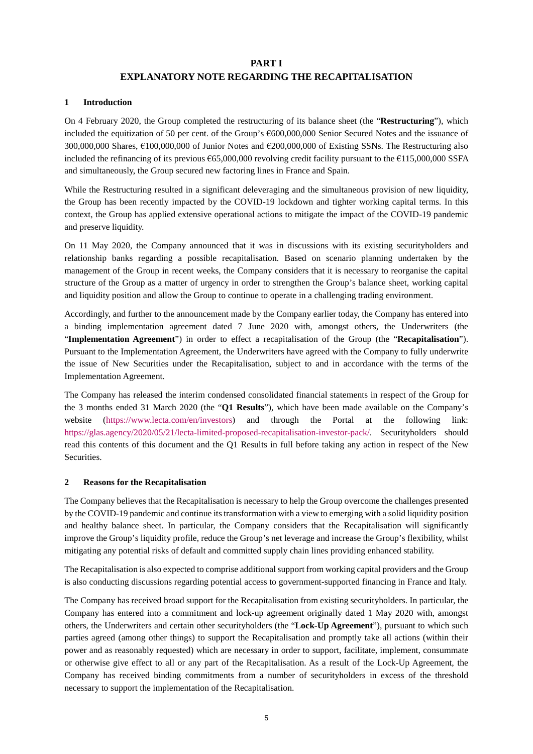# PART I

# EXPLANATORY NOTE REGARDING THE RECAPITALISATION

## 1 Introduction

On 4 February 2020, the Group completed the restructuring of its balance sheet (the "**Restructuring**"), which included the equitization of 50 per cent. of the Group's €600,000,000 Senior Secured Notes and the issuance of 300,000,000 Shares, €100,000,000 of Junior Notes and €200,000,000 of Existing SSNs. The Restructuring also included the refinancing of its previous €65,000,000 revolving credit facility pursuant to the €115,000,000 SSFA and simultaneously, the Group secured new factoring lines in France and Spain.

While the Restructuring resulted in a significant deleveraging and the simultaneous provision of new liquidity, the Group has been recently impacted by the COVID-19 lockdown and tighter working capital terms. In this context, the Group has applied extensive operational actions to mitigate the impact of the COVID-19 pandemic and preserve liquidity.

On 11 May 2020, the Company announced that it was in discussions with its existing securityholders and relationship banks regarding a possible recapitalisation. Based on scenario planning undertaken by the management of the Group in recent weeks, the Company considers that it is necessary to reorganise the capital structure of the Group as a matter of urgency in order to strengthen the Group's balance sheet, working capital and liquidity position and allow the Group to continue to operate in a challenging trading environment.

Accordingly, and further to the announcement made by the Company earlier today, the Company has entered into a binding implementation agreement dated 7 June 2020 with, amongst others, the Underwriters (the "**Implementation Agreement**") in order to effect a recapitalisation of the Group (the "**Recapitalisation**"). Pursuant to the Implementation Agreement, the Underwriters have agreed with the Company to fully underwrite the issue of New Securities under the Recapitalisation, subject to and in accordance with the terms of the Implementation Agreement.

The Company has released the interim condensed consolidated financial statements in respect of the Group for the 3 months ended 31 March 2020 (the "**Q1 Results**"), which have been made available on the Company's website (https://www.lecta.com/en/investors) and through the Portal at the following link: https://glas.agency/2020/05/21/lecta-limited-proposed-recapitalisation-investor-pack/. Securityholders should read this contents of this document and the Q1 Results in full before taking any action in respect of the New Securities.

## 2 Reasons for the Recapitalisation

The Company believes that the Recapitalisation is necessary to help the Group overcome the challenges presented by the COVID-19 pandemic and continue its transformation with a view to emerging with a solid liquidity position and healthy balance sheet. In particular, the Company considers that the Recapitalisation will significantly improve the Group's liquidity profile, reduce the Group's net leverage and increase the Group's flexibility, whilst mitigating any potential risks of default and committed supply chain lines providing enhanced stability.

The Recapitalisation is also expected to comprise additional support from working capital providers and the Group is also conducting discussions regarding potential access to government-supported financing in France and Italy.

The Company has received broad support for the Recapitalisation from existing securityholders. In particular, the Company has entered into a commitment and lock-up agreement originally dated 1 May 2020 with, amongst others, the Underwriters and certain other securityholders (the "**Lock-Up Agreement**"), pursuant to which such parties agreed (among other things) to support the Recapitalisation and promptly take all actions (within their power and as reasonably requested) which are necessary in order to support, facilitate, implement, consummate or otherwise give effect to all or any part of the Recapitalisation. As a result of the Lock-Up Agreement, the Company has received binding commitments from a number of securityholders in excess of the threshold necessary to support the implementation of the Recapitalisation.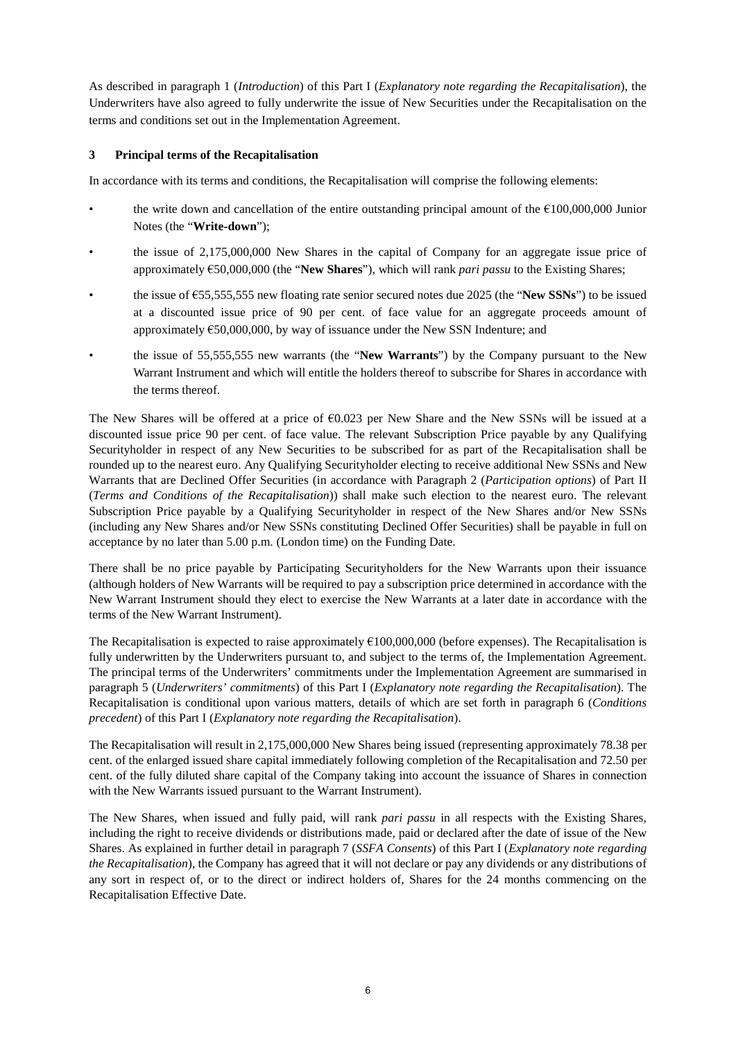As described in paragraph 1 (*Introduction*) of this Part I (*Explanatory note regarding the Recapitalisation*), the Underwriters have also agreed to fully underwrite the issue of New Securities under the Recapitalisation on the terms and conditions set out in the Implementation Agreement.

### 3 Principal terms of the Recapitalisation

In accordance with its terms and conditions, the Recapitalisation will comprise the following elements:

- the write down and cancellation of the entire outstanding principal amount of the €100,000,000 Junior Notes (the "**Write-down**");
- the issue of 2,175,000,000 New Shares in the capital of Company for an aggregate issue price of approximately €50,000,000 (the "**New Shares**"), which will rank *pari passu* to the Existing Shares;
- the issue of €55,555,555 new floating rate senior secured notes due 2025 (the "**New SSNs**") to be issued at a discounted issue price of 90 per cent. of face value for an aggregate proceeds amount of approximately €50,000,000, by way of issuance under the New SSN Indenture; and
- the issue of 55,555,555 new warrants (the "**New Warrants**") by the Company pursuant to the New Warrant Instrument and which will entitle the holders thereof to subscribe for Shares in accordance with the terms thereof.

The New Shares will be offered at a price of €0.023 per New Share and the New SSNs will be issued at a discounted issue price 90 per cent. of face value. The relevant Subscription Price payable by any Qualifying Securityholder in respect of any New Securities to be subscribed for as part of the Recapitalisation shall be rounded up to the nearest euro. Any Qualifying Securityholder electing to receive additional New SSNs and New Warrants that are Declined Offer Securities (in accordance with Paragraph 2 (*Participation options*) of Part II (*Terms and Conditions of the Recapitalisation*)) shall make such election to the nearest euro. The relevant Subscription Price payable by a Qualifying Securityholder in respect of the New Shares and/or New SSNs (including any New Shares and/or New SSNs constituting Declined Offer Securities) shall be payable in full on acceptance by no later than 5.00 p.m. (London time) on the Funding Date.

There shall be no price payable by Participating Securityholders for the New Warrants upon their issuance (although holders of New Warrants will be required to pay a subscription price determined in accordance with the New Warrant Instrument should they elect to exercise the New Warrants at a later date in accordance with the terms of the New Warrant Instrument).

The Recapitalisation is expected to raise approximately €100,000,000 (before expenses). The Recapitalisation is fully underwritten by the Underwriters pursuant to, and subject to the terms of, the Implementation Agreement. The principal terms of the Underwriters' commitments under the Implementation Agreement are summarised in paragraph 5 (*Underwriters' commitments*) of this Part I (*Explanatory note regarding the Recapitalisation*). The Recapitalisation is conditional upon various matters, details of which are set forth in paragraph 6 (*Conditions precedent*) of this Part I (*Explanatory note regarding the Recapitalisation*).

The Recapitalisation will result in 2,175,000,000 New Shares being issued (representing approximately 78.38 per cent. of the enlarged issued share capital immediately following completion of the Recapitalisation and 72.50 per cent. of the fully diluted share capital of the Company taking into account the issuance of Shares in connection with the New Warrants issued pursuant to the Warrant Instrument).

The New Shares, when issued and fully paid, will rank *pari passu* in all respects with the Existing Shares, including the right to receive dividends or distributions made, paid or declared after the date of issue of the New Shares. As explained in further detail in paragraph 7 (*SSFA Consents*) of this Part I (*Explanatory note regarding the Recapitalisation*), the Company has agreed that it will not declare or pay any dividends or any distributions of any sort in respect of, or to the direct or indirect holders of, Shares for the 24 months commencing on the Recapitalisation Effective Date.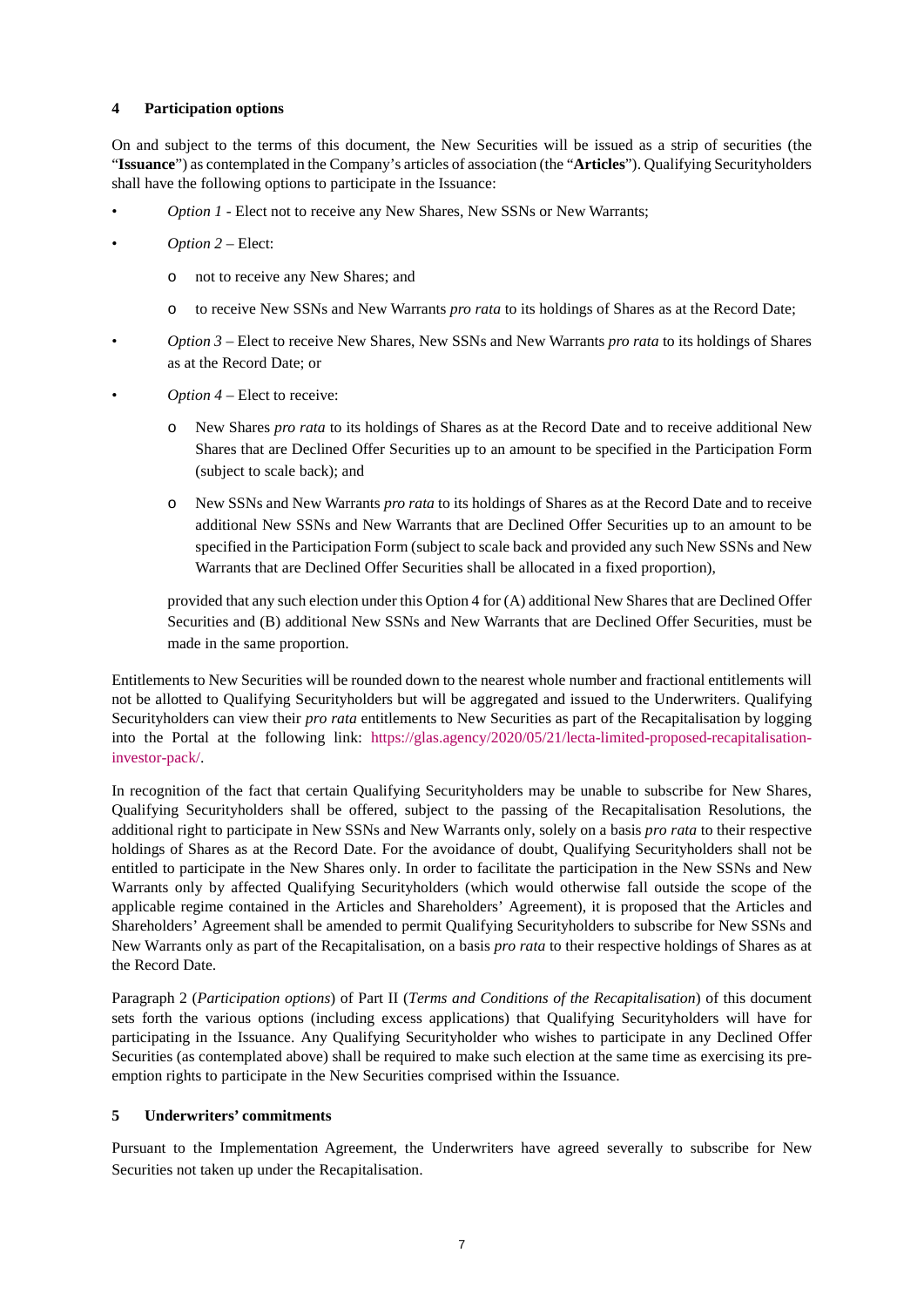## 4 Participation options

On and subject to the terms of this document, the New Securities will be issued as a strip of securities (the "**Issuance**") as contemplated in the Company's articles of association (the "**Articles**"). Qualifying Securityholders shall have the following options to participate in the Issuance:

- *Option 1* - Elect not to receive any New Shares, New SSNs or New Warrants;
- *Option 2* – Elect:
  - not to receive any New Shares; and
  - to receive New SSNs and New Warrants *pro rata* to its holdings of Shares as at the Record Date;
- *Option 3* – Elect to receive New Shares, New SSNs and New Warrants *pro rata* to its holdings of Shares as at the Record Date; or
- *Option 4* – Elect to receive:
  - New Shares *pro rata* to its holdings of Shares as at the Record Date and to receive additional New Shares that are Declined Offer Securities up to an amount to be specified in the Participation Form (subject to scale back); and
  - New SSNs and New Warrants *pro rata* to its holdings of Shares as at the Record Date and to receive additional New SSNs and New Warrants that are Declined Offer Securities up to an amount to be specified in the Participation Form (subject to scale back and provided any such New SSNs and New Warrants that are Declined Offer Securities shall be allocated in a fixed proportion),

  provided that any such election under this Option 4 for (A) additional New Shares that are Declined Offer Securities and (B) additional New SSNs and New Warrants that are Declined Offer Securities, must be made in the same proportion.

Entitlements to New Securities will be rounded down to the nearest whole number and fractional entitlements will not be allotted to Qualifying Securityholders but will be aggregated and issued to the Underwriters. Qualifying Securityholders can view their *pro rata* entitlements to New Securities as part of the Recapitalisation by logging into the Portal at the following link: https://glas.agency/2020/05/21/lecta-limited-proposed-recapitalisation-investor-pack/.

In recognition of the fact that certain Qualifying Securityholders may be unable to subscribe for New Shares, Qualifying Securityholders shall be offered, subject to the passing of the Recapitalisation Resolutions, the additional right to participate in New SSNs and New Warrants only, solely on a basis *pro rata* to their respective holdings of Shares as at the Record Date. For the avoidance of doubt, Qualifying Securityholders shall not be entitled to participate in the New Shares only. In order to facilitate the participation in the New SSNs and New Warrants only by affected Qualifying Securityholders (which would otherwise fall outside the scope of the applicable regime contained in the Articles and Shareholders' Agreement), it is proposed that the Articles and Shareholders' Agreement shall be amended to permit Qualifying Securityholders to subscribe for New SSNs and New Warrants only as part of the Recapitalisation, on a basis *pro rata* to their respective holdings of Shares as at the Record Date.

Paragraph 2 (*Participation options*) of Part II (*Terms and Conditions of the Recapitalisation*) of this document sets forth the various options (including excess applications) that Qualifying Securityholders will have for participating in the Issuance. Any Qualifying Securityholder who wishes to participate in any Declined Offer Securities (as contemplated above) shall be required to make such election at the same time as exercising its pre-emption rights to participate in the New Securities comprised within the Issuance.

## 5 Underwriters' commitments

Pursuant to the Implementation Agreement, the Underwriters have agreed severally to subscribe for New Securities not taken up under the Recapitalisation.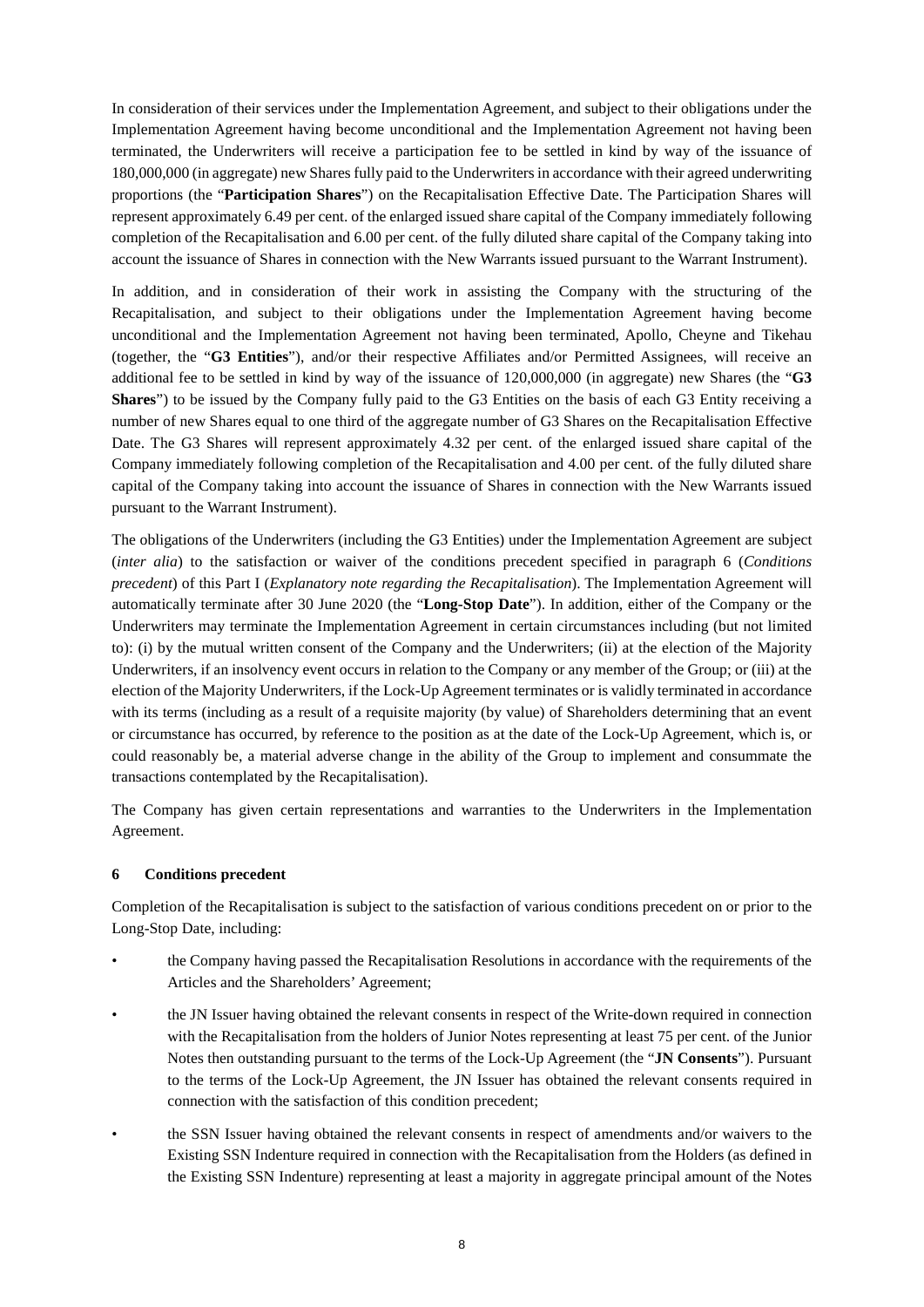In consideration of their services under the Implementation Agreement, and subject to their obligations under the Implementation Agreement having become unconditional and the Implementation Agreement not having been terminated, the Underwriters will receive a participation fee to be settled in kind by way of the issuance of 180,000,000 (in aggregate) new Shares fully paid to the Underwriters in accordance with their agreed underwriting proportions (the "**Participation Shares**") on the Recapitalisation Effective Date. The Participation Shares will represent approximately 6.49 per cent. of the enlarged issued share capital of the Company immediately following completion of the Recapitalisation and 6.00 per cent. of the fully diluted share capital of the Company taking into account the issuance of Shares in connection with the New Warrants issued pursuant to the Warrant Instrument).

In addition, and in consideration of their work in assisting the Company with the structuring of the Recapitalisation, and subject to their obligations under the Implementation Agreement having become unconditional and the Implementation Agreement not having been terminated, Apollo, Cheyne and Tikehau (together, the "**G3 Entities**"), and/or their respective Affiliates and/or Permitted Assignees, will receive an additional fee to be settled in kind by way of the issuance of 120,000,000 (in aggregate) new Shares (the "**G3 Shares**") to be issued by the Company fully paid to the G3 Entities on the basis of each G3 Entity receiving a number of new Shares equal to one third of the aggregate number of G3 Shares on the Recapitalisation Effective Date. The G3 Shares will represent approximately 4.32 per cent. of the enlarged issued share capital of the Company immediately following completion of the Recapitalisation and 4.00 per cent. of the fully diluted share capital of the Company taking into account the issuance of Shares in connection with the New Warrants issued pursuant to the Warrant Instrument).

The obligations of the Underwriters (including the G3 Entities) under the Implementation Agreement are subject (*inter alia*) to the satisfaction or waiver of the conditions precedent specified in paragraph 6 (*Conditions precedent*) of this Part I (*Explanatory note regarding the Recapitalisation*). The Implementation Agreement will automatically terminate after 30 June 2020 (the "**Long-Stop Date**"). In addition, either of the Company or the Underwriters may terminate the Implementation Agreement in certain circumstances including (but not limited to): (i) by the mutual written consent of the Company and the Underwriters; (ii) at the election of the Majority Underwriters, if an insolvency event occurs in relation to the Company or any member of the Group; or (iii) at the election of the Majority Underwriters, if the Lock-Up Agreement terminates or is validly terminated in accordance with its terms (including as a result of a requisite majority (by value) of Shareholders determining that an event or circumstance has occurred, by reference to the position as at the date of the Lock-Up Agreement, which is, or could reasonably be, a material adverse change in the ability of the Group to implement and consummate the transactions contemplated by the Recapitalisation).

The Company has given certain representations and warranties to the Underwriters in the Implementation Agreement.

## 6 Conditions precedent

Completion of the Recapitalisation is subject to the satisfaction of various conditions precedent on or prior to the Long-Stop Date, including:

- the Company having passed the Recapitalisation Resolutions in accordance with the requirements of the Articles and the Shareholders' Agreement;
- the JN Issuer having obtained the relevant consents in respect of the Write-down required in connection with the Recapitalisation from the holders of Junior Notes representing at least 75 per cent. of the Junior Notes then outstanding pursuant to the terms of the Lock-Up Agreement (the "**JN Consents**"). Pursuant to the terms of the Lock-Up Agreement, the JN Issuer has obtained the relevant consents required in connection with the satisfaction of this condition precedent;
- the SSN Issuer having obtained the relevant consents in respect of amendments and/or waivers to the Existing SSN Indenture required in connection with the Recapitalisation from the Holders (as defined in the Existing SSN Indenture) representing at least a majority in aggregate principal amount of the Notes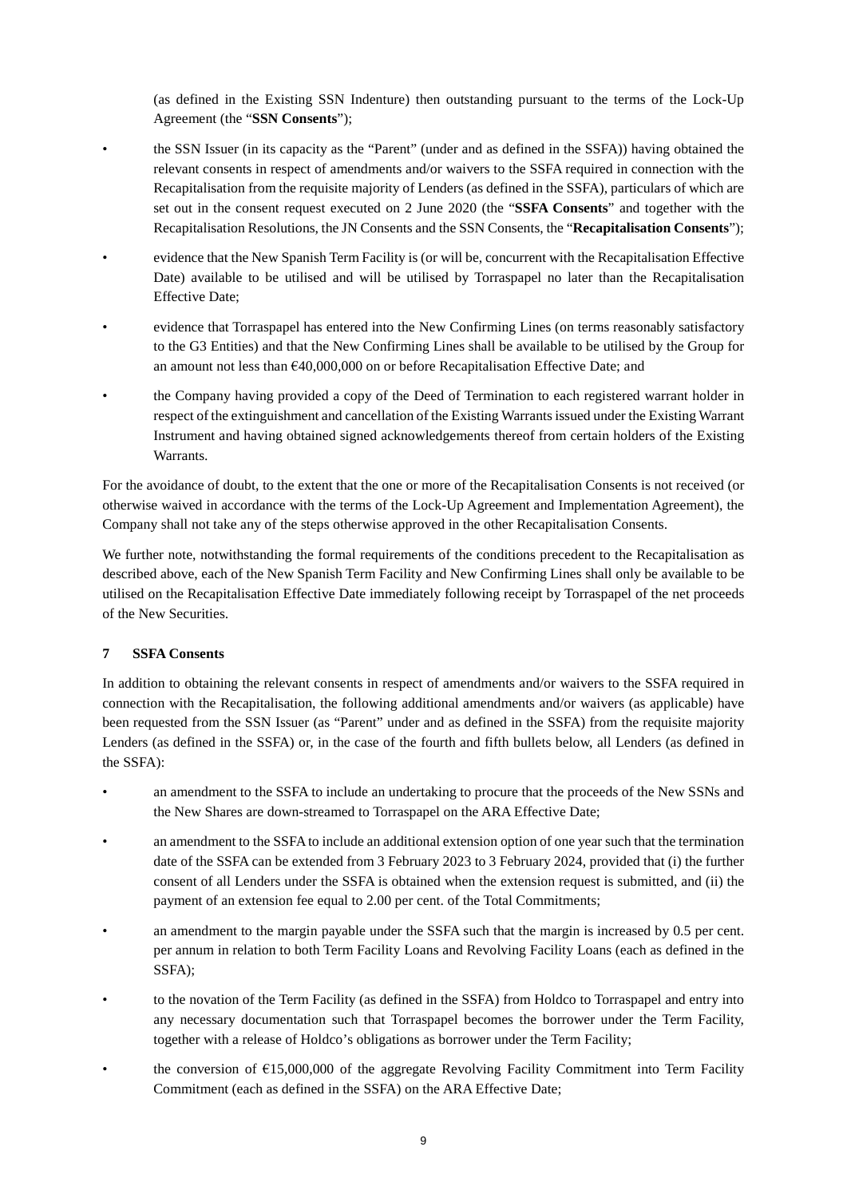(as defined in the Existing SSN Indenture) then outstanding pursuant to the terms of the Lock-Up Agreement (the "**SSN Consents**");

- the SSN Issuer (in its capacity as the "Parent" (under and as defined in the SSFA)) having obtained the relevant consents in respect of amendments and/or waivers to the SSFA required in connection with the Recapitalisation from the requisite majority of Lenders (as defined in the SSFA), particulars of which are set out in the consent request executed on 2 June 2020 (the "**SSFA Consents**" and together with the Recapitalisation Resolutions, the JN Consents and the SSN Consents, the "**Recapitalisation Consents**");
- evidence that the New Spanish Term Facility is (or will be, concurrent with the Recapitalisation Effective Date) available to be utilised and will be utilised by Torraspapel no later than the Recapitalisation Effective Date;
- evidence that Torraspapel has entered into the New Confirming Lines (on terms reasonably satisfactory to the G3 Entities) and that the New Confirming Lines shall be available to be utilised by the Group for an amount not less than €40,000,000 on or before Recapitalisation Effective Date; and
- the Company having provided a copy of the Deed of Termination to each registered warrant holder in respect of the extinguishment and cancellation of the Existing Warrants issued under the Existing Warrant Instrument and having obtained signed acknowledgements thereof from certain holders of the Existing Warrants.

For the avoidance of doubt, to the extent that the one or more of the Recapitalisation Consents is not received (or otherwise waived in accordance with the terms of the Lock-Up Agreement and Implementation Agreement), the Company shall not take any of the steps otherwise approved in the other Recapitalisation Consents.

We further note, notwithstanding the formal requirements of the conditions precedent to the Recapitalisation as described above, each of the New Spanish Term Facility and New Confirming Lines shall only be available to be utilised on the Recapitalisation Effective Date immediately following receipt by Torraspapel of the net proceeds of the New Securities.

## 7 SSFA Consents

In addition to obtaining the relevant consents in respect of amendments and/or waivers to the SSFA required in connection with the Recapitalisation, the following additional amendments and/or waivers (as applicable) have been requested from the SSN Issuer (as "Parent" under and as defined in the SSFA) from the requisite majority Lenders (as defined in the SSFA) or, in the case of the fourth and fifth bullets below, all Lenders (as defined in the SSFA):

- an amendment to the SSFA to include an undertaking to procure that the proceeds of the New SSNs and the New Shares are down-streamed to Torraspapel on the ARA Effective Date;
- an amendment to the SSFA to include an additional extension option of one year such that the termination date of the SSFA can be extended from 3 February 2023 to 3 February 2024, provided that (i) the further consent of all Lenders under the SSFA is obtained when the extension request is submitted, and (ii) the payment of an extension fee equal to 2.00 per cent. of the Total Commitments;
- an amendment to the margin payable under the SSFA such that the margin is increased by 0.5 per cent. per annum in relation to both Term Facility Loans and Revolving Facility Loans (each as defined in the SSFA);
- to the novation of the Term Facility (as defined in the SSFA) from Holdco to Torraspapel and entry into any necessary documentation such that Torraspapel becomes the borrower under the Term Facility, together with a release of Holdco's obligations as borrower under the Term Facility;
- the conversion of €15,000,000 of the aggregate Revolving Facility Commitment into Term Facility Commitment (each as defined in the SSFA) on the ARA Effective Date;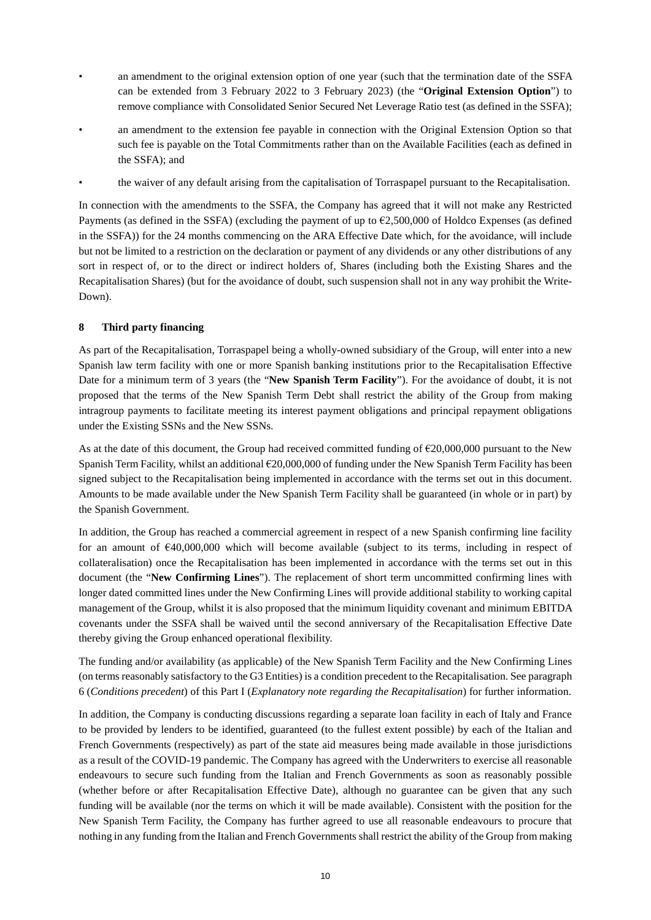- an amendment to the original extension option of one year (such that the termination date of the SSFA can be extended from 3 February 2022 to 3 February 2023) (the "**Original Extension Option**") to remove compliance with Consolidated Senior Secured Net Leverage Ratio test (as defined in the SSFA);
- an amendment to the extension fee payable in connection with the Original Extension Option so that such fee is payable on the Total Commitments rather than on the Available Facilities (each as defined in the SSFA); and
- the waiver of any default arising from the capitalisation of Torraspapel pursuant to the Recapitalisation.

In connection with the amendments to the SSFA, the Company has agreed that it will not make any Restricted Payments (as defined in the SSFA) (excluding the payment of up to €2,500,000 of Holdco Expenses (as defined in the SSFA)) for the 24 months commencing on the ARA Effective Date which, for the avoidance, will include but not be limited to a restriction on the declaration or payment of any dividends or any other distributions of any sort in respect of, or to the direct or indirect holders of, Shares (including both the Existing Shares and the Recapitalisation Shares) (but for the avoidance of doubt, such suspension shall not in any way prohibit the Write-Down).

## 8 Third party financing

As part of the Recapitalisation, Torraspapel being a wholly-owned subsidiary of the Group, will enter into a new Spanish law term facility with one or more Spanish banking institutions prior to the Recapitalisation Effective Date for a minimum term of 3 years (the "**New Spanish Term Facility**"). For the avoidance of doubt, it is not proposed that the terms of the New Spanish Term Debt shall restrict the ability of the Group from making intragroup payments to facilitate meeting its interest payment obligations and principal repayment obligations under the Existing SSNs and the New SSNs.

As at the date of this document, the Group had received committed funding of €20,000,000 pursuant to the New Spanish Term Facility, whilst an additional €20,000,000 of funding under the New Spanish Term Facility has been signed subject to the Recapitalisation being implemented in accordance with the terms set out in this document. Amounts to be made available under the New Spanish Term Facility shall be guaranteed (in whole or in part) by the Spanish Government.

In addition, the Group has reached a commercial agreement in respect of a new Spanish confirming line facility for an amount of €40,000,000 which will become available (subject to its terms, including in respect of collateralisation) once the Recapitalisation has been implemented in accordance with the terms set out in this document (the "**New Confirming Lines**"). The replacement of short term uncommitted confirming lines with longer dated committed lines under the New Confirming Lines will provide additional stability to working capital management of the Group, whilst it is also proposed that the minimum liquidity covenant and minimum EBITDA covenants under the SSFA shall be waived until the second anniversary of the Recapitalisation Effective Date thereby giving the Group enhanced operational flexibility.

The funding and/or availability (as applicable) of the New Spanish Term Facility and the New Confirming Lines (on terms reasonably satisfactory to the G3 Entities) is a condition precedent to the Recapitalisation. See paragraph 6 (*Conditions precedent*) of this Part I (*Explanatory note regarding the Recapitalisation*) for further information.

In addition, the Company is conducting discussions regarding a separate loan facility in each of Italy and France to be provided by lenders to be identified, guaranteed (to the fullest extent possible) by each of the Italian and French Governments (respectively) as part of the state aid measures being made available in those jurisdictions as a result of the COVID-19 pandemic. The Company has agreed with the Underwriters to exercise all reasonable endeavours to secure such funding from the Italian and French Governments as soon as reasonably possible (whether before or after Recapitalisation Effective Date), although no guarantee can be given that any such funding will be available (nor the terms on which it will be made available). Consistent with the position for the New Spanish Term Facility, the Company has further agreed to use all reasonable endeavours to procure that nothing in any funding from the Italian and French Governments shall restrict the ability of the Group from making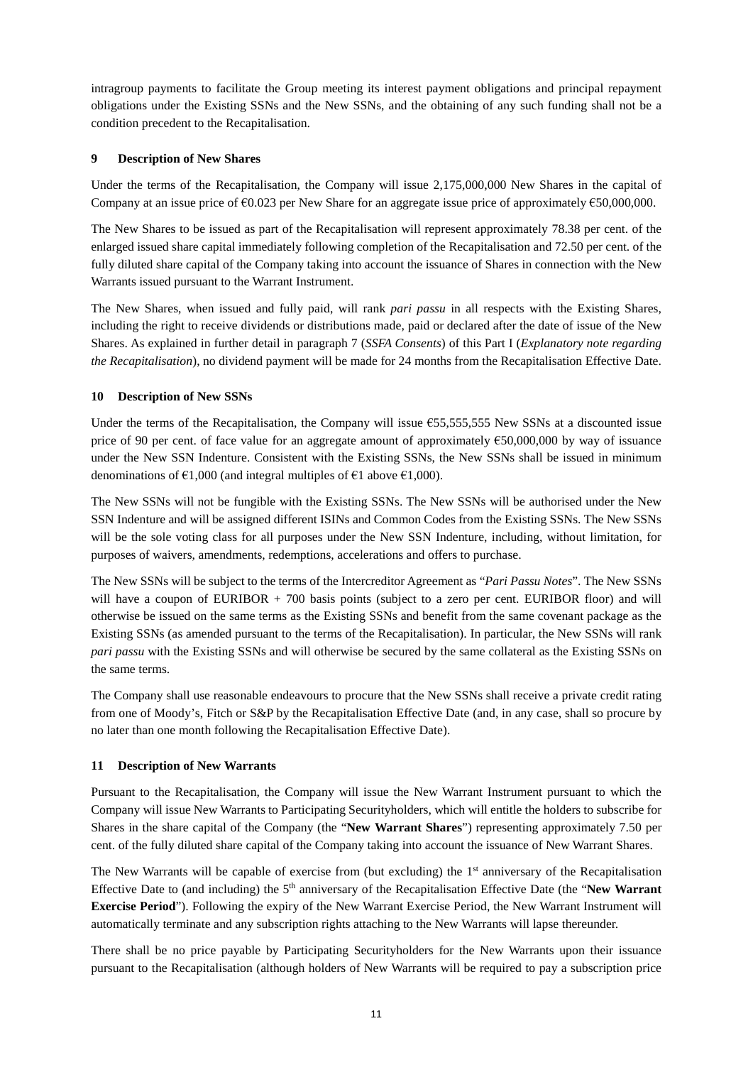intragroup payments to facilitate the Group meeting its interest payment obligations and principal repayment obligations under the Existing SSNs and the New SSNs, and the obtaining of any such funding shall not be a condition precedent to the Recapitalisation.

## 9 Description of New Shares

Under the terms of the Recapitalisation, the Company will issue 2,175,000,000 New Shares in the capital of Company at an issue price of €0.023 per New Share for an aggregate issue price of approximately €50,000,000.

The New Shares to be issued as part of the Recapitalisation will represent approximately 78.38 per cent. of the enlarged issued share capital immediately following completion of the Recapitalisation and 72.50 per cent. of the fully diluted share capital of the Company taking into account the issuance of Shares in connection with the New Warrants issued pursuant to the Warrant Instrument.

The New Shares, when issued and fully paid, will rank *pari passu* in all respects with the Existing Shares, including the right to receive dividends or distributions made, paid or declared after the date of issue of the New Shares. As explained in further detail in paragraph 7 (*SSFA Consents*) of this Part I (*Explanatory note regarding the Recapitalisation*), no dividend payment will be made for 24 months from the Recapitalisation Effective Date.

## 10 Description of New SSNs

Under the terms of the Recapitalisation, the Company will issue €55,555,555 New SSNs at a discounted issue price of 90 per cent. of face value for an aggregate amount of approximately €50,000,000 by way of issuance under the New SSN Indenture. Consistent with the Existing SSNs, the New SSNs shall be issued in minimum denominations of €1,000 (and integral multiples of €1 above €1,000).

The New SSNs will not be fungible with the Existing SSNs. The New SSNs will be authorised under the New SSN Indenture and will be assigned different ISINs and Common Codes from the Existing SSNs. The New SSNs will be the sole voting class for all purposes under the New SSN Indenture, including, without limitation, for purposes of waivers, amendments, redemptions, accelerations and offers to purchase.

The New SSNs will be subject to the terms of the Intercreditor Agreement as "*Pari Passu Notes*". The New SSNs will have a coupon of EURIBOR + 700 basis points (subject to a zero per cent. EURIBOR floor) and will otherwise be issued on the same terms as the Existing SSNs and benefit from the same covenant package as the Existing SSNs (as amended pursuant to the terms of the Recapitalisation). In particular, the New SSNs will rank *pari passu* with the Existing SSNs and will otherwise be secured by the same collateral as the Existing SSNs on the same terms.

The Company shall use reasonable endeavours to procure that the New SSNs shall receive a private credit rating from one of Moody's, Fitch or S&P by the Recapitalisation Effective Date (and, in any case, shall so procure by no later than one month following the Recapitalisation Effective Date).

## 11 Description of New Warrants

Pursuant to the Recapitalisation, the Company will issue the New Warrant Instrument pursuant to which the Company will issue New Warrants to Participating Securityholders, which will entitle the holders to subscribe for Shares in the share capital of the Company (the "**New Warrant Shares**") representing approximately 7.50 per cent. of the fully diluted share capital of the Company taking into account the issuance of New Warrant Shares.

The New Warrants will be capable of exercise from (but excluding) the 1st anniversary of the Recapitalisation Effective Date to (and including) the 5th anniversary of the Recapitalisation Effective Date (the "**New Warrant Exercise Period**"). Following the expiry of the New Warrant Exercise Period, the New Warrant Instrument will automatically terminate and any subscription rights attaching to the New Warrants will lapse thereunder.

There shall be no price payable by Participating Securityholders for the New Warrants upon their issuance pursuant to the Recapitalisation (although holders of New Warrants will be required to pay a subscription price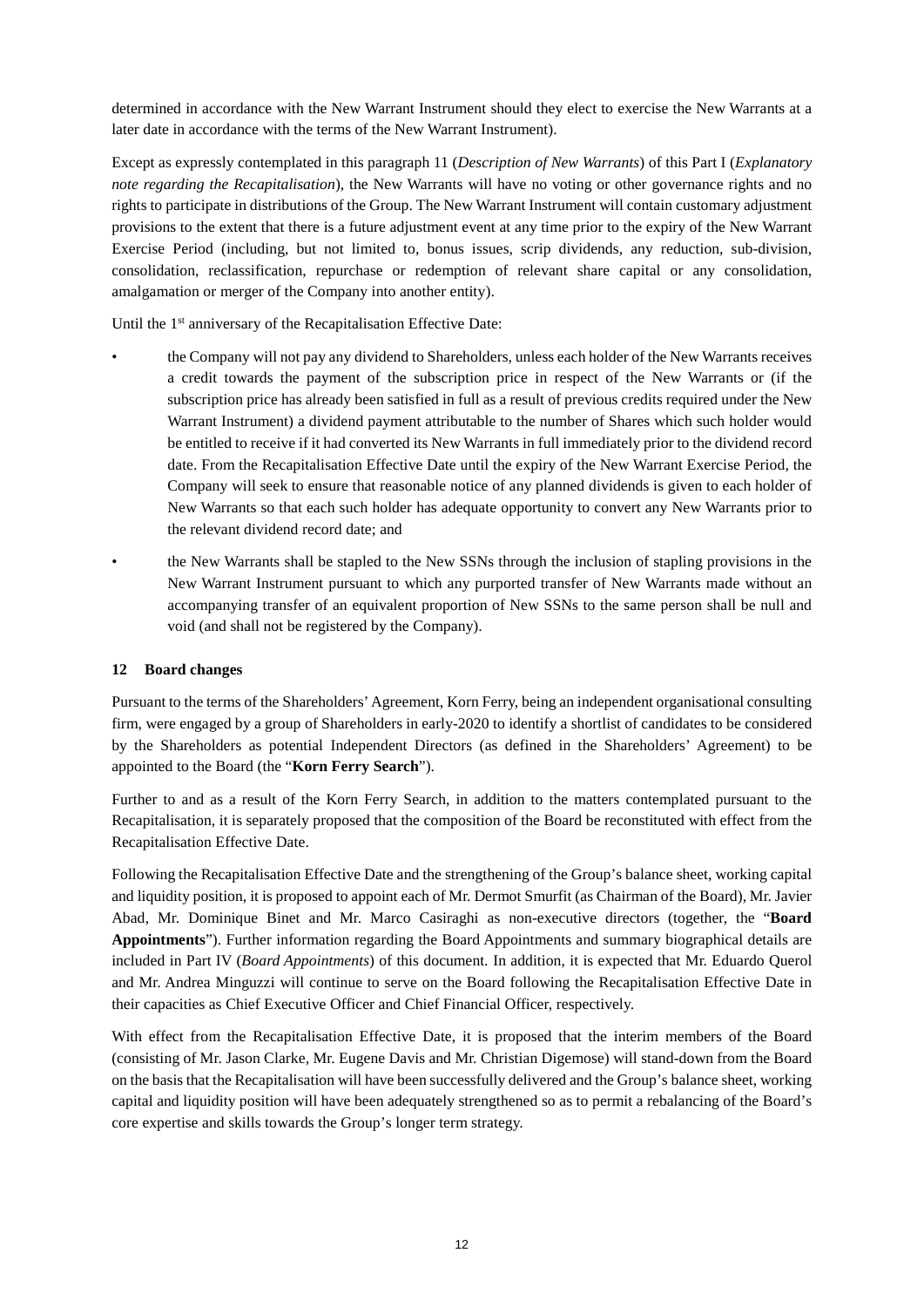determined in accordance with the New Warrant Instrument should they elect to exercise the New Warrants at a later date in accordance with the terms of the New Warrant Instrument).

Except as expressly contemplated in this paragraph 11 (*Description of New Warrants*) of this Part I (*Explanatory note regarding the Recapitalisation*), the New Warrants will have no voting or other governance rights and no rights to participate in distributions of the Group. The New Warrant Instrument will contain customary adjustment provisions to the extent that there is a future adjustment event at any time prior to the expiry of the New Warrant Exercise Period (including, but not limited to, bonus issues, scrip dividends, any reduction, sub-division, consolidation, reclassification, repurchase or redemption of relevant share capital or any consolidation, amalgamation or merger of the Company into another entity).

Until the 1st anniversary of the Recapitalisation Effective Date:

- the Company will not pay any dividend to Shareholders, unless each holder of the New Warrants receives a credit towards the payment of the subscription price in respect of the New Warrants or (if the subscription price has already been satisfied in full as a result of previous credits required under the New Warrant Instrument) a dividend payment attributable to the number of Shares which such holder would be entitled to receive if it had converted its New Warrants in full immediately prior to the dividend record date. From the Recapitalisation Effective Date until the expiry of the New Warrant Exercise Period, the Company will seek to ensure that reasonable notice of any planned dividends is given to each holder of New Warrants so that each such holder has adequate opportunity to convert any New Warrants prior to the relevant dividend record date; and
- the New Warrants shall be stapled to the New SSNs through the inclusion of stapling provisions in the New Warrant Instrument pursuant to which any purported transfer of New Warrants made without an accompanying transfer of an equivalent proportion of New SSNs to the same person shall be null and void (and shall not be registered by the Company).

## 12 Board changes

Pursuant to the terms of the Shareholders' Agreement, Korn Ferry, being an independent organisational consulting firm, were engaged by a group of Shareholders in early-2020 to identify a shortlist of candidates to be considered by the Shareholders as potential Independent Directors (as defined in the Shareholders' Agreement) to be appointed to the Board (the "**Korn Ferry Search**").

Further to and as a result of the Korn Ferry Search, in addition to the matters contemplated pursuant to the Recapitalisation, it is separately proposed that the composition of the Board be reconstituted with effect from the Recapitalisation Effective Date.

Following the Recapitalisation Effective Date and the strengthening of the Group's balance sheet, working capital and liquidity position, it is proposed to appoint each of Mr. Dermot Smurfit (as Chairman of the Board), Mr. Javier Abad, Mr. Dominique Binet and Mr. Marco Casiraghi as non-executive directors (together, the "**Board Appointments**"). Further information regarding the Board Appointments and summary biographical details are included in Part IV (*Board Appointments*) of this document. In addition, it is expected that Mr. Eduardo Querol and Mr. Andrea Minguzzi will continue to serve on the Board following the Recapitalisation Effective Date in their capacities as Chief Executive Officer and Chief Financial Officer, respectively.

With effect from the Recapitalisation Effective Date, it is proposed that the interim members of the Board (consisting of Mr. Jason Clarke, Mr. Eugene Davis and Mr. Christian Digemose) will stand-down from the Board on the basis that the Recapitalisation will have been successfully delivered and the Group's balance sheet, working capital and liquidity position will have been adequately strengthened so as to permit a rebalancing of the Board's core expertise and skills towards the Group's longer term strategy.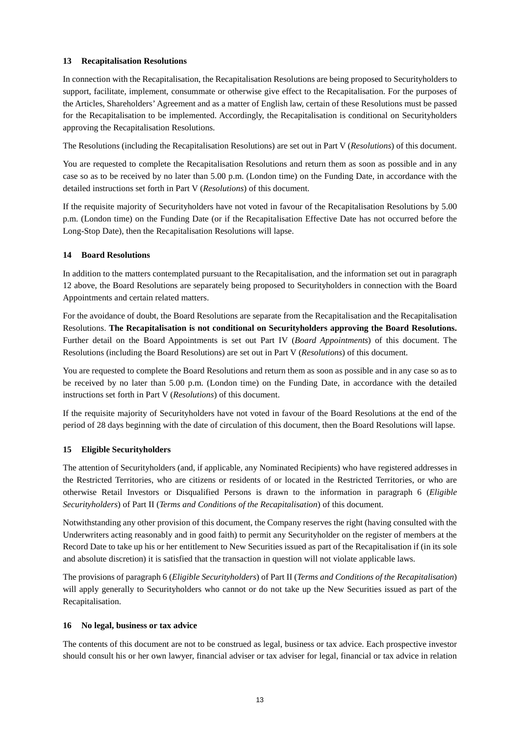## 13 Recapitalisation Resolutions

In connection with the Recapitalisation, the Recapitalisation Resolutions are being proposed to Securityholders to support, facilitate, implement, consummate or otherwise give effect to the Recapitalisation. For the purposes of the Articles, Shareholders' Agreement and as a matter of English law, certain of these Resolutions must be passed for the Recapitalisation to be implemented. Accordingly, the Recapitalisation is conditional on Securityholders approving the Recapitalisation Resolutions.

The Resolutions (including the Recapitalisation Resolutions) are set out in Part V (*Resolutions*) of this document.

You are requested to complete the Recapitalisation Resolutions and return them as soon as possible and in any case so as to be received by no later than 5.00 p.m. (London time) on the Funding Date, in accordance with the detailed instructions set forth in Part V (*Resolutions*) of this document.

If the requisite majority of Securityholders have not voted in favour of the Recapitalisation Resolutions by 5.00 p.m. (London time) on the Funding Date (or if the Recapitalisation Effective Date has not occurred before the Long-Stop Date), then the Recapitalisation Resolutions will lapse.

## 14 Board Resolutions

In addition to the matters contemplated pursuant to the Recapitalisation, and the information set out in paragraph 12 above, the Board Resolutions are separately being proposed to Securityholders in connection with the Board Appointments and certain related matters.

For the avoidance of doubt, the Board Resolutions are separate from the Recapitalisation and the Recapitalisation Resolutions. **The Recapitalisation is not conditional on Securityholders approving the Board Resolutions.** Further detail on the Board Appointments is set out Part IV (*Board Appointments*) of this document. The Resolutions (including the Board Resolutions) are set out in Part V (*Resolutions*) of this document.

You are requested to complete the Board Resolutions and return them as soon as possible and in any case so as to be received by no later than 5.00 p.m. (London time) on the Funding Date, in accordance with the detailed instructions set forth in Part V (*Resolutions*) of this document.

If the requisite majority of Securityholders have not voted in favour of the Board Resolutions at the end of the period of 28 days beginning with the date of circulation of this document, then the Board Resolutions will lapse.

## 15 Eligible Securityholders

The attention of Securityholders (and, if applicable, any Nominated Recipients) who have registered addresses in the Restricted Territories, who are citizens or residents of or located in the Restricted Territories, or who are otherwise Retail Investors or Disqualified Persons is drawn to the information in paragraph 6 (*Eligible Securityholders*) of Part II (*Terms and Conditions of the Recapitalisation*) of this document.

Notwithstanding any other provision of this document, the Company reserves the right (having consulted with the Underwriters acting reasonably and in good faith) to permit any Securityholder on the register of members at the Record Date to take up his or her entitlement to New Securities issued as part of the Recapitalisation if (in its sole and absolute discretion) it is satisfied that the transaction in question will not violate applicable laws.

The provisions of paragraph 6 (*Eligible Securityholders*) of Part II (*Terms and Conditions of the Recapitalisation*) will apply generally to Securityholders who cannot or do not take up the New Securities issued as part of the Recapitalisation.

## 16 No legal, business or tax advice

The contents of this document are not to be construed as legal, business or tax advice. Each prospective investor should consult his or her own lawyer, financial adviser or tax adviser for legal, financial or tax advice in relation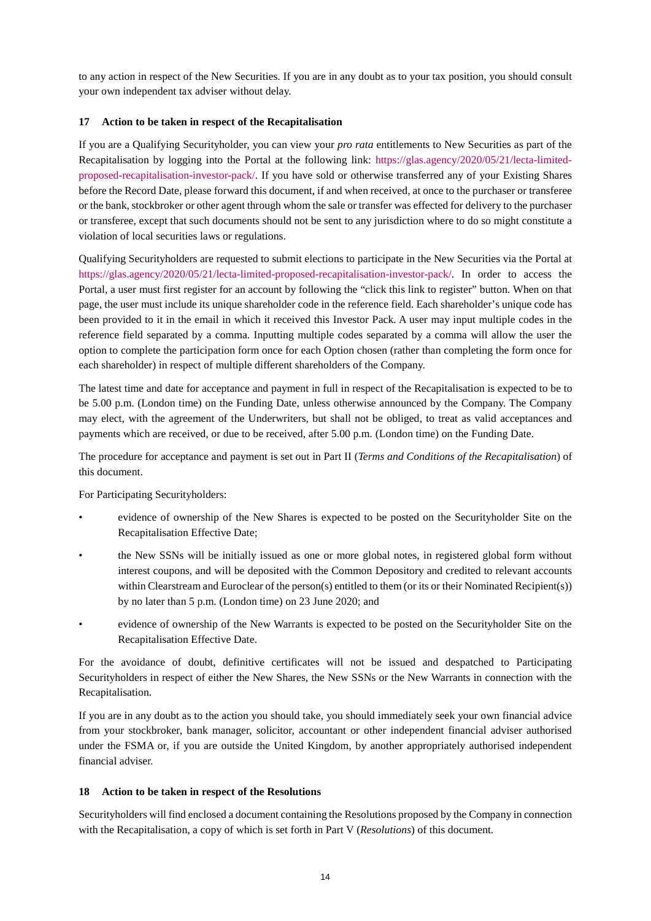to any action in respect of the New Securities. If you are in any doubt as to your tax position, you should consult your own independent tax adviser without delay.

### 17 Action to be taken in respect of the Recapitalisation

If you are a Qualifying Securityholder, you can view your *pro rata* entitlements to New Securities as part of the Recapitalisation by logging into the Portal at the following link: https://glas.agency/2020/05/21/lecta-limited-proposed-recapitalisation-investor-pack/. If you have sold or otherwise transferred any of your Existing Shares before the Record Date, please forward this document, if and when received, at once to the purchaser or transferee or the bank, stockbroker or other agent through whom the sale or transfer was effected for delivery to the purchaser or transferee, except that such documents should not be sent to any jurisdiction where to do so might constitute a violation of local securities laws or regulations.

Qualifying Securityholders are requested to submit elections to participate in the New Securities via the Portal at https://glas.agency/2020/05/21/lecta-limited-proposed-recapitalisation-investor-pack/. In order to access the Portal, a user must first register for an account by following the "click this link to register" button. When on that page, the user must include its unique shareholder code in the reference field. Each shareholder's unique code has been provided to it in the email in which it received this Investor Pack. A user may input multiple codes in the reference field separated by a comma. Inputting multiple codes separated by a comma will allow the user the option to complete the participation form once for each Option chosen (rather than completing the form once for each shareholder) in respect of multiple different shareholders of the Company.

The latest time and date for acceptance and payment in full in respect of the Recapitalisation is expected to be to be 5.00 p.m. (London time) on the Funding Date, unless otherwise announced by the Company. The Company may elect, with the agreement of the Underwriters, but shall not be obliged, to treat as valid acceptances and payments which are received, or due to be received, after 5.00 p.m. (London time) on the Funding Date.

The procedure for acceptance and payment is set out in Part II (*Terms and Conditions of the Recapitalisation*) of this document.

For Participating Securityholders:

- evidence of ownership of the New Shares is expected to be posted on the Securityholder Site on the Recapitalisation Effective Date;
- the New SSNs will be initially issued as one or more global notes, in registered global form without interest coupons, and will be deposited with the Common Depository and credited to relevant accounts within Clearstream and Euroclear of the person(s) entitled to them (or its or their Nominated Recipient(s)) by no later than 5 p.m. (London time) on 23 June 2020; and
- evidence of ownership of the New Warrants is expected to be posted on the Securityholder Site on the Recapitalisation Effective Date.

For the avoidance of doubt, definitive certificates will not be issued and despatched to Participating Securityholders in respect of either the New Shares, the New SSNs or the New Warrants in connection with the Recapitalisation.

If you are in any doubt as to the action you should take, you should immediately seek your own financial advice from your stockbroker, bank manager, solicitor, accountant or other independent financial adviser authorised under the FSMA or, if you are outside the United Kingdom, by another appropriately authorised independent financial adviser.

### 18 Action to be taken in respect of the Resolutions

Securityholders will find enclosed a document containing the Resolutions proposed by the Company in connection with the Recapitalisation, a copy of which is set forth in Part V (*Resolutions*) of this document.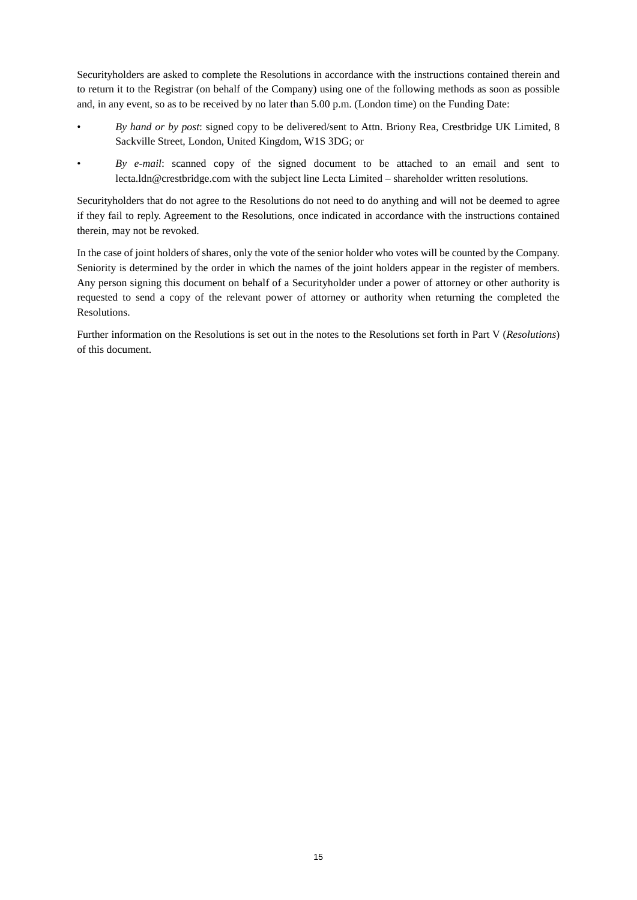Securityholders are asked to complete the Resolutions in accordance with the instructions contained therein and to return it to the Registrar (on behalf of the Company) using one of the following methods as soon as possible and, in any event, so as to be received by no later than 5.00 p.m. (London time) on the Funding Date:

- *By hand or by post*: signed copy to be delivered/sent to Attn. Briony Rea, Crestbridge UK Limited, 8 Sackville Street, London, United Kingdom, W1S 3DG; or
- *By e-mail*: scanned copy of the signed document to be attached to an email and sent to lecta.ldn@crestbridge.com with the subject line Lecta Limited – shareholder written resolutions.

Securityholders that do not agree to the Resolutions do not need to do anything and will not be deemed to agree if they fail to reply. Agreement to the Resolutions, once indicated in accordance with the instructions contained therein, may not be revoked.

In the case of joint holders of shares, only the vote of the senior holder who votes will be counted by the Company. Seniority is determined by the order in which the names of the joint holders appear in the register of members. Any person signing this document on behalf of a Securityholder under a power of attorney or other authority is requested to send a copy of the relevant power of attorney or authority when returning the completed the Resolutions.

Further information on the Resolutions is set out in the notes to the Resolutions set forth in Part V (*Resolutions*) of this document.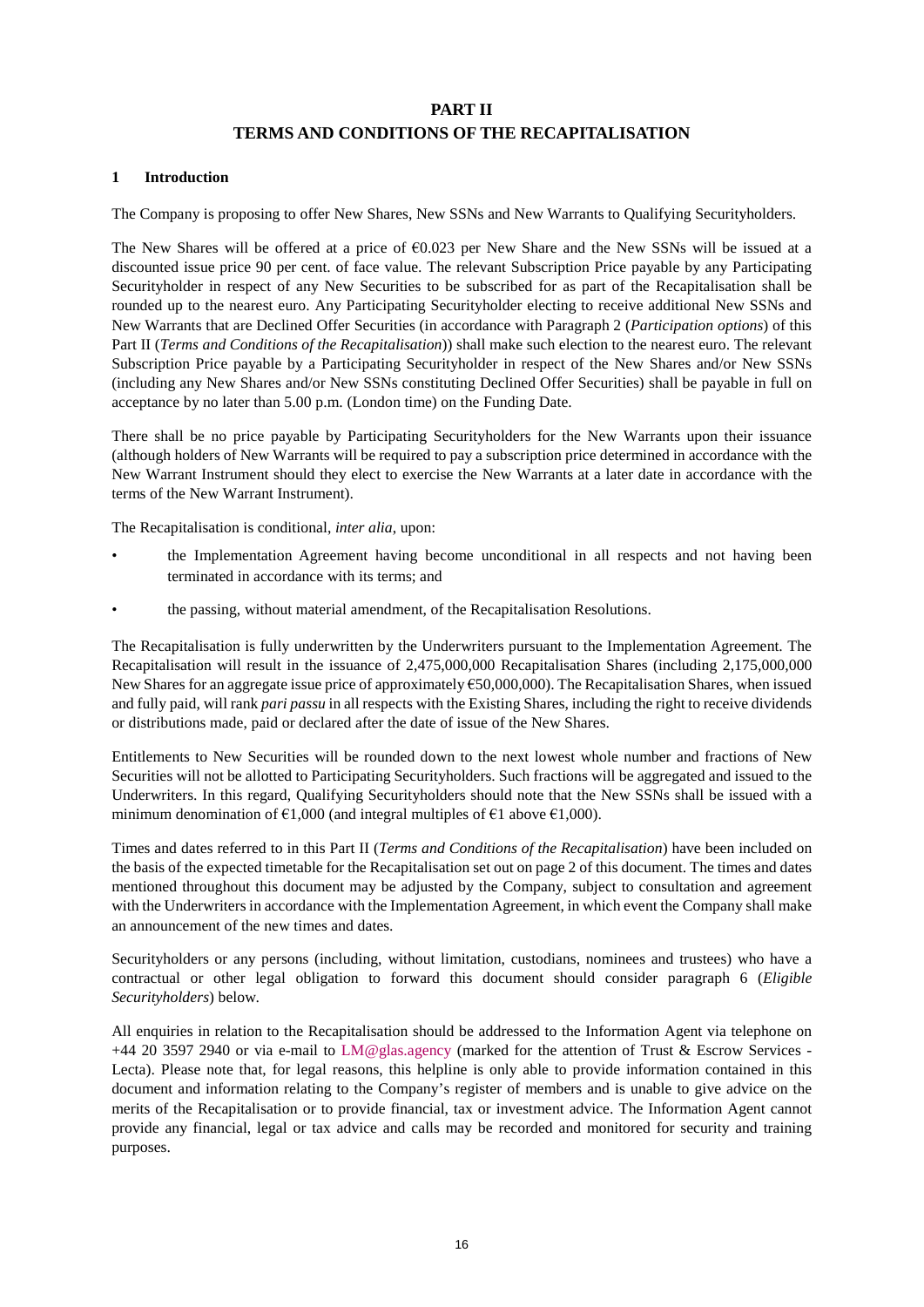# PART II
# TERMS AND CONDITIONS OF THE RECAPITALISATION

## 1 Introduction

The Company is proposing to offer New Shares, New SSNs and New Warrants to Qualifying Securityholders.

The New Shares will be offered at a price of €0.023 per New Share and the New SSNs will be issued at a discounted issue price 90 per cent. of face value. The relevant Subscription Price payable by any Participating Securityholder in respect of any New Securities to be subscribed for as part of the Recapitalisation shall be rounded up to the nearest euro. Any Participating Securityholder electing to receive additional New SSNs and New Warrants that are Declined Offer Securities (in accordance with Paragraph 2 (*Participation options*) of this Part II (*Terms and Conditions of the Recapitalisation*)) shall make such election to the nearest euro. The relevant Subscription Price payable by a Participating Securityholder in respect of the New Shares and/or New SSNs (including any New Shares and/or New SSNs constituting Declined Offer Securities) shall be payable in full on acceptance by no later than 5.00 p.m. (London time) on the Funding Date.

There shall be no price payable by Participating Securityholders for the New Warrants upon their issuance (although holders of New Warrants will be required to pay a subscription price determined in accordance with the New Warrant Instrument should they elect to exercise the New Warrants at a later date in accordance with the terms of the New Warrant Instrument).

The Recapitalisation is conditional, *inter alia*, upon:

- the Implementation Agreement having become unconditional in all respects and not having been terminated in accordance with its terms; and
- the passing, without material amendment, of the Recapitalisation Resolutions.

The Recapitalisation is fully underwritten by the Underwriters pursuant to the Implementation Agreement. The Recapitalisation will result in the issuance of 2,475,000,000 Recapitalisation Shares (including 2,175,000,000 New Shares for an aggregate issue price of approximately €50,000,000). The Recapitalisation Shares, when issued and fully paid, will rank *pari passu* in all respects with the Existing Shares, including the right to receive dividends or distributions made, paid or declared after the date of issue of the New Shares.

Entitlements to New Securities will be rounded down to the next lowest whole number and fractions of New Securities will not be allotted to Participating Securityholders. Such fractions will be aggregated and issued to the Underwriters. In this regard, Qualifying Securityholders should note that the New SSNs shall be issued with a minimum denomination of €1,000 (and integral multiples of €1 above €1,000).

Times and dates referred to in this Part II (*Terms and Conditions of the Recapitalisation*) have been included on the basis of the expected timetable for the Recapitalisation set out on page 2 of this document. The times and dates mentioned throughout this document may be adjusted by the Company, subject to consultation and agreement with the Underwriters in accordance with the Implementation Agreement, in which event the Company shall make an announcement of the new times and dates.

Securityholders or any persons (including, without limitation, custodians, nominees and trustees) who have a contractual or other legal obligation to forward this document should consider paragraph 6 (*Eligible Securityholders*) below.

All enquiries in relation to the Recapitalisation should be addressed to the Information Agent via telephone on +44 20 3597 2940 or via e-mail to LM@glas.agency (marked for the attention of Trust & Escrow Services - Lecta). Please note that, for legal reasons, this helpline is only able to provide information contained in this document and information relating to the Company's register of members and is unable to give advice on the merits of the Recapitalisation or to provide financial, tax or investment advice. The Information Agent cannot provide any financial, legal or tax advice and calls may be recorded and monitored for security and training purposes.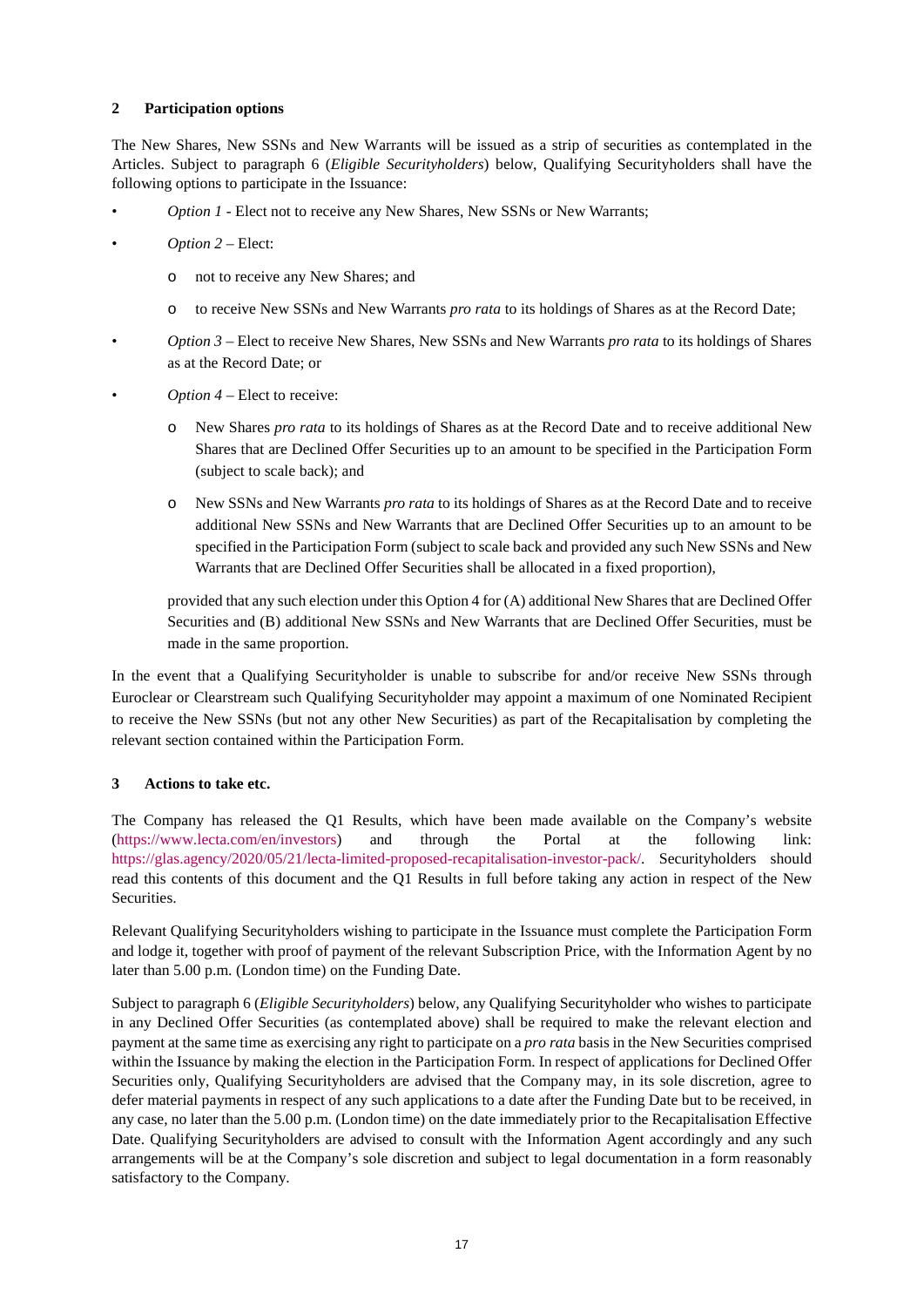## 2 Participation options

The New Shares, New SSNs and New Warrants will be issued as a strip of securities as contemplated in the Articles. Subject to paragraph 6 (*Eligible Securityholders*) below, Qualifying Securityholders shall have the following options to participate in the Issuance:

- *Option 1* - Elect not to receive any New Shares, New SSNs or New Warrants;
- *Option 2* – Elect:
  - not to receive any New Shares; and
  - to receive New SSNs and New Warrants *pro rata* to its holdings of Shares as at the Record Date;
- *Option 3* – Elect to receive New Shares, New SSNs and New Warrants *pro rata* to its holdings of Shares as at the Record Date; or
- *Option 4* – Elect to receive:
  - New Shares *pro rata* to its holdings of Shares as at the Record Date and to receive additional New Shares that are Declined Offer Securities up to an amount to be specified in the Participation Form (subject to scale back); and
  - New SSNs and New Warrants *pro rata* to its holdings of Shares as at the Record Date and to receive additional New SSNs and New Warrants that are Declined Offer Securities up to an amount to be specified in the Participation Form (subject to scale back and provided any such New SSNs and New Warrants that are Declined Offer Securities shall be allocated in a fixed proportion),

  provided that any such election under this Option 4 for (A) additional New Shares that are Declined Offer Securities and (B) additional New SSNs and New Warrants that are Declined Offer Securities, must be made in the same proportion.

In the event that a Qualifying Securityholder is unable to subscribe for and/or receive New SSNs through Euroclear or Clearstream such Qualifying Securityholder may appoint a maximum of one Nominated Recipient to receive the New SSNs (but not any other New Securities) as part of the Recapitalisation by completing the relevant section contained within the Participation Form.

## 3 Actions to take etc.

The Company has released the Q1 Results, which have been made available on the Company's website (https://www.lecta.com/en/investors) and through the Portal at the following link: https://glas.agency/2020/05/21/lecta-limited-proposed-recapitalisation-investor-pack/. Securityholders should read this contents of this document and the Q1 Results in full before taking any action in respect of the New Securities.

Relevant Qualifying Securityholders wishing to participate in the Issuance must complete the Participation Form and lodge it, together with proof of payment of the relevant Subscription Price, with the Information Agent by no later than 5.00 p.m. (London time) on the Funding Date.

Subject to paragraph 6 (*Eligible Securityholders*) below, any Qualifying Securityholder who wishes to participate in any Declined Offer Securities (as contemplated above) shall be required to make the relevant election and payment at the same time as exercising any right to participate on a *pro rata* basis in the New Securities comprised within the Issuance by making the election in the Participation Form. In respect of applications for Declined Offer Securities only, Qualifying Securityholders are advised that the Company may, in its sole discretion, agree to defer material payments in respect of any such applications to a date after the Funding Date but to be received, in any case, no later than the 5.00 p.m. (London time) on the date immediately prior to the Recapitalisation Effective Date. Qualifying Securityholders are advised to consult with the Information Agent accordingly and any such arrangements will be at the Company's sole discretion and subject to legal documentation in a form reasonably satisfactory to the Company.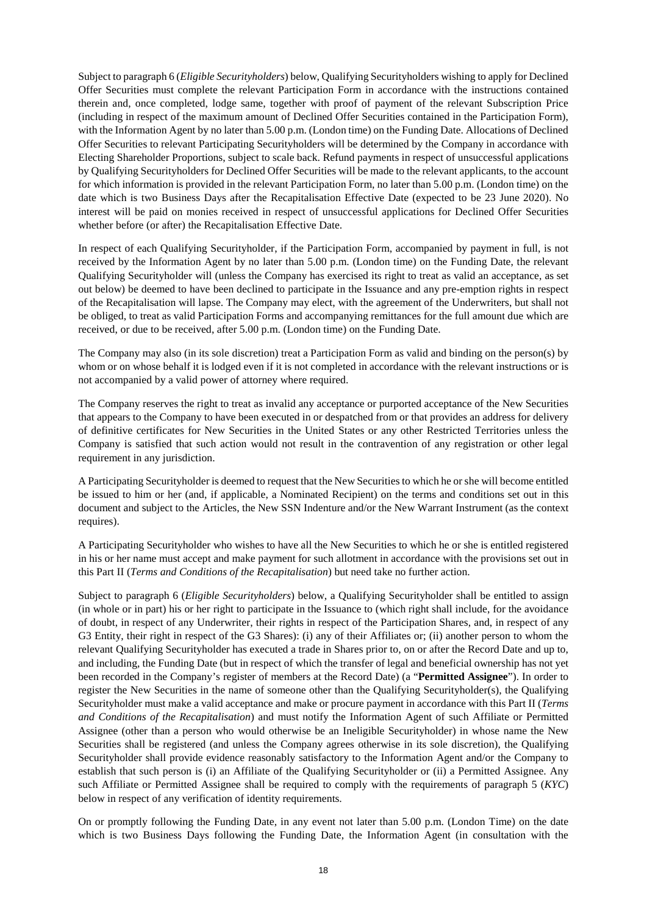Subject to paragraph 6 (*Eligible Securityholders*) below, Qualifying Securityholders wishing to apply for Declined Offer Securities must complete the relevant Participation Form in accordance with the instructions contained therein and, once completed, lodge same, together with proof of payment of the relevant Subscription Price (including in respect of the maximum amount of Declined Offer Securities contained in the Participation Form), with the Information Agent by no later than 5.00 p.m. (London time) on the Funding Date. Allocations of Declined Offer Securities to relevant Participating Securityholders will be determined by the Company in accordance with Electing Shareholder Proportions, subject to scale back. Refund payments in respect of unsuccessful applications by Qualifying Securityholders for Declined Offer Securities will be made to the relevant applicants, to the account for which information is provided in the relevant Participation Form, no later than 5.00 p.m. (London time) on the date which is two Business Days after the Recapitalisation Effective Date (expected to be 23 June 2020). No interest will be paid on monies received in respect of unsuccessful applications for Declined Offer Securities whether before (or after) the Recapitalisation Effective Date.

In respect of each Qualifying Securityholder, if the Participation Form, accompanied by payment in full, is not received by the Information Agent by no later than 5.00 p.m. (London time) on the Funding Date, the relevant Qualifying Securityholder will (unless the Company has exercised its right to treat as valid an acceptance, as set out below) be deemed to have been declined to participate in the Issuance and any pre-emption rights in respect of the Recapitalisation will lapse. The Company may elect, with the agreement of the Underwriters, but shall not be obliged, to treat as valid Participation Forms and accompanying remittances for the full amount due which are received, or due to be received, after 5.00 p.m. (London time) on the Funding Date.

The Company may also (in its sole discretion) treat a Participation Form as valid and binding on the person(s) by whom or on whose behalf it is lodged even if it is not completed in accordance with the relevant instructions or is not accompanied by a valid power of attorney where required.

The Company reserves the right to treat as invalid any acceptance or purported acceptance of the New Securities that appears to the Company to have been executed in or despatched from or that provides an address for delivery of definitive certificates for New Securities in the United States or any other Restricted Territories unless the Company is satisfied that such action would not result in the contravention of any registration or other legal requirement in any jurisdiction.

A Participating Securityholder is deemed to request that the New Securities to which he or she will become entitled be issued to him or her (and, if applicable, a Nominated Recipient) on the terms and conditions set out in this document and subject to the Articles, the New SSN Indenture and/or the New Warrant Instrument (as the context requires).

A Participating Securityholder who wishes to have all the New Securities to which he or she is entitled registered in his or her name must accept and make payment for such allotment in accordance with the provisions set out in this Part II (*Terms and Conditions of the Recapitalisation*) but need take no further action.

Subject to paragraph 6 (*Eligible Securityholders*) below, a Qualifying Securityholder shall be entitled to assign (in whole or in part) his or her right to participate in the Issuance to (which right shall include, for the avoidance of doubt, in respect of any Underwriter, their rights in respect of the Participation Shares, and, in respect of any G3 Entity, their right in respect of the G3 Shares): (i) any of their Affiliates or; (ii) another person to whom the relevant Qualifying Securityholder has executed a trade in Shares prior to, on or after the Record Date and up to, and including, the Funding Date (but in respect of which the transfer of legal and beneficial ownership has not yet been recorded in the Company's register of members at the Record Date) (a "**Permitted Assignee**"). In order to register the New Securities in the name of someone other than the Qualifying Securityholder(s), the Qualifying Securityholder must make a valid acceptance and make or procure payment in accordance with this Part II (*Terms and Conditions of the Recapitalisation*) and must notify the Information Agent of such Affiliate or Permitted Assignee (other than a person who would otherwise be an Ineligible Securityholder) in whose name the New Securities shall be registered (and unless the Company agrees otherwise in its sole discretion), the Qualifying Securityholder shall provide evidence reasonably satisfactory to the Information Agent and/or the Company to establish that such person is (i) an Affiliate of the Qualifying Securityholder or (ii) a Permitted Assignee. Any such Affiliate or Permitted Assignee shall be required to comply with the requirements of paragraph 5 (*KYC*) below in respect of any verification of identity requirements.

On or promptly following the Funding Date, in any event not later than 5.00 p.m. (London Time) on the date which is two Business Days following the Funding Date, the Information Agent (in consultation with the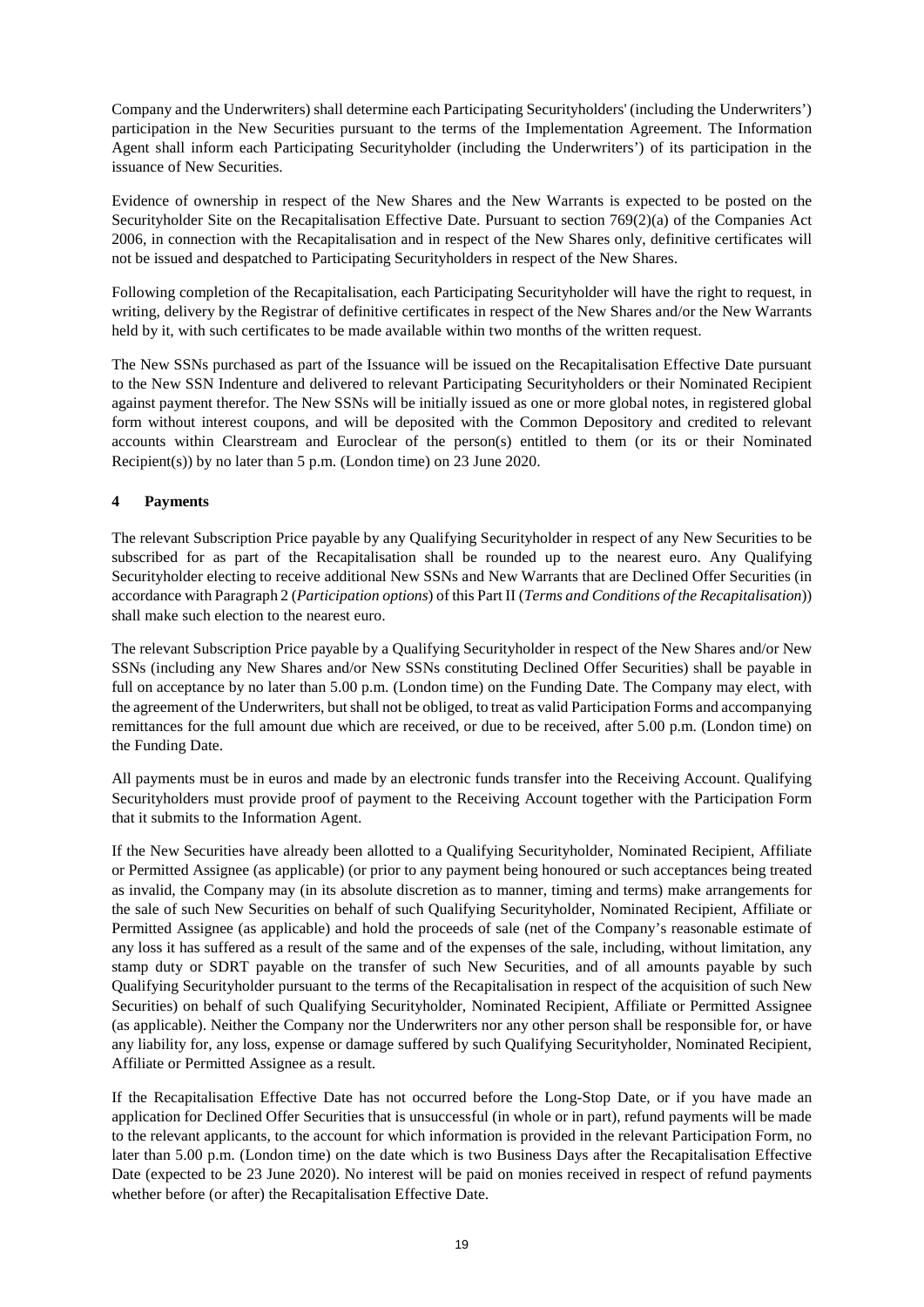Company and the Underwriters) shall determine each Participating Securityholders' (including the Underwriters') participation in the New Securities pursuant to the terms of the Implementation Agreement. The Information Agent shall inform each Participating Securityholder (including the Underwriters') of its participation in the issuance of New Securities.

Evidence of ownership in respect of the New Shares and the New Warrants is expected to be posted on the Securityholder Site on the Recapitalisation Effective Date. Pursuant to section 769(2)(a) of the Companies Act 2006, in connection with the Recapitalisation and in respect of the New Shares only, definitive certificates will not be issued and despatched to Participating Securityholders in respect of the New Shares.

Following completion of the Recapitalisation, each Participating Securityholder will have the right to request, in writing, delivery by the Registrar of definitive certificates in respect of the New Shares and/or the New Warrants held by it, with such certificates to be made available within two months of the written request.

The New SSNs purchased as part of the Issuance will be issued on the Recapitalisation Effective Date pursuant to the New SSN Indenture and delivered to relevant Participating Securityholders or their Nominated Recipient against payment therefor. The New SSNs will be initially issued as one or more global notes, in registered global form without interest coupons, and will be deposited with the Common Depository and credited to relevant accounts within Clearstream and Euroclear of the person(s) entitled to them (or its or their Nominated Recipient(s)) by no later than 5 p.m. (London time) on 23 June 2020.

## 4 Payments

The relevant Subscription Price payable by any Qualifying Securityholder in respect of any New Securities to be subscribed for as part of the Recapitalisation shall be rounded up to the nearest euro. Any Qualifying Securityholder electing to receive additional New SSNs and New Warrants that are Declined Offer Securities (in accordance with Paragraph 2 (*Participation options*) of this Part II (*Terms and Conditions of the Recapitalisation*)) shall make such election to the nearest euro.

The relevant Subscription Price payable by a Qualifying Securityholder in respect of the New Shares and/or New SSNs (including any New Shares and/or New SSNs constituting Declined Offer Securities) shall be payable in full on acceptance by no later than 5.00 p.m. (London time) on the Funding Date. The Company may elect, with the agreement of the Underwriters, but shall not be obliged, to treat as valid Participation Forms and accompanying remittances for the full amount due which are received, or due to be received, after 5.00 p.m. (London time) on the Funding Date.

All payments must be in euros and made by an electronic funds transfer into the Receiving Account. Qualifying Securityholders must provide proof of payment to the Receiving Account together with the Participation Form that it submits to the Information Agent.

If the New Securities have already been allotted to a Qualifying Securityholder, Nominated Recipient, Affiliate or Permitted Assignee (as applicable) (or prior to any payment being honoured or such acceptances being treated as invalid, the Company may (in its absolute discretion as to manner, timing and terms) make arrangements for the sale of such New Securities on behalf of such Qualifying Securityholder, Nominated Recipient, Affiliate or Permitted Assignee (as applicable) and hold the proceeds of sale (net of the Company's reasonable estimate of any loss it has suffered as a result of the same and of the expenses of the sale, including, without limitation, any stamp duty or SDRT payable on the transfer of such New Securities, and of all amounts payable by such Qualifying Securityholder pursuant to the terms of the Recapitalisation in respect of the acquisition of such New Securities) on behalf of such Qualifying Securityholder, Nominated Recipient, Affiliate or Permitted Assignee (as applicable). Neither the Company nor the Underwriters nor any other person shall be responsible for, or have any liability for, any loss, expense or damage suffered by such Qualifying Securityholder, Nominated Recipient, Affiliate or Permitted Assignee as a result.

If the Recapitalisation Effective Date has not occurred before the Long-Stop Date, or if you have made an application for Declined Offer Securities that is unsuccessful (in whole or in part), refund payments will be made to the relevant applicants, to the account for which information is provided in the relevant Participation Form, no later than 5.00 p.m. (London time) on the date which is two Business Days after the Recapitalisation Effective Date (expected to be 23 June 2020). No interest will be paid on monies received in respect of refund payments whether before (or after) the Recapitalisation Effective Date.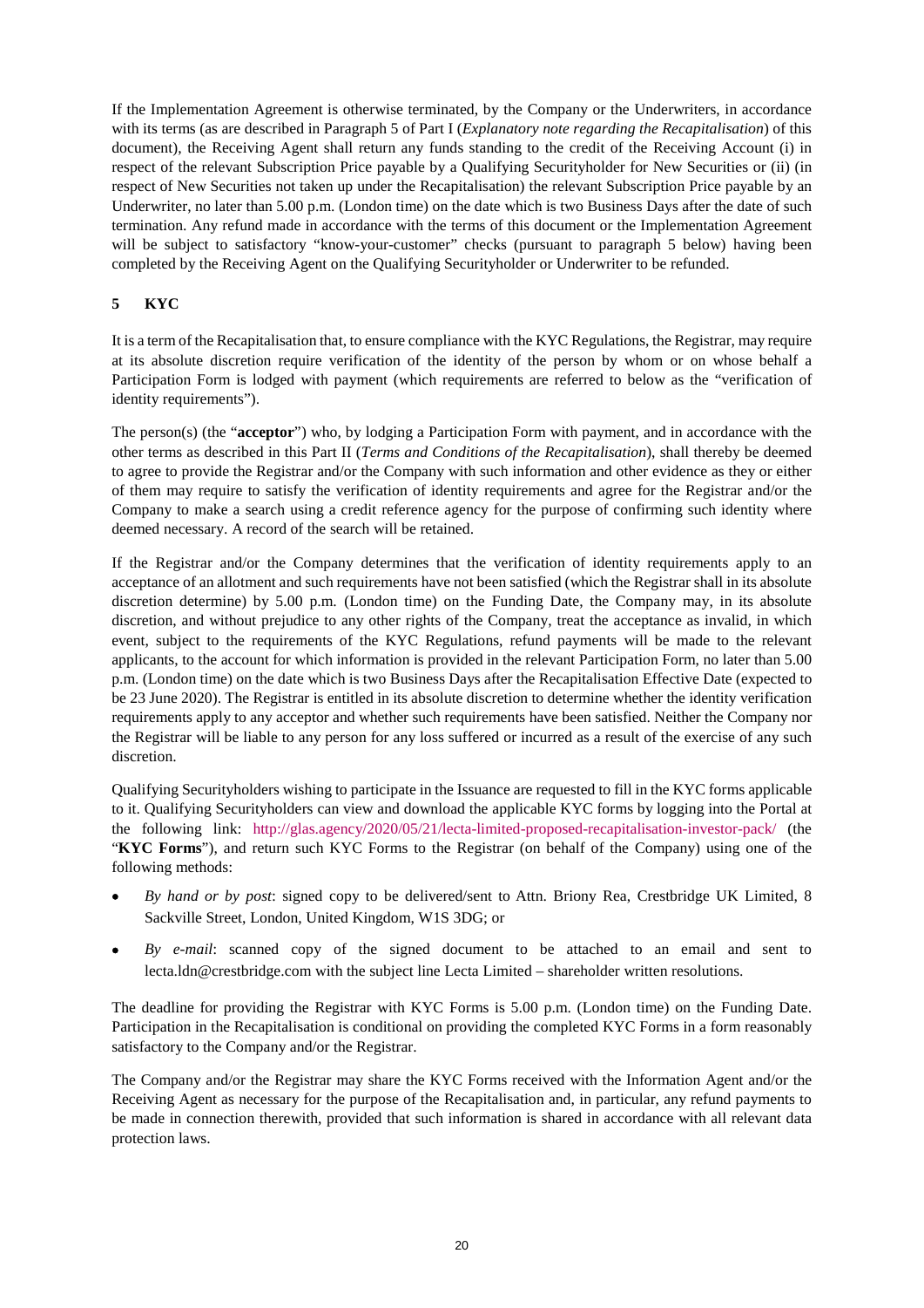If the Implementation Agreement is otherwise terminated, by the Company or the Underwriters, in accordance with its terms (as are described in Paragraph 5 of Part I (*Explanatory note regarding the Recapitalisation*) of this document), the Receiving Agent shall return any funds standing to the credit of the Receiving Account (i) in respect of the relevant Subscription Price payable by a Qualifying Securityholder for New Securities or (ii) (in respect of New Securities not taken up under the Recapitalisation) the relevant Subscription Price payable by an Underwriter, no later than 5.00 p.m. (London time) on the date which is two Business Days after the date of such termination. Any refund made in accordance with the terms of this document or the Implementation Agreement will be subject to satisfactory "know-your-customer" checks (pursuant to paragraph 5 below) having been completed by the Receiving Agent on the Qualifying Securityholder or Underwriter to be refunded.

## 5 KYC

It is a term of the Recapitalisation that, to ensure compliance with the KYC Regulations, the Registrar, may require at its absolute discretion require verification of the identity of the person by whom or on whose behalf a Participation Form is lodged with payment (which requirements are referred to below as the "verification of identity requirements").

The person(s) (the "**acceptor**") who, by lodging a Participation Form with payment, and in accordance with the other terms as described in this Part II (*Terms and Conditions of the Recapitalisation*), shall thereby be deemed to agree to provide the Registrar and/or the Company with such information and other evidence as they or either of them may require to satisfy the verification of identity requirements and agree for the Registrar and/or the Company to make a search using a credit reference agency for the purpose of confirming such identity where deemed necessary. A record of the search will be retained.

If the Registrar and/or the Company determines that the verification of identity requirements apply to an acceptance of an allotment and such requirements have not been satisfied (which the Registrar shall in its absolute discretion determine) by 5.00 p.m. (London time) on the Funding Date, the Company may, in its absolute discretion, and without prejudice to any other rights of the Company, treat the acceptance as invalid, in which event, subject to the requirements of the KYC Regulations, refund payments will be made to the relevant applicants, to the account for which information is provided in the relevant Participation Form, no later than 5.00 p.m. (London time) on the date which is two Business Days after the Recapitalisation Effective Date (expected to be 23 June 2020). The Registrar is entitled in its absolute discretion to determine whether the identity verification requirements apply to any acceptor and whether such requirements have been satisfied. Neither the Company nor the Registrar will be liable to any person for any loss suffered or incurred as a result of the exercise of any such discretion.

Qualifying Securityholders wishing to participate in the Issuance are requested to fill in the KYC forms applicable to it. Qualifying Securityholders can view and download the applicable KYC forms by logging into the Portal at the following link: http://glas.agency/2020/05/21/lecta-limited-proposed-recapitalisation-investor-pack/ (the "**KYC Forms**"), and return such KYC Forms to the Registrar (on behalf of the Company) using one of the following methods:

- *By hand or by post*: signed copy to be delivered/sent to Attn. Briony Rea, Crestbridge UK Limited, 8 Sackville Street, London, United Kingdom, W1S 3DG; or
- *By e-mail*: scanned copy of the signed document to be attached to an email and sent to lecta.ldn@crestbridge.com with the subject line Lecta Limited – shareholder written resolutions.

The deadline for providing the Registrar with KYC Forms is 5.00 p.m. (London time) on the Funding Date. Participation in the Recapitalisation is conditional on providing the completed KYC Forms in a form reasonably satisfactory to the Company and/or the Registrar.

The Company and/or the Registrar may share the KYC Forms received with the Information Agent and/or the Receiving Agent as necessary for the purpose of the Recapitalisation and, in particular, any refund payments to be made in connection therewith, provided that such information is shared in accordance with all relevant data protection laws.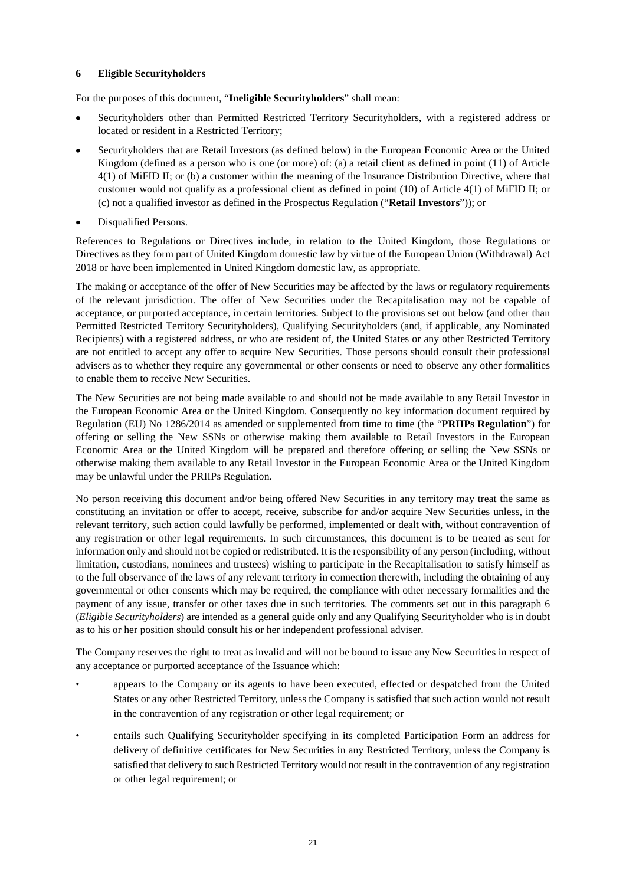## 6 Eligible Securityholders

For the purposes of this document, "**Ineligible Securityholders**" shall mean:

- Securityholders other than Permitted Restricted Territory Securityholders, with a registered address or located or resident in a Restricted Territory;
- Securityholders that are Retail Investors (as defined below) in the European Economic Area or the United Kingdom (defined as a person who is one (or more) of: (a) a retail client as defined in point (11) of Article 4(1) of MiFID II; or (b) a customer within the meaning of the Insurance Distribution Directive, where that customer would not qualify as a professional client as defined in point (10) of Article 4(1) of MiFID II; or (c) not a qualified investor as defined in the Prospectus Regulation ("**Retail Investors**")); or
- Disqualified Persons.

References to Regulations or Directives include, in relation to the United Kingdom, those Regulations or Directives as they form part of United Kingdom domestic law by virtue of the European Union (Withdrawal) Act 2018 or have been implemented in United Kingdom domestic law, as appropriate.

The making or acceptance of the offer of New Securities may be affected by the laws or regulatory requirements of the relevant jurisdiction. The offer of New Securities under the Recapitalisation may not be capable of acceptance, or purported acceptance, in certain territories. Subject to the provisions set out below (and other than Permitted Restricted Territory Securityholders), Qualifying Securityholders (and, if applicable, any Nominated Recipients) with a registered address, or who are resident of, the United States or any other Restricted Territory are not entitled to accept any offer to acquire New Securities. Those persons should consult their professional advisers as to whether they require any governmental or other consents or need to observe any other formalities to enable them to receive New Securities.

The New Securities are not being made available to and should not be made available to any Retail Investor in the European Economic Area or the United Kingdom. Consequently no key information document required by Regulation (EU) No 1286/2014 as amended or supplemented from time to time (the "**PRIIPs Regulation**") for offering or selling the New SSNs or otherwise making them available to Retail Investors in the European Economic Area or the United Kingdom will be prepared and therefore offering or selling the New SSNs or otherwise making them available to any Retail Investor in the European Economic Area or the United Kingdom may be unlawful under the PRIIPs Regulation.

No person receiving this document and/or being offered New Securities in any territory may treat the same as constituting an invitation or offer to accept, receive, subscribe for and/or acquire New Securities unless, in the relevant territory, such action could lawfully be performed, implemented or dealt with, without contravention of any registration or other legal requirements. In such circumstances, this document is to be treated as sent for information only and should not be copied or redistributed. It is the responsibility of any person (including, without limitation, custodians, nominees and trustees) wishing to participate in the Recapitalisation to satisfy himself as to the full observance of the laws of any relevant territory in connection therewith, including the obtaining of any governmental or other consents which may be required, the compliance with other necessary formalities and the payment of any issue, transfer or other taxes due in such territories. The comments set out in this paragraph 6 (*Eligible Securityholders*) are intended as a general guide only and any Qualifying Securityholder who is in doubt as to his or her position should consult his or her independent professional adviser.

The Company reserves the right to treat as invalid and will not be bound to issue any New Securities in respect of any acceptance or purported acceptance of the Issuance which:

- appears to the Company or its agents to have been executed, effected or despatched from the United States or any other Restricted Territory, unless the Company is satisfied that such action would not result in the contravention of any registration or other legal requirement; or
- entails such Qualifying Securityholder specifying in its completed Participation Form an address for delivery of definitive certificates for New Securities in any Restricted Territory, unless the Company is satisfied that delivery to such Restricted Territory would not result in the contravention of any registration or other legal requirement; or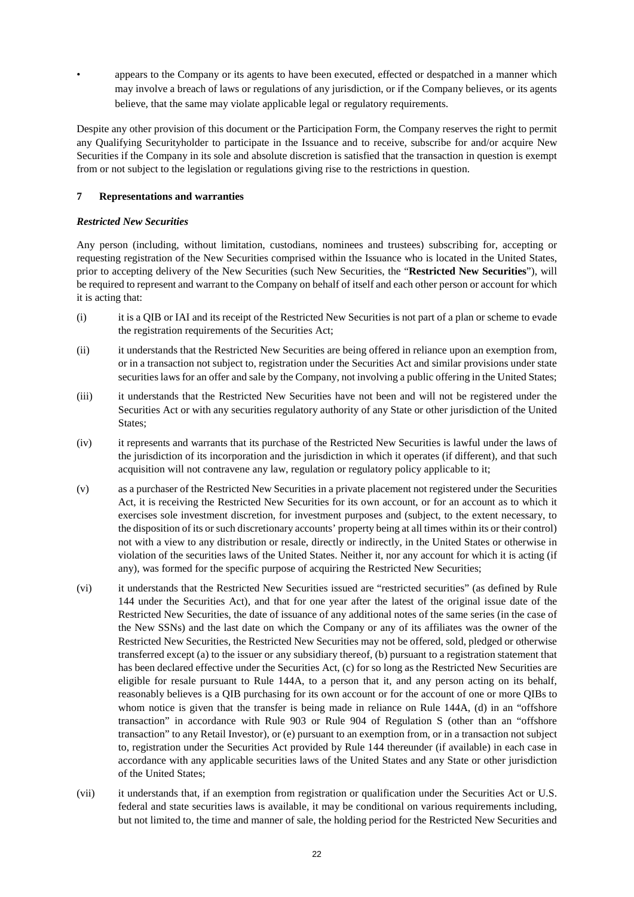- appears to the Company or its agents to have been executed, effected or despatched in a manner which may involve a breach of laws or regulations of any jurisdiction, or if the Company believes, or its agents believe, that the same may violate applicable legal or regulatory requirements.

Despite any other provision of this document or the Participation Form, the Company reserves the right to permit any Qualifying Securityholder to participate in the Issuance and to receive, subscribe for and/or acquire New Securities if the Company in its sole and absolute discretion is satisfied that the transaction in question is exempt from or not subject to the legislation or regulations giving rise to the restrictions in question.

## 7 Representations and warranties

### *Restricted New Securities*

Any person (including, without limitation, custodians, nominees and trustees) subscribing for, accepting or requesting registration of the New Securities comprised within the Issuance who is located in the United States, prior to accepting delivery of the New Securities (such New Securities, the "**Restricted New Securities**"), will be required to represent and warrant to the Company on behalf of itself and each other person or account for which it is acting that:

(i) it is a QIB or IAI and its receipt of the Restricted New Securities is not part of a plan or scheme to evade the registration requirements of the Securities Act;

(ii) it understands that the Restricted New Securities are being offered in reliance upon an exemption from, or in a transaction not subject to, registration under the Securities Act and similar provisions under state securities laws for an offer and sale by the Company, not involving a public offering in the United States;

(iii) it understands that the Restricted New Securities have not been and will not be registered under the Securities Act or with any securities regulatory authority of any State or other jurisdiction of the United States;

(iv) it represents and warrants that its purchase of the Restricted New Securities is lawful under the laws of the jurisdiction of its incorporation and the jurisdiction in which it operates (if different), and that such acquisition will not contravene any law, regulation or regulatory policy applicable to it;

(v) as a purchaser of the Restricted New Securities in a private placement not registered under the Securities Act, it is receiving the Restricted New Securities for its own account, or for an account as to which it exercises sole investment discretion, for investment purposes and (subject, to the extent necessary, to the disposition of its or such discretionary accounts' property being at all times within its or their control) not with a view to any distribution or resale, directly or indirectly, in the United States or otherwise in violation of the securities laws of the United States. Neither it, nor any account for which it is acting (if any), was formed for the specific purpose of acquiring the Restricted New Securities;

(vi) it understands that the Restricted New Securities issued are "restricted securities" (as defined by Rule 144 under the Securities Act), and that for one year after the latest of the original issue date of the Restricted New Securities, the date of issuance of any additional notes of the same series (in the case of the New SSNs) and the last date on which the Company or any of its affiliates was the owner of the Restricted New Securities, the Restricted New Securities may not be offered, sold, pledged or otherwise transferred except (a) to the issuer or any subsidiary thereof, (b) pursuant to a registration statement that has been declared effective under the Securities Act, (c) for so long as the Restricted New Securities are eligible for resale pursuant to Rule 144A, to a person that it, and any person acting on its behalf, reasonably believes is a QIB purchasing for its own account or for the account of one or more QIBs to whom notice is given that the transfer is being made in reliance on Rule 144A, (d) in an "offshore transaction" in accordance with Rule 903 or Rule 904 of Regulation S (other than an "offshore transaction" to any Retail Investor), or (e) pursuant to an exemption from, or in a transaction not subject to, registration under the Securities Act provided by Rule 144 thereunder (if available) in each case in accordance with any applicable securities laws of the United States and any State or other jurisdiction of the United States;

(vii) it understands that, if an exemption from registration or qualification under the Securities Act or U.S. federal and state securities laws is available, it may be conditional on various requirements including, but not limited to, the time and manner of sale, the holding period for the Restricted New Securities and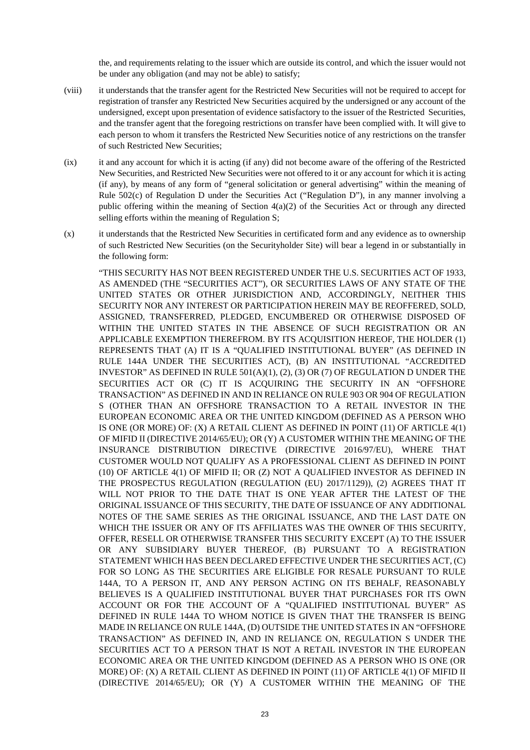the, and requirements relating to the issuer which are outside its control, and which the issuer would not be under any obligation (and may not be able) to satisfy;

(viii) it understands that the transfer agent for the Restricted New Securities will not be required to accept for registration of transfer any Restricted New Securities acquired by the undersigned or any account of the undersigned, except upon presentation of evidence satisfactory to the issuer of the Restricted Securities, and the transfer agent that the foregoing restrictions on transfer have been complied with. It will give to each person to whom it transfers the Restricted New Securities notice of any restrictions on the transfer of such Restricted New Securities;

(ix) it and any account for which it is acting (if any) did not become aware of the offering of the Restricted New Securities, and Restricted New Securities were not offered to it or any account for which it is acting (if any), by means of any form of "general solicitation or general advertising" within the meaning of Rule 502(c) of Regulation D under the Securities Act ("Regulation D"), in any manner involving a public offering within the meaning of Section 4(a)(2) of the Securities Act or through any directed selling efforts within the meaning of Regulation S;

(x) it understands that the Restricted New Securities in certificated form and any evidence as to ownership of such Restricted New Securities (on the Securityholder Site) will bear a legend in or substantially in the following form:

"THIS SECURITY HAS NOT BEEN REGISTERED UNDER THE U.S. SECURITIES ACT OF 1933, AS AMENDED (THE "SECURITIES ACT"), OR SECURITIES LAWS OF ANY STATE OF THE UNITED STATES OR OTHER JURISDICTION AND, ACCORDINGLY, NEITHER THIS SECURITY NOR ANY INTEREST OR PARTICIPATION HEREIN MAY BE REOFFERED, SOLD, ASSIGNED, TRANSFERRED, PLEDGED, ENCUMBERED OR OTHERWISE DISPOSED OF WITHIN THE UNITED STATES IN THE ABSENCE OF SUCH REGISTRATION OR AN APPLICABLE EXEMPTION THEREFROM. BY ITS ACQUISITION HEREOF, THE HOLDER (1) REPRESENTS THAT (A) IT IS A "QUALIFIED INSTITUTIONAL BUYER" (AS DEFINED IN RULE 144A UNDER THE SECURITIES ACT), (B) AN INSTITUTIONAL "ACCREDITED INVESTOR" AS DEFINED IN RULE 501(A)(1), (2), (3) OR (7) OF REGULATION D UNDER THE SECURITIES ACT OR (C) IT IS ACQUIRING THE SECURITY IN AN "OFFSHORE TRANSACTION" AS DEFINED IN AND IN RELIANCE ON RULE 903 OR 904 OF REGULATION S (OTHER THAN AN OFFSHORE TRANSACTION TO A RETAIL INVESTOR IN THE EUROPEAN ECONOMIC AREA OR THE UNITED KINGDOM (DEFINED AS A PERSON WHO IS ONE (OR MORE) OF: (X) A RETAIL CLIENT AS DEFINED IN POINT (11) OF ARTICLE 4(1) OF MIFID II (DIRECTIVE 2014/65/EU); OR (Y) A CUSTOMER WITHIN THE MEANING OF THE INSURANCE DISTRIBUTION DIRECTIVE (DIRECTIVE 2016/97/EU), WHERE THAT CUSTOMER WOULD NOT QUALIFY AS A PROFESSIONAL CLIENT AS DEFINED IN POINT (10) OF ARTICLE 4(1) OF MIFID II; OR (Z) NOT A QUALIFIED INVESTOR AS DEFINED IN THE PROSPECTUS REGULATION (REGULATION (EU) 2017/1129)), (2) AGREES THAT IT WILL NOT PRIOR TO THE DATE THAT IS ONE YEAR AFTER THE LATEST OF THE ORIGINAL ISSUANCE OF THIS SECURITY, THE DATE OF ISSUANCE OF ANY ADDITIONAL NOTES OF THE SAME SERIES AS THE ORIGINAL ISSUANCE, AND THE LAST DATE ON WHICH THE ISSUER OR ANY OF ITS AFFILIATES WAS THE OWNER OF THIS SECURITY, OFFER, RESELL OR OTHERWISE TRANSFER THIS SECURITY EXCEPT (A) TO THE ISSUER OR ANY SUBSIDIARY BUYER THEREOF, (B) PURSUANT TO A REGISTRATION STATEMENT WHICH HAS BEEN DECLARED EFFECTIVE UNDER THE SECURITIES ACT, (C) FOR SO LONG AS THE SECURITIES ARE ELIGIBLE FOR RESALE PURSUANT TO RULE 144A, TO A PERSON IT, AND ANY PERSON ACTING ON ITS BEHALF, REASONABLY BELIEVES IS A QUALIFIED INSTITUTIONAL BUYER THAT PURCHASES FOR ITS OWN ACCOUNT OR FOR THE ACCOUNT OF A "QUALIFIED INSTITUTIONAL BUYER" AS DEFINED IN RULE 144A TO WHOM NOTICE IS GIVEN THAT THE TRANSFER IS BEING MADE IN RELIANCE ON RULE 144A, (D) OUTSIDE THE UNITED STATES IN AN "OFFSHORE TRANSACTION" AS DEFINED IN, AND IN RELIANCE ON, REGULATION S UNDER THE SECURITIES ACT TO A PERSON THAT IS NOT A RETAIL INVESTOR IN THE EUROPEAN ECONOMIC AREA OR THE UNITED KINGDOM (DEFINED AS A PERSON WHO IS ONE (OR MORE) OF: (X) A RETAIL CLIENT AS DEFINED IN POINT (11) OF ARTICLE 4(1) OF MIFID II (DIRECTIVE 2014/65/EU); OR (Y) A CUSTOMER WITHIN THE MEANING OF THE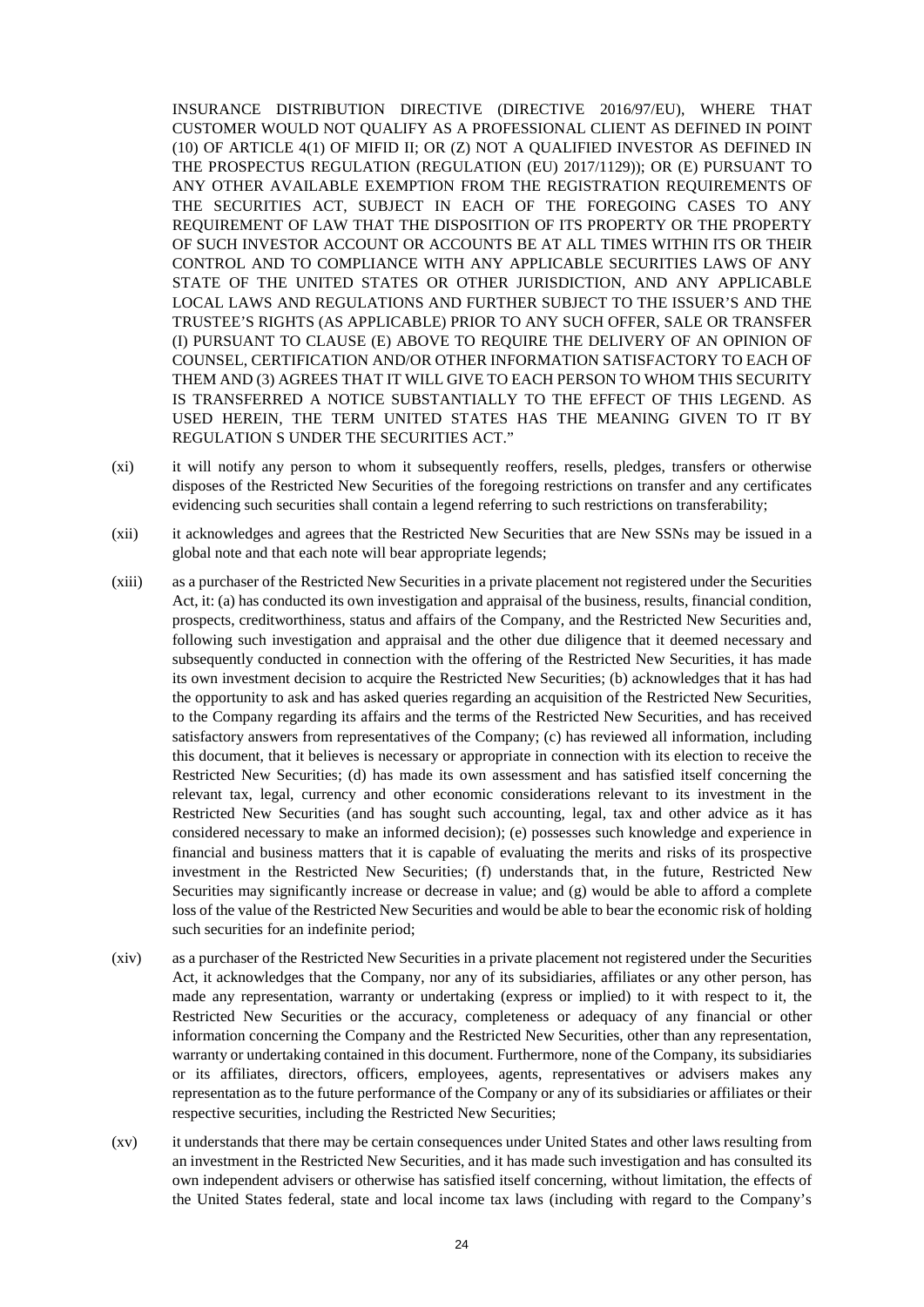INSURANCE DISTRIBUTION DIRECTIVE (DIRECTIVE 2016/97/EU), WHERE THAT CUSTOMER WOULD NOT QUALIFY AS A PROFESSIONAL CLIENT AS DEFINED IN POINT (10) OF ARTICLE 4(1) OF MIFID II; OR (Z) NOT A QUALIFIED INVESTOR AS DEFINED IN THE PROSPECTUS REGULATION (REGULATION (EU) 2017/1129)); OR (E) PURSUANT TO ANY OTHER AVAILABLE EXEMPTION FROM THE REGISTRATION REQUIREMENTS OF THE SECURITIES ACT, SUBJECT IN EACH OF THE FOREGOING CASES TO ANY REQUIREMENT OF LAW THAT THE DISPOSITION OF ITS PROPERTY OR THE PROPERTY OF SUCH INVESTOR ACCOUNT OR ACCOUNTS BE AT ALL TIMES WITHIN ITS OR THEIR CONTROL AND TO COMPLIANCE WITH ANY APPLICABLE SECURITIES LAWS OF ANY STATE OF THE UNITED STATES OR OTHER JURISDICTION, AND ANY APPLICABLE LOCAL LAWS AND REGULATIONS AND FURTHER SUBJECT TO THE ISSUER'S AND THE TRUSTEE'S RIGHTS (AS APPLICABLE) PRIOR TO ANY SUCH OFFER, SALE OR TRANSFER (I) PURSUANT TO CLAUSE (E) ABOVE TO REQUIRE THE DELIVERY OF AN OPINION OF COUNSEL, CERTIFICATION AND/OR OTHER INFORMATION SATISFACTORY TO EACH OF THEM AND (3) AGREES THAT IT WILL GIVE TO EACH PERSON TO WHOM THIS SECURITY IS TRANSFERRED A NOTICE SUBSTANTIALLY TO THE EFFECT OF THIS LEGEND. AS USED HEREIN, THE TERM UNITED STATES HAS THE MEANING GIVEN TO IT BY REGULATION S UNDER THE SECURITIES ACT."

(xi) it will notify any person to whom it subsequently reoffers, resells, pledges, transfers or otherwise disposes of the Restricted New Securities of the foregoing restrictions on transfer and any certificates evidencing such securities shall contain a legend referring to such restrictions on transferability;

(xii) it acknowledges and agrees that the Restricted New Securities that are New SSNs may be issued in a global note and that each note will bear appropriate legends;

(xiii) as a purchaser of the Restricted New Securities in a private placement not registered under the Securities Act, it: (a) has conducted its own investigation and appraisal of the business, results, financial condition, prospects, creditworthiness, status and affairs of the Company, and the Restricted New Securities and, following such investigation and appraisal and the other due diligence that it deemed necessary and subsequently conducted in connection with the offering of the Restricted New Securities, it has made its own investment decision to acquire the Restricted New Securities; (b) acknowledges that it has had the opportunity to ask and has asked queries regarding an acquisition of the Restricted New Securities, to the Company regarding its affairs and the terms of the Restricted New Securities, and has received satisfactory answers from representatives of the Company; (c) has reviewed all information, including this document, that it believes is necessary or appropriate in connection with its election to receive the Restricted New Securities; (d) has made its own assessment and has satisfied itself concerning the relevant tax, legal, currency and other economic considerations relevant to its investment in the Restricted New Securities (and has sought such accounting, legal, tax and other advice as it has considered necessary to make an informed decision); (e) possesses such knowledge and experience in financial and business matters that it is capable of evaluating the merits and risks of its prospective investment in the Restricted New Securities; (f) understands that, in the future, Restricted New Securities may significantly increase or decrease in value; and (g) would be able to afford a complete loss of the value of the Restricted New Securities and would be able to bear the economic risk of holding such securities for an indefinite period;

(xiv) as a purchaser of the Restricted New Securities in a private placement not registered under the Securities Act, it acknowledges that the Company, nor any of its subsidiaries, affiliates or any other person, has made any representation, warranty or undertaking (express or implied) to it with respect to it, the Restricted New Securities or the accuracy, completeness or adequacy of any financial or other information concerning the Company and the Restricted New Securities, other than any representation, warranty or undertaking contained in this document. Furthermore, none of the Company, its subsidiaries or its affiliates, directors, officers, employees, agents, representatives or advisers makes any representation as to the future performance of the Company or any of its subsidiaries or affiliates or their respective securities, including the Restricted New Securities;

(xv) it understands that there may be certain consequences under United States and other laws resulting from an investment in the Restricted New Securities, and it has made such investigation and has consulted its own independent advisers or otherwise has satisfied itself concerning, without limitation, the effects of the United States federal, state and local income tax laws (including with regard to the Company's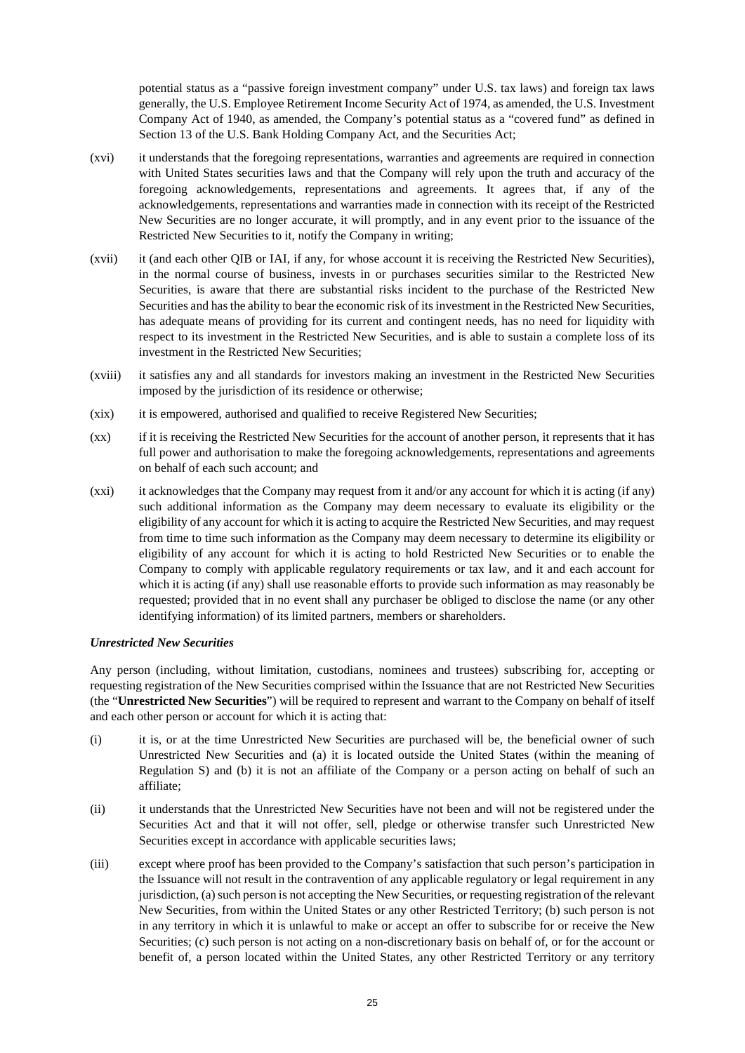potential status as a "passive foreign investment company" under U.S. tax laws) and foreign tax laws generally, the U.S. Employee Retirement Income Security Act of 1974, as amended, the U.S. Investment Company Act of 1940, as amended, the Company's potential status as a "covered fund" as defined in Section 13 of the U.S. Bank Holding Company Act, and the Securities Act;

(xvi) it understands that the foregoing representations, warranties and agreements are required in connection with United States securities laws and that the Company will rely upon the truth and accuracy of the foregoing acknowledgements, representations and agreements. It agrees that, if any of the acknowledgements, representations and warranties made in connection with its receipt of the Restricted New Securities are no longer accurate, it will promptly, and in any event prior to the issuance of the Restricted New Securities to it, notify the Company in writing;

(xvii) it (and each other QIB or IAI, if any, for whose account it is receiving the Restricted New Securities), in the normal course of business, invests in or purchases securities similar to the Restricted New Securities, is aware that there are substantial risks incident to the purchase of the Restricted New Securities and has the ability to bear the economic risk of its investment in the Restricted New Securities, has adequate means of providing for its current and contingent needs, has no need for liquidity with respect to its investment in the Restricted New Securities, and is able to sustain a complete loss of its investment in the Restricted New Securities;

(xviii) it satisfies any and all standards for investors making an investment in the Restricted New Securities imposed by the jurisdiction of its residence or otherwise;

(xix) it is empowered, authorised and qualified to receive Registered New Securities;

(xx) if it is receiving the Restricted New Securities for the account of another person, it represents that it has full power and authorisation to make the foregoing acknowledgements, representations and agreements on behalf of each such account; and

(xxi) it acknowledges that the Company may request from it and/or any account for which it is acting (if any) such additional information as the Company may deem necessary to evaluate its eligibility or the eligibility of any account for which it is acting to acquire the Restricted New Securities, and may request from time to time such information as the Company may deem necessary to determine its eligibility or eligibility of any account for which it is acting to hold Restricted New Securities or to enable the Company to comply with applicable regulatory requirements or tax law, and it and each account for which it is acting (if any) shall use reasonable efforts to provide such information as may reasonably be requested; provided that in no event shall any purchaser be obliged to disclose the name (or any other identifying information) of its limited partners, members or shareholders.

***Unrestricted New Securities***

Any person (including, without limitation, custodians, nominees and trustees) subscribing for, accepting or requesting registration of the New Securities comprised within the Issuance that are not Restricted New Securities (the "**Unrestricted New Securities**") will be required to represent and warrant to the Company on behalf of itself and each other person or account for which it is acting that:

(i) it is, or at the time Unrestricted New Securities are purchased will be, the beneficial owner of such Unrestricted New Securities and (a) it is located outside the United States (within the meaning of Regulation S) and (b) it is not an affiliate of the Company or a person acting on behalf of such an affiliate;

(ii) it understands that the Unrestricted New Securities have not been and will not be registered under the Securities Act and that it will not offer, sell, pledge or otherwise transfer such Unrestricted New Securities except in accordance with applicable securities laws;

(iii) except where proof has been provided to the Company's satisfaction that such person's participation in the Issuance will not result in the contravention of any applicable regulatory or legal requirement in any jurisdiction, (a) such person is not accepting the New Securities, or requesting registration of the relevant New Securities, from within the United States or any other Restricted Territory; (b) such person is not in any territory in which it is unlawful to make or accept an offer to subscribe for or receive the New Securities; (c) such person is not acting on a non-discretionary basis on behalf of, or for the account or benefit of, a person located within the United States, any other Restricted Territory or any territory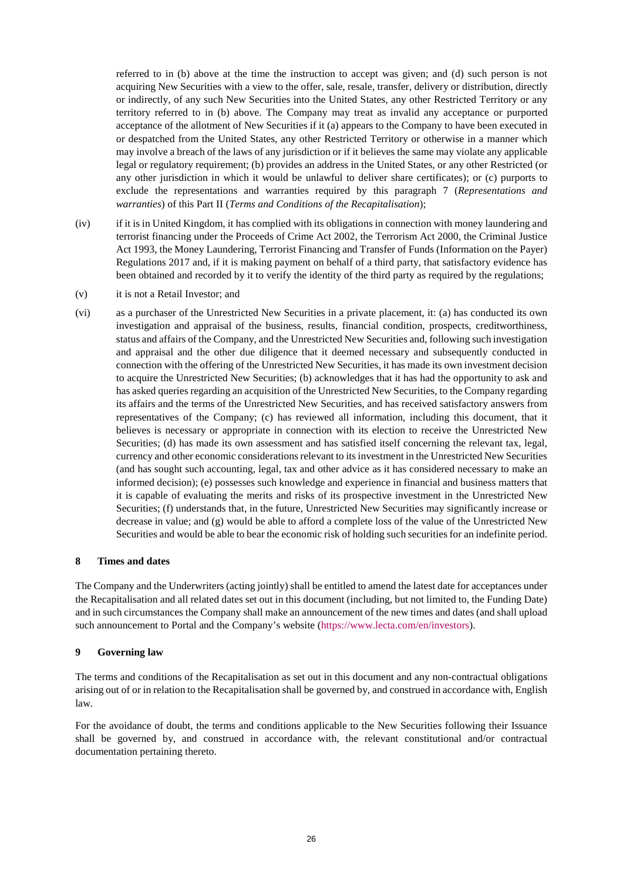referred to in (b) above at the time the instruction to accept was given; and (d) such person is not acquiring New Securities with a view to the offer, sale, resale, transfer, delivery or distribution, directly or indirectly, of any such New Securities into the United States, any other Restricted Territory or any territory referred to in (b) above. The Company may treat as invalid any acceptance or purported acceptance of the allotment of New Securities if it (a) appears to the Company to have been executed in or despatched from the United States, any other Restricted Territory or otherwise in a manner which may involve a breach of the laws of any jurisdiction or if it believes the same may violate any applicable legal or regulatory requirement; (b) provides an address in the United States, or any other Restricted (or any other jurisdiction in which it would be unlawful to deliver share certificates); or (c) purports to exclude the representations and warranties required by this paragraph 7 (*Representations and warranties*) of this Part II (*Terms and Conditions of the Recapitalisation*);

(iv) if it is in United Kingdom, it has complied with its obligations in connection with money laundering and terrorist financing under the Proceeds of Crime Act 2002, the Terrorism Act 2000, the Criminal Justice Act 1993, the Money Laundering, Terrorist Financing and Transfer of Funds (Information on the Payer) Regulations 2017 and, if it is making payment on behalf of a third party, that satisfactory evidence has been obtained and recorded by it to verify the identity of the third party as required by the regulations;

(v) it is not a Retail Investor; and

(vi) as a purchaser of the Unrestricted New Securities in a private placement, it: (a) has conducted its own investigation and appraisal of the business, results, financial condition, prospects, creditworthiness, status and affairs of the Company, and the Unrestricted New Securities and, following such investigation and appraisal and the other due diligence that it deemed necessary and subsequently conducted in connection with the offering of the Unrestricted New Securities, it has made its own investment decision to acquire the Unrestricted New Securities; (b) acknowledges that it has had the opportunity to ask and has asked queries regarding an acquisition of the Unrestricted New Securities, to the Company regarding its affairs and the terms of the Unrestricted New Securities, and has received satisfactory answers from representatives of the Company; (c) has reviewed all information, including this document, that it believes is necessary or appropriate in connection with its election to receive the Unrestricted New Securities; (d) has made its own assessment and has satisfied itself concerning the relevant tax, legal, currency and other economic considerations relevant to its investment in the Unrestricted New Securities (and has sought such accounting, legal, tax and other advice as it has considered necessary to make an informed decision); (e) possesses such knowledge and experience in financial and business matters that it is capable of evaluating the merits and risks of its prospective investment in the Unrestricted New Securities; (f) understands that, in the future, Unrestricted New Securities may significantly increase or decrease in value; and (g) would be able to afford a complete loss of the value of the Unrestricted New Securities and would be able to bear the economic risk of holding such securities for an indefinite period.

## 8 Times and dates

The Company and the Underwriters (acting jointly) shall be entitled to amend the latest date for acceptances under the Recapitalisation and all related dates set out in this document (including, but not limited to, the Funding Date) and in such circumstances the Company shall make an announcement of the new times and dates (and shall upload such announcement to Portal and the Company's website (https://www.lecta.com/en/investors).

## 9 Governing law

The terms and conditions of the Recapitalisation as set out in this document and any non-contractual obligations arising out of or in relation to the Recapitalisation shall be governed by, and construed in accordance with, English law.

For the avoidance of doubt, the terms and conditions applicable to the New Securities following their Issuance shall be governed by, and construed in accordance with, the relevant constitutional and/or contractual documentation pertaining thereto.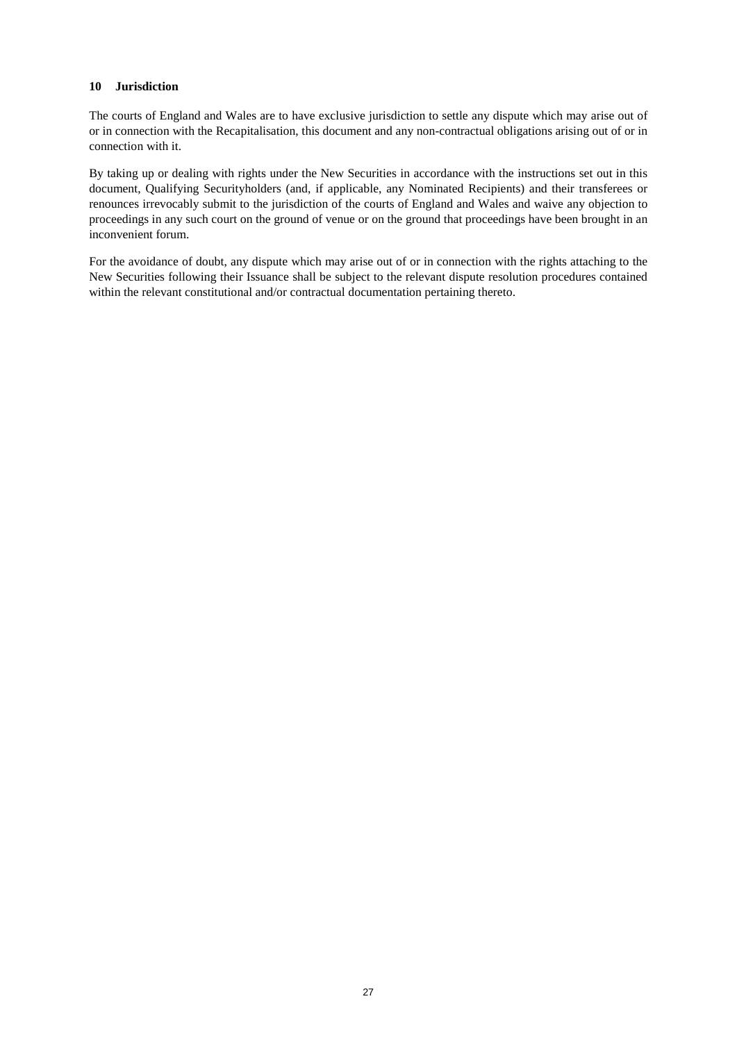## 10 Jurisdiction

The courts of England and Wales are to have exclusive jurisdiction to settle any dispute which may arise out of or in connection with the Recapitalisation, this document and any non-contractual obligations arising out of or in connection with it.

By taking up or dealing with rights under the New Securities in accordance with the instructions set out in this document, Qualifying Securityholders (and, if applicable, any Nominated Recipients) and their transferees or renounces irrevocably submit to the jurisdiction of the courts of England and Wales and waive any objection to proceedings in any such court on the ground of venue or on the ground that proceedings have been brought in an inconvenient forum.

For the avoidance of doubt, any dispute which may arise out of or in connection with the rights attaching to the New Securities following their Issuance shall be subject to the relevant dispute resolution procedures contained within the relevant constitutional and/or contractual documentation pertaining thereto.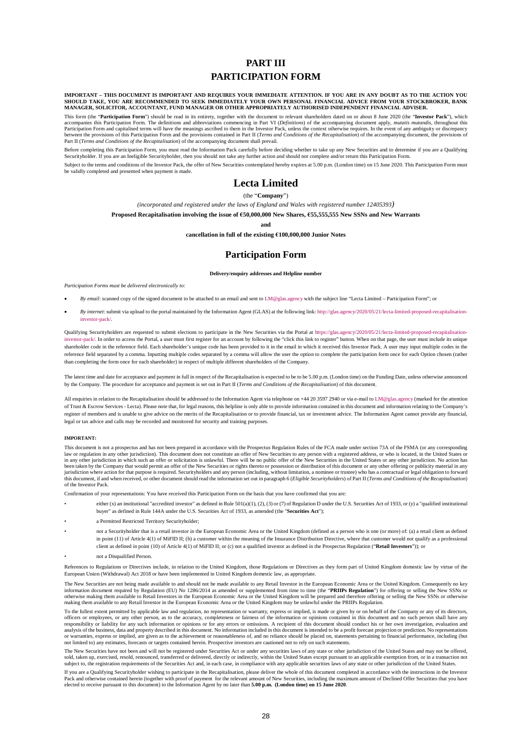# PART III

# PARTICIPATION FORM

**IMPORTANT – THIS DOCUMENT IS IMPORTANT AND REQUIRES YOUR IMMEDIATE ATTENTION. IF YOU ARE IN ANY DOUBT AS TO THE ACTION YOU SHOULD TAKE, YOU ARE RECOMMENDED TO SEEK IMMEDIATELY YOUR OWN PERSONAL FINANCIAL ADVICE FROM YOUR STOCKBROKER, BANK MANAGER, SOLICITOR, ACCOUNTANT, FUND MANAGER OR OTHER APPROPRIATELY AUTHORISED INDEPENDENT FINANCIAL ADVISER.**

This form (the "**Participation Form**") should be read in its entirety, together with the document to relevant shareholders dated on or about 8 June 2020 (the "**Investor Pack**"), which accompanies this Participation Form. The definitions and abbreviations commencing in Part VI (*Definitions*) of the accompanying document apply, *mutatis mutandis*, throughout this Participation Form and capitalised terms will have the meanings ascribed to them in the Investor Pack, unless the context otherwise requires. In the event of any ambiguity or discrepancy between the provisions of this Participation Form and the provisions contained in Part II (*Terms and Conditions of the Recapitalisation*) of the accompanying document, the provisions of Part II (*Terms and Conditions of the Recapitalisation*) of the accompanying document shall prevail.

Before completing this Participation Form, you must read the Information Pack carefully before deciding whether to take up any New Securities and to determine if you are a Qualifying Securityholder. If you are an Ineligible Securityholder, then you should not take any further action and should not complete and/or return this Participation Form.

Subject to the terms and conditions of the Investor Pack, the offer of New Securities contemplated hereby expires at 5.00 p.m. (London time) on 15 June 2020. This Participation Form must be validly completed and presented when payment is made.

## Lecta Limited

(the "**Company**")

*(incorporated and registered under the laws of England and Wales with registered number 12405393)*

**Proposed Recapitalisation involving the issue of €50,000,000 New Shares, €55,555,555 New SSNs and New Warrants**

**and**

**cancellation in full of the existing €100,000,000 Junior Notes**

## Participation Form

**Delivery/enquiry addresses and Helpline number**

*Participation Forms must be delivered electronically to:*

- *By email*: scanned copy of the signed document to be attached to an email and sent to LM@glas.agency with the subject line "Lecta Limited – Participation Form"; or
- *By internet*: submit via upload to the portal maintained by the Information Agent (GLAS) at the following link: http://glas.agency/2020/05/21/lecta-limited-proposed-recapitalisation-investor-pack/.

Qualifying Securityholders are requested to submit elections to participate in the New Securities via the Portal at https://glas.agency/2020/05/21/lecta-limited-proposed-recapitalisation-investor-pack/. In order to access the Portal, a user must first register for an account by following the "click this link to register" button. When on that page, the user must include its unique shareholder code in the reference field. Each shareholder's unique code has been provided to it in the email in which it received this Investor Pack. A user may input multiple codes in the reference field separated by a comma. Inputting multiple codes separated by a comma will allow the user the option to complete the participation form once for each Option chosen (rather than completing the form once for each shareholder) in respect of multiple different shareholders of the Company.

The latest time and date for acceptance and payment in full in respect of the Recapitalisation is expected to be to be 5.00 p.m. (London time) on the Funding Date, unless otherwise announced by the Company. The procedure for acceptance and payment is set out in Part II (*Terms and Conditions of the Recapitalisation*) of this document.

All enquiries in relation to the Recapitalisation should be addressed to the Information Agent via telephone on +44 20 3597 2940 or via e-mail to LM@glas.agency (marked for the attention of Trust & Escrow Services - Lecta). Please note that, for legal reasons, this helpline is only able to provide information contained in this document and information relating to the Company's register of members and is unable to give advice on the merits of the Recapitalisation or to provide financial, tax or investment advice. The Information Agent cannot provide any financial, legal or tax advice and calls may be recorded and monitored for security and training purposes.

**IMPORTANT:**

This document is not a prospectus and has not been prepared in accordance with the Prospectus Regulation Rules of the FCA made under section 73A of the FSMA (or any corresponding law or regulation in any other jurisdiction). This document does not constitute an offer of New Securities to any person with a registered address, or who is located, in the United States or in any other jurisdiction in which such an offer or solicitation is unlawful. There will be no public offer of the New Securities in the United States or any other jurisdiction. No action has been taken by the Company that would permit an offer of the New Securities or rights thereto or possession or distribution of this document or any other offering or publicity material in any jurisdiction where action for that purpose is required. Securityholders and any person (including, without limitation, a nominee or trustee) who has a contractual or legal obligation to forward this document, if and when received, or other document should read the information set out in paragraph 6 (*Eligible Securityholders*) of Part II (*Terms and Conditions of the Recapitalisation*) of the Investor Pack.

Confirmation of your representations: You have received this Participation Form on the basis that you have confirmed that you are:

- either (x) an institutional "accredited investor" as defined in Rule 501(a)(1), (2), (3) or (7) of Regulation D under the U.S. Securities Act of 1933, or (y) a "qualified institutional buyer" as defined in Rule 144A under the U.S. Securities Act of 1933, as amended (the "**Securities Act**");
- a Permitted Restricted Territory Securityholder;
- not a Securityholder that is a retail investor in the European Economic Area or the United Kingdom (defined as a person who is one (or more) of: (a) a retail client as defined in point (11) of Article 4(1) of MiFID II; (b) a customer within the meaning of the Insurance Distribution Directive, where that customer would not qualify as a professional client as defined in point (10) of Article 4(1) of MiFID II; or (c) not a qualified investor as defined in the Prospectus Regulation ("**Retail Investors**")); or
- not a Disqualified Person.

References to Regulations or Directives include, in relation to the United Kingdom, those Regulations or Directives as they form part of United Kingdom domestic law by virtue of the European Union (Withdrawal) Act 2018 or have been implemented in United Kingdom domestic law, as appropriate.

The New Securities are not being made available to and should not be made available to any Retail Investor in the European Economic Area or the United Kingdom. Consequently no key information document required by Regulation (EU) No 1286/2014 as amended or supplemented from time to time (the "**PRIIPs Regulation**") for offering or selling the New SSNs or otherwise making them available to Retail Investors in the European Economic Area or the United Kingdom will be prepared and therefore offering or selling the New SSNs or otherwise making them available to any Retail Investor in the European Economic Area or the United Kingdom may be unlawful under the PRIIPs Regulation.

To the fullest extent permitted by applicable law and regulation, no representation or warranty, express or implied, is made or given by or on behalf of the Company or any of its directors, officers or employees, or any other person, as to the accuracy, completeness or fairness of the information or opinions contained in this document and no such person shall have any responsibility or liability for any such information or opinions or for any errors or omissions. A recipient of this document should conduct his or her own investigation, evaluation and analysis of the business, data and property described in this document. No information included in this document is intended to be a profit forecast projection or prediction. No representations or warranties, express or implied, are given as to the achievement or reasonableness of, and no reliance should be placed on, statements pertaining to financial performance, including (but not limited to) any estimates, forecasts or targets contained herein. Prospective investors are cautioned not to rely on such statements.

The New Securities have not been and will not be registered under Securities Act or under any securities laws of any state or other jurisdiction of the United States and may not be offered, sold, taken up, exercised, resold, renounced, transferred or delivered, directly or indirectly, within the United States except pursuant to an applicable exemption from, or in a transaction not subject to, the registration requirements of the Securities Act and, in each case, in compliance with any applicable securities laws of any state or other jurisdiction of the United States.

If you are a Qualifying Securityholder wishing to participate in the Recapitalisation, please deliver the whole of this document completed in accordance with the instructions in the Investor Pack and otherwise contained herein (together with proof of payment for the relevant amount of New Securities, including the maximum amount of Declined Offer Securities that you have elected to receive pursuant to this document) to the Information Agent by no later than **5.00 p.m. (London time) on 15 June 2020**.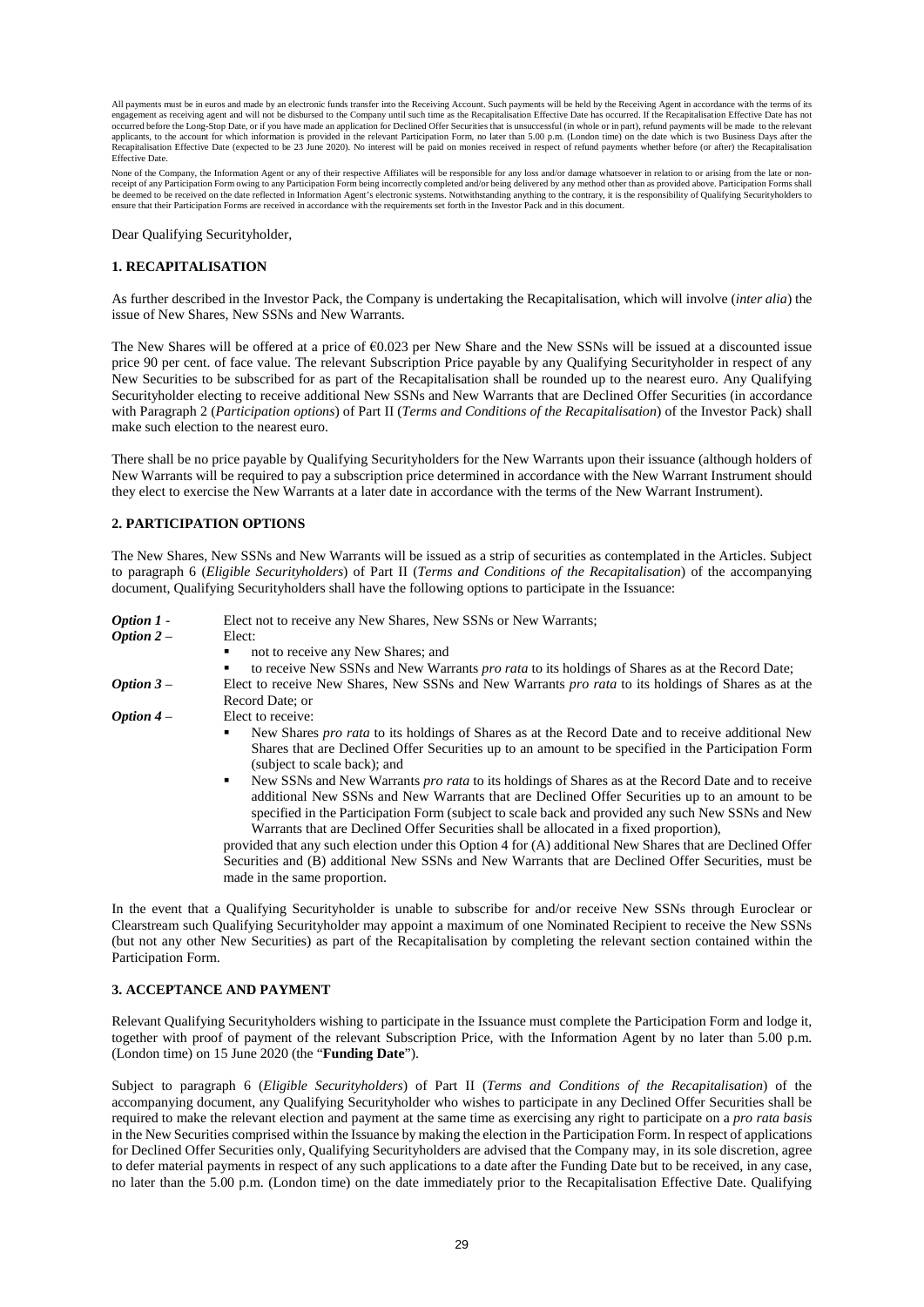All payments must be in euros and made by an electronic funds transfer into the Receiving Account. Such payments will be held by the Receiving Agent in accordance with the terms of its engagement as receiving agent and will not be disbursed to the Company until such time as the Recapitalisation Effective Date has occurred. If the Recapitalisation Effective Date has not occurred before the Long-Stop Date, or if you have made an application for Declined Offer Securities that is unsuccessful (in whole or in part), refund payments will be made to the relevant applicants, to the account for which information is provided in the relevant Participation Form, no later than 5.00 p.m. (London time) on the date which is two Business Days after the Recapitalisation Effective Date (expected to be 23 June 2020). No interest will be paid on monies received in respect of refund payments whether before (or after) the Recapitalisation Effective Date.

None of the Company, the Information Agent or any of their respective Affiliates will be responsible for any loss and/or damage whatsoever in relation to or arising from the late or non-receipt of any Participation Form owing to any Participation Form being incorrectly completed and/or being delivered by any method other than as provided above. Participation Forms shall be deemed to be received on the date reflected in Information Agent's electronic systems. Notwithstanding anything to the contrary, it is the responsibility of Qualifying Securityholders to ensure that their Participation Forms are received in accordance with the requirements set forth in the Investor Pack and in this document.

Dear Qualifying Securityholder,

## 1. RECAPITALISATION

As further described in the Investor Pack, the Company is undertaking the Recapitalisation, which will involve (*inter alia*) the issue of New Shares, New SSNs and New Warrants.

The New Shares will be offered at a price of €0.023 per New Share and the New SSNs will be issued at a discounted issue price 90 per cent. of face value. The relevant Subscription Price payable by any Qualifying Securityholder in respect of any New Securities to be subscribed for as part of the Recapitalisation shall be rounded up to the nearest euro. Any Qualifying Securityholder electing to receive additional New SSNs and New Warrants that are Declined Offer Securities (in accordance with Paragraph 2 (*Participation options*) of Part II (*Terms and Conditions of the Recapitalisation*) of the Investor Pack) shall make such election to the nearest euro.

There shall be no price payable by Qualifying Securityholders for the New Warrants upon their issuance (although holders of New Warrants will be required to pay a subscription price determined in accordance with the New Warrant Instrument should they elect to exercise the New Warrants at a later date in accordance with the terms of the New Warrant Instrument).

## 2. PARTICIPATION OPTIONS

The New Shares, New SSNs and New Warrants will be issued as a strip of securities as contemplated in the Articles. Subject to paragraph 6 (*Eligible Securityholders*) of Part II (*Terms and Conditions of the Recapitalisation*) of the accompanying document, Qualifying Securityholders shall have the following options to participate in the Issuance:

***Option 1*** - Elect not to receive any New Shares, New SSNs or New Warrants;

***Option 2*** – Elect:

- not to receive any New Shares; and
- to receive New SSNs and New Warrants *pro rata* to its holdings of Shares as at the Record Date;

***Option 3*** – Elect to receive New Shares, New SSNs and New Warrants *pro rata* to its holdings of Shares as at the Record Date; or

***Option 4*** – Elect to receive:

- New Shares *pro rata* to its holdings of Shares as at the Record Date and to receive additional New Shares that are Declined Offer Securities up to an amount to be specified in the Participation Form (subject to scale back); and
- New SSNs and New Warrants *pro rata* to its holdings of Shares as at the Record Date and to receive additional New SSNs and New Warrants that are Declined Offer Securities up to an amount to be specified in the Participation Form (subject to scale back and provided any such New SSNs and New Warrants that are Declined Offer Securities shall be allocated in a fixed proportion),

provided that any such election under this Option 4 for (A) additional New Shares that are Declined Offer Securities and (B) additional New SSNs and New Warrants that are Declined Offer Securities, must be made in the same proportion.

In the event that a Qualifying Securityholder is unable to subscribe for and/or receive New SSNs through Euroclear or Clearstream such Qualifying Securityholder may appoint a maximum of one Nominated Recipient to receive the New SSNs (but not any other New Securities) as part of the Recapitalisation by completing the relevant section contained within the Participation Form.

## 3. ACCEPTANCE AND PAYMENT

Relevant Qualifying Securityholders wishing to participate in the Issuance must complete the Participation Form and lodge it, together with proof of payment of the relevant Subscription Price, with the Information Agent by no later than 5.00 p.m. (London time) on 15 June 2020 (the "**Funding Date**").

Subject to paragraph 6 (*Eligible Securityholders*) of Part II (*Terms and Conditions of the Recapitalisation*) of the accompanying document, any Qualifying Securityholder who wishes to participate in any Declined Offer Securities shall be required to make the relevant election and payment at the same time as exercising any right to participate on a *pro rata basis* in the New Securities comprised within the Issuance by making the election in the Participation Form. In respect of applications for Declined Offer Securities only, Qualifying Securityholders are advised that the Company may, in its sole discretion, agree to defer material payments in respect of any such applications to a date after the Funding Date but to be received, in any case, no later than the 5.00 p.m. (London time) on the date immediately prior to the Recapitalisation Effective Date. Qualifying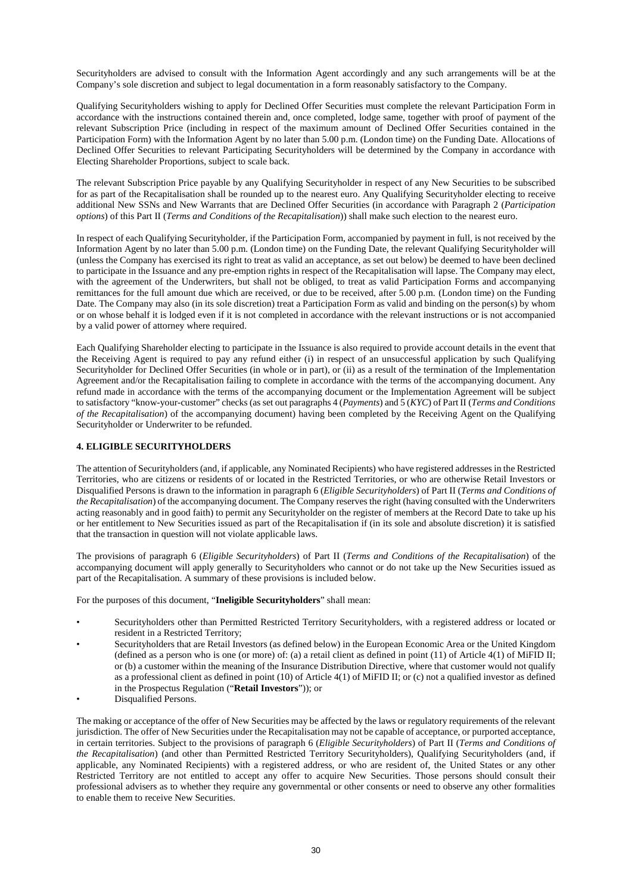Securityholders are advised to consult with the Information Agent accordingly and any such arrangements will be at the Company's sole discretion and subject to legal documentation in a form reasonably satisfactory to the Company.

Qualifying Securityholders wishing to apply for Declined Offer Securities must complete the relevant Participation Form in accordance with the instructions contained therein and, once completed, lodge same, together with proof of payment of the relevant Subscription Price (including in respect of the maximum amount of Declined Offer Securities contained in the Participation Form) with the Information Agent by no later than 5.00 p.m. (London time) on the Funding Date. Allocations of Declined Offer Securities to relevant Participating Securityholders will be determined by the Company in accordance with Electing Shareholder Proportions, subject to scale back.

The relevant Subscription Price payable by any Qualifying Securityholder in respect of any New Securities to be subscribed for as part of the Recapitalisation shall be rounded up to the nearest euro. Any Qualifying Securityholder electing to receive additional New SSNs and New Warrants that are Declined Offer Securities (in accordance with Paragraph 2 (*Participation options*) of this Part II (*Terms and Conditions of the Recapitalisation*)) shall make such election to the nearest euro.

In respect of each Qualifying Securityholder, if the Participation Form, accompanied by payment in full, is not received by the Information Agent by no later than 5.00 p.m. (London time) on the Funding Date, the relevant Qualifying Securityholder will (unless the Company has exercised its right to treat as valid an acceptance, as set out below) be deemed to have been declined to participate in the Issuance and any pre-emption rights in respect of the Recapitalisation will lapse. The Company may elect, with the agreement of the Underwriters, but shall not be obliged, to treat as valid Participation Forms and accompanying remittances for the full amount due which are received, or due to be received, after 5.00 p.m. (London time) on the Funding Date. The Company may also (in its sole discretion) treat a Participation Form as valid and binding on the person(s) by whom or on whose behalf it is lodged even if it is not completed in accordance with the relevant instructions or is not accompanied by a valid power of attorney where required.

Each Qualifying Shareholder electing to participate in the Issuance is also required to provide account details in the event that the Receiving Agent is required to pay any refund either (i) in respect of an unsuccessful application by such Qualifying Securityholder for Declined Offer Securities (in whole or in part), or (ii) as a result of the termination of the Implementation Agreement and/or the Recapitalisation failing to complete in accordance with the terms of the accompanying document. Any refund made in accordance with the terms of the accompanying document or the Implementation Agreement will be subject to satisfactory "know-your-customer" checks (as set out paragraphs 4 (*Payments*) and 5 (*KYC*) of Part II (*Terms and Conditions of the Recapitalisation*) of the accompanying document) having been completed by the Receiving Agent on the Qualifying Securityholder or Underwriter to be refunded.

## 4. ELIGIBLE SECURITYHOLDERS

The attention of Securityholders (and, if applicable, any Nominated Recipients) who have registered addresses in the Restricted Territories, who are citizens or residents of or located in the Restricted Territories, or who are otherwise Retail Investors or Disqualified Persons is drawn to the information in paragraph 6 (*Eligible Securityholders*) of Part II (*Terms and Conditions of the Recapitalisation*) of the accompanying document. The Company reserves the right (having consulted with the Underwriters acting reasonably and in good faith) to permit any Securityholder on the register of members at the Record Date to take up his or her entitlement to New Securities issued as part of the Recapitalisation if (in its sole and absolute discretion) it is satisfied that the transaction in question will not violate applicable laws.

The provisions of paragraph 6 (*Eligible Securityholders*) of Part II (*Terms and Conditions of the Recapitalisation*) of the accompanying document will apply generally to Securityholders who cannot or do not take up the New Securities issued as part of the Recapitalisation. A summary of these provisions is included below.

For the purposes of this document, "**Ineligible Securityholders**" shall mean:

- Securityholders other than Permitted Restricted Territory Securityholders, with a registered address or located or resident in a Restricted Territory;
- Securityholders that are Retail Investors (as defined below) in the European Economic Area or the United Kingdom (defined as a person who is one (or more) of: (a) a retail client as defined in point (11) of Article 4(1) of MiFID II; or (b) a customer within the meaning of the Insurance Distribution Directive, where that customer would not qualify as a professional client as defined in point (10) of Article 4(1) of MiFID II; or (c) not a qualified investor as defined in the Prospectus Regulation ("**Retail Investors**")); or
- Disqualified Persons.

The making or acceptance of the offer of New Securities may be affected by the laws or regulatory requirements of the relevant jurisdiction. The offer of New Securities under the Recapitalisation may not be capable of acceptance, or purported acceptance, in certain territories. Subject to the provisions of paragraph 6 (*Eligible Securityholders*) of Part II (*Terms and Conditions of the Recapitalisation*) (and other than Permitted Restricted Territory Securityholders), Qualifying Securityholders (and, if applicable, any Nominated Recipients) with a registered address, or who are resident of, the United States or any other Restricted Territory are not entitled to accept any offer to acquire New Securities. Those persons should consult their professional advisers as to whether they require any governmental or other consents or need to observe any other formalities to enable them to receive New Securities.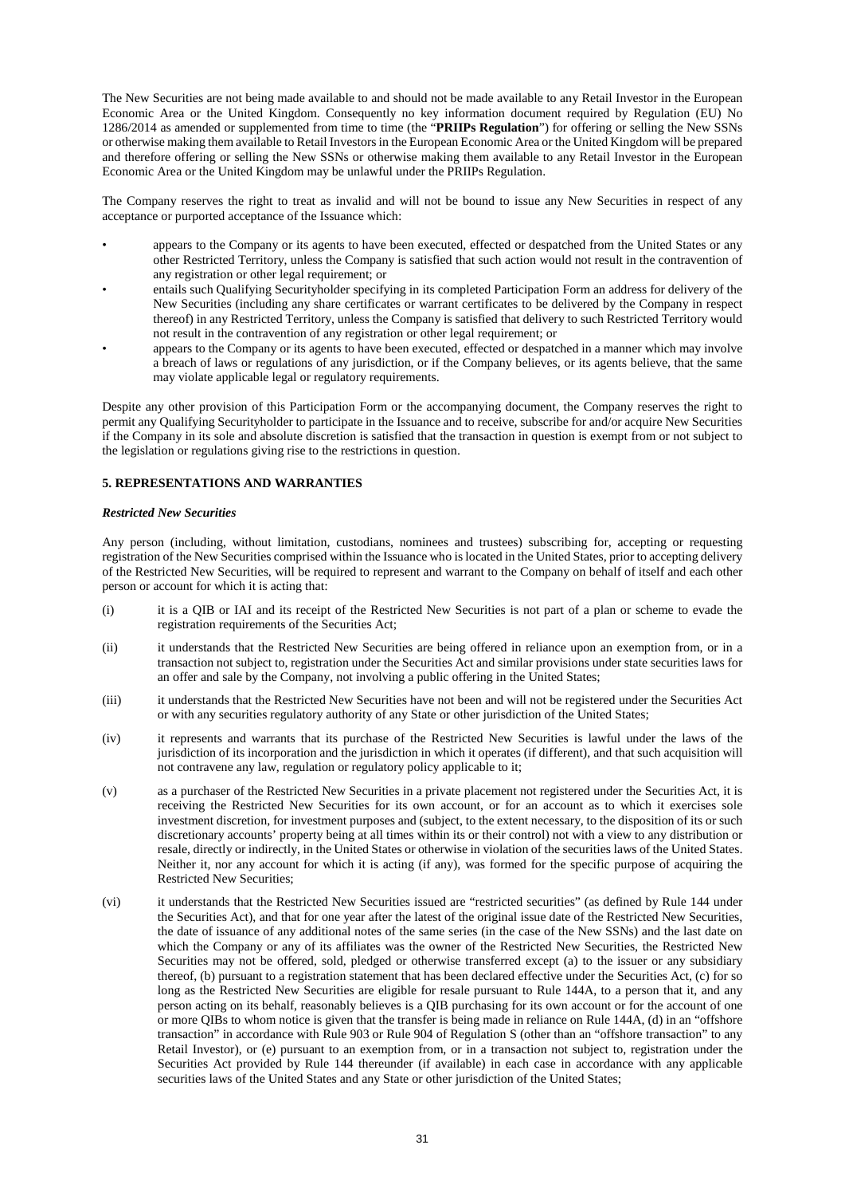The New Securities are not being made available to and should not be made available to any Retail Investor in the European Economic Area or the United Kingdom. Consequently no key information document required by Regulation (EU) No 1286/2014 as amended or supplemented from time to time (the "**PRIIPs Regulation**") for offering or selling the New SSNs or otherwise making them available to Retail Investors in the European Economic Area or the United Kingdom will be prepared and therefore offering or selling the New SSNs or otherwise making them available to any Retail Investor in the European Economic Area or the United Kingdom may be unlawful under the PRIIPs Regulation.

The Company reserves the right to treat as invalid and will not be bound to issue any New Securities in respect of any acceptance or purported acceptance of the Issuance which:

- appears to the Company or its agents to have been executed, effected or despatched from the United States or any other Restricted Territory, unless the Company is satisfied that such action would not result in the contravention of any registration or other legal requirement; or
- entails such Qualifying Securityholder specifying in its completed Participation Form an address for delivery of the New Securities (including any share certificates or warrant certificates to be delivered by the Company in respect thereof) in any Restricted Territory, unless the Company is satisfied that delivery to such Restricted Territory would not result in the contravention of any registration or other legal requirement; or
- appears to the Company or its agents to have been executed, effected or despatched in a manner which may involve a breach of laws or regulations of any jurisdiction, or if the Company believes, or its agents believe, that the same may violate applicable legal or regulatory requirements.

Despite any other provision of this Participation Form or the accompanying document, the Company reserves the right to permit any Qualifying Securityholder to participate in the Issuance and to receive, subscribe for and/or acquire New Securities if the Company in its sole and absolute discretion is satisfied that the transaction in question is exempt from or not subject to the legislation or regulations giving rise to the restrictions in question.

## 5. REPRESENTATIONS AND WARRANTIES

***Restricted New Securities***

Any person (including, without limitation, custodians, nominees and trustees) subscribing for, accepting or requesting registration of the New Securities comprised within the Issuance who is located in the United States, prior to accepting delivery of the Restricted New Securities, will be required to represent and warrant to the Company on behalf of itself and each other person or account for which it is acting that:

(i) it is a QIB or IAI and its receipt of the Restricted New Securities is not part of a plan or scheme to evade the registration requirements of the Securities Act;

(ii) it understands that the Restricted New Securities are being offered in reliance upon an exemption from, or in a transaction not subject to, registration under the Securities Act and similar provisions under state securities laws for an offer and sale by the Company, not involving a public offering in the United States;

(iii) it understands that the Restricted New Securities have not been and will not be registered under the Securities Act or with any securities regulatory authority of any State or other jurisdiction of the United States;

(iv) it represents and warrants that its purchase of the Restricted New Securities is lawful under the laws of the jurisdiction of its incorporation and the jurisdiction in which it operates (if different), and that such acquisition will not contravene any law, regulation or regulatory policy applicable to it;

(v) as a purchaser of the Restricted New Securities in a private placement not registered under the Securities Act, it is receiving the Restricted New Securities for its own account, or for an account as to which it exercises sole investment discretion, for investment purposes and (subject, to the extent necessary, to the disposition of its or such discretionary accounts' property being at all times within its or their control) not with a view to any distribution or resale, directly or indirectly, in the United States or otherwise in violation of the securities laws of the United States. Neither it, nor any account for which it is acting (if any), was formed for the specific purpose of acquiring the Restricted New Securities;

(vi) it understands that the Restricted New Securities issued are "restricted securities" (as defined by Rule 144 under the Securities Act), and that for one year after the latest of the original issue date of the Restricted New Securities, the date of issuance of any additional notes of the same series (in the case of the New SSNs) and the last date on which the Company or any of its affiliates was the owner of the Restricted New Securities, the Restricted New Securities may not be offered, sold, pledged or otherwise transferred except (a) to the issuer or any subsidiary thereof, (b) pursuant to a registration statement that has been declared effective under the Securities Act, (c) for so long as the Restricted New Securities are eligible for resale pursuant to Rule 144A, to a person that it, and any person acting on its behalf, reasonably believes is a QIB purchasing for its own account or for the account of one or more QIBs to whom notice is given that the transfer is being made in reliance on Rule 144A, (d) in an "offshore transaction" in accordance with Rule 903 or Rule 904 of Regulation S (other than an "offshore transaction" to any Retail Investor), or (e) pursuant to an exemption from, or in a transaction not subject to, registration under the Securities Act provided by Rule 144 thereunder (if available) in each case in accordance with any applicable securities laws of the United States and any State or other jurisdiction of the United States;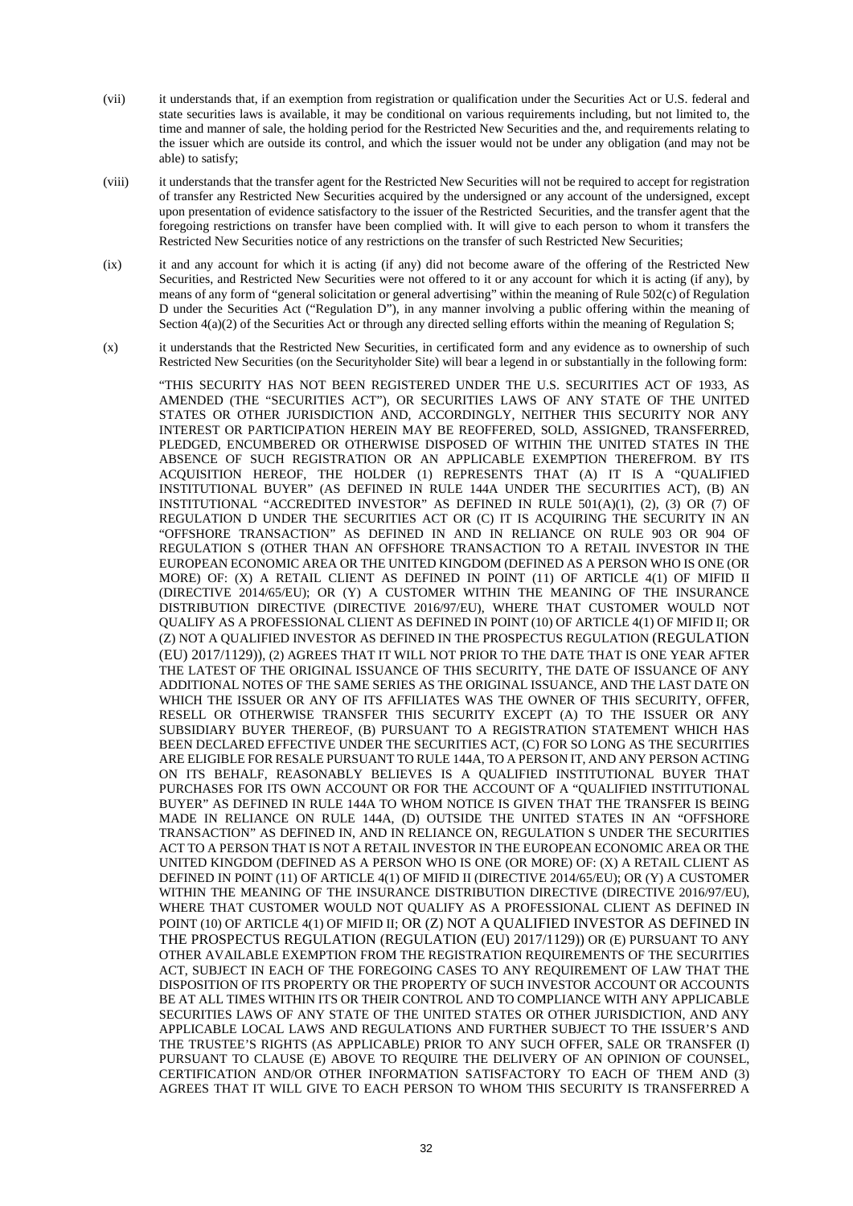(vii) it understands that, if an exemption from registration or qualification under the Securities Act or U.S. federal and state securities laws is available, it may be conditional on various requirements including, but not limited to, the time and manner of sale, the holding period for the Restricted New Securities and the, and requirements relating to the issuer which are outside its control, and which the issuer would not be under any obligation (and may not be able) to satisfy;

(viii) it understands that the transfer agent for the Restricted New Securities will not be required to accept for registration of transfer any Restricted New Securities acquired by the undersigned or any account of the undersigned, except upon presentation of evidence satisfactory to the issuer of the Restricted Securities, and the transfer agent that the foregoing restrictions on transfer have been complied with. It will give to each person to whom it transfers the Restricted New Securities notice of any restrictions on the transfer of such Restricted New Securities;

(ix) it and any account for which it is acting (if any) did not become aware of the offering of the Restricted New Securities, and Restricted New Securities were not offered to it or any account for which it is acting (if any), by means of any form of "general solicitation or general advertising" within the meaning of Rule 502(c) of Regulation D under the Securities Act ("Regulation D"), in any manner involving a public offering within the meaning of Section 4(a)(2) of the Securities Act or through any directed selling efforts within the meaning of Regulation S;

(x) it understands that the Restricted New Securities, in certificated form and any evidence as to ownership of such Restricted New Securities (on the Securityholder Site) will bear a legend in or substantially in the following form:

"THIS SECURITY HAS NOT BEEN REGISTERED UNDER THE U.S. SECURITIES ACT OF 1933, AS AMENDED (THE "SECURITIES ACT"), OR SECURITIES LAWS OF ANY STATE OF THE UNITED STATES OR OTHER JURISDICTION AND, ACCORDINGLY, NEITHER THIS SECURITY NOR ANY INTEREST OR PARTICIPATION HEREIN MAY BE REOFFERED, SOLD, ASSIGNED, TRANSFERRED, PLEDGED, ENCUMBERED OR OTHERWISE DISPOSED OF WITHIN THE UNITED STATES IN THE ABSENCE OF SUCH REGISTRATION OR AN APPLICABLE EXEMPTION THEREFROM. BY ITS ACQUISITION HEREOF, THE HOLDER (1) REPRESENTS THAT (A) IT IS A "QUALIFIED INSTITUTIONAL BUYER" (AS DEFINED IN RULE 144A UNDER THE SECURITIES ACT), (B) AN INSTITUTIONAL "ACCREDITED INVESTOR" AS DEFINED IN RULE 501(A)(1), (2), (3) OR (7) OF REGULATION D UNDER THE SECURITIES ACT OR (C) IT IS ACQUIRING THE SECURITY IN AN "OFFSHORE TRANSACTION" AS DEFINED IN AND IN RELIANCE ON RULE 903 OR 904 OF REGULATION S (OTHER THAN AN OFFSHORE TRANSACTION TO A RETAIL INVESTOR IN THE EUROPEAN ECONOMIC AREA OR THE UNITED KINGDOM (DEFINED AS A PERSON WHO IS ONE (OR MORE) OF: (X) A RETAIL CLIENT AS DEFINED IN POINT (11) OF ARTICLE 4(1) OF MIFID II (DIRECTIVE 2014/65/EU); OR (Y) A CUSTOMER WITHIN THE MEANING OF THE INSURANCE DISTRIBUTION DIRECTIVE (DIRECTIVE 2016/97/EU), WHERE THAT CUSTOMER WOULD NOT QUALIFY AS A PROFESSIONAL CLIENT AS DEFINED IN POINT (10) OF ARTICLE 4(1) OF MIFID II; OR (Z) NOT A QUALIFIED INVESTOR AS DEFINED IN THE PROSPECTUS REGULATION (REGULATION (EU) 2017/1129)), (2) AGREES THAT IT WILL NOT PRIOR TO THE DATE THAT IS ONE YEAR AFTER THE LATEST OF THE ORIGINAL ISSUANCE OF THIS SECURITY, THE DATE OF ISSUANCE OF ANY ADDITIONAL NOTES OF THE SAME SERIES AS THE ORIGINAL ISSUANCE, AND THE LAST DATE ON WHICH THE ISSUER OR ANY OF ITS AFFILIATES WAS THE OWNER OF THIS SECURITY, OFFER, RESELL OR OTHERWISE TRANSFER THIS SECURITY EXCEPT (A) TO THE ISSUER OR ANY SUBSIDIARY BUYER THEREOF, (B) PURSUANT TO A REGISTRATION STATEMENT WHICH HAS BEEN DECLARED EFFECTIVE UNDER THE SECURITIES ACT, (C) FOR SO LONG AS THE SECURITIES ARE ELIGIBLE FOR RESALE PURSUANT TO RULE 144A, TO A PERSON IT, AND ANY PERSON ACTING ON ITS BEHALF, REASONABLY BELIEVES IS A QUALIFIED INSTITUTIONAL BUYER THAT PURCHASES FOR ITS OWN ACCOUNT OR FOR THE ACCOUNT OF A "QUALIFIED INSTITUTIONAL BUYER" AS DEFINED IN RULE 144A TO WHOM NOTICE IS GIVEN THAT THE TRANSFER IS BEING MADE IN RELIANCE ON RULE 144A, (D) OUTSIDE THE UNITED STATES IN AN "OFFSHORE TRANSACTION" AS DEFINED IN, AND IN RELIANCE ON, REGULATION S UNDER THE SECURITIES ACT TO A PERSON THAT IS NOT A RETAIL INVESTOR IN THE EUROPEAN ECONOMIC AREA OR THE UNITED KINGDOM (DEFINED AS A PERSON WHO IS ONE (OR MORE) OF: (X) A RETAIL CLIENT AS DEFINED IN POINT (11) OF ARTICLE 4(1) OF MIFID II (DIRECTIVE 2014/65/EU); OR (Y) A CUSTOMER WITHIN THE MEANING OF THE INSURANCE DISTRIBUTION DIRECTIVE (DIRECTIVE 2016/97/EU), WHERE THAT CUSTOMER WOULD NOT QUALIFY AS A PROFESSIONAL CLIENT AS DEFINED IN POINT (10) OF ARTICLE 4(1) OF MIFID II; OR (Z) NOT A QUALIFIED INVESTOR AS DEFINED IN THE PROSPECTUS REGULATION (REGULATION (EU) 2017/1129)) OR (E) PURSUANT TO ANY OTHER AVAILABLE EXEMPTION FROM THE REGISTRATION REQUIREMENTS OF THE SECURITIES ACT, SUBJECT IN EACH OF THE FOREGOING CASES TO ANY REQUIREMENT OF LAW THAT THE DISPOSITION OF ITS PROPERTY OR THE PROPERTY OF SUCH INVESTOR ACCOUNT OR ACCOUNTS BE AT ALL TIMES WITHIN ITS OR THEIR CONTROL AND TO COMPLIANCE WITH ANY APPLICABLE SECURITIES LAWS OF ANY STATE OF THE UNITED STATES OR OTHER JURISDICTION, AND ANY APPLICABLE LOCAL LAWS AND REGULATIONS AND FURTHER SUBJECT TO THE ISSUER'S AND THE TRUSTEE'S RIGHTS (AS APPLICABLE) PRIOR TO ANY SUCH OFFER, SALE OR TRANSFER (I) PURSUANT TO CLAUSE (E) ABOVE TO REQUIRE THE DELIVERY OF AN OPINION OF COUNSEL, CERTIFICATION AND/OR OTHER INFORMATION SATISFACTORY TO EACH OF THEM AND (3) AGREES THAT IT WILL GIVE TO EACH PERSON TO WHOM THIS SECURITY IS TRANSFERRED A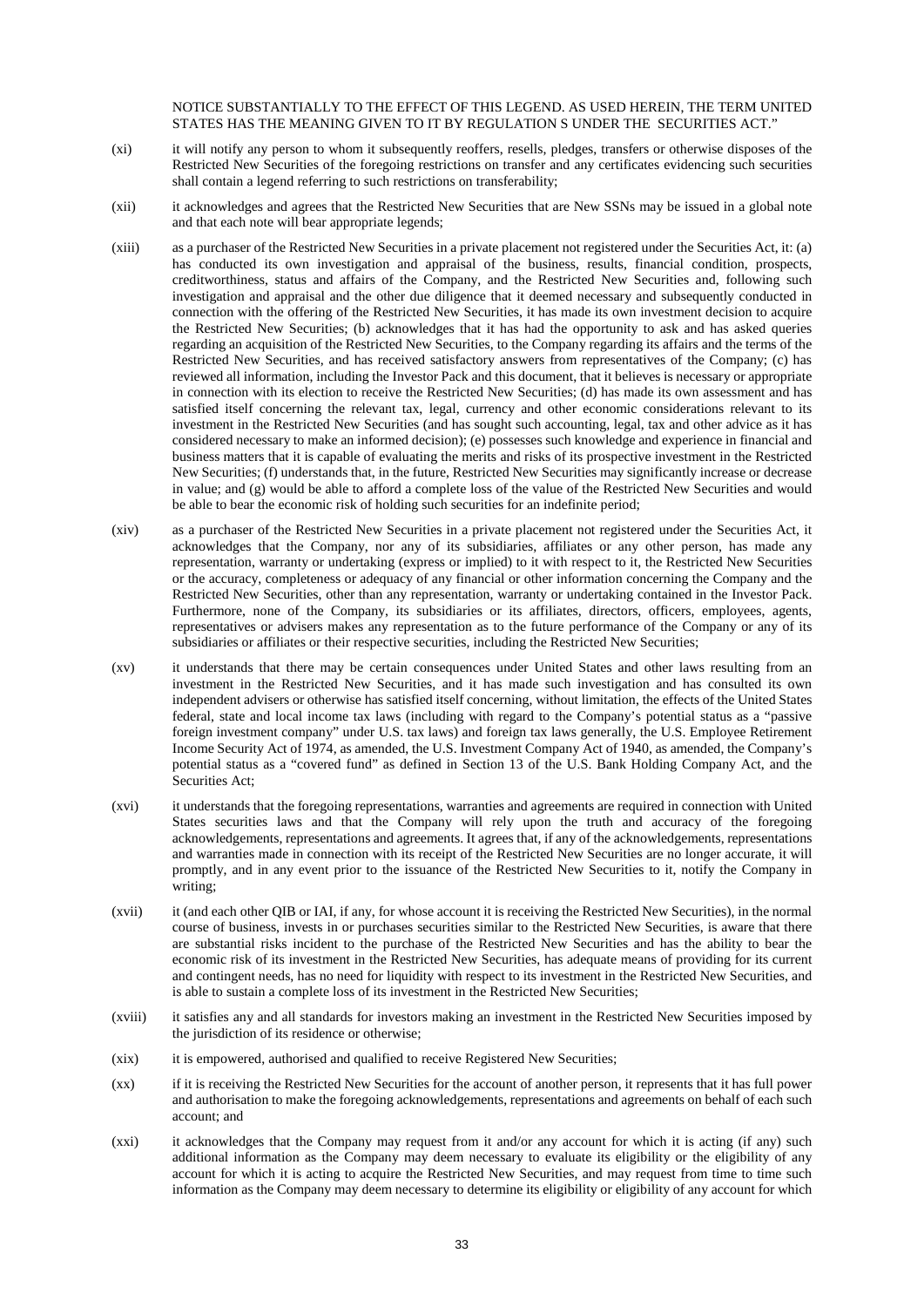NOTICE SUBSTANTIALLY TO THE EFFECT OF THIS LEGEND. AS USED HEREIN, THE TERM UNITED STATES HAS THE MEANING GIVEN TO IT BY REGULATION S UNDER THE SECURITIES ACT."

(xi) it will notify any person to whom it subsequently reoffers, resells, pledges, transfers or otherwise disposes of the Restricted New Securities of the foregoing restrictions on transfer and any certificates evidencing such securities shall contain a legend referring to such restrictions on transferability;

(xii) it acknowledges and agrees that the Restricted New Securities that are New SSNs may be issued in a global note and that each note will bear appropriate legends;

(xiii) as a purchaser of the Restricted New Securities in a private placement not registered under the Securities Act, it: (a) has conducted its own investigation and appraisal of the business, results, financial condition, prospects, creditworthiness, status and affairs of the Company, and the Restricted New Securities and, following such investigation and appraisal and the other due diligence that it deemed necessary and subsequently conducted in connection with the offering of the Restricted New Securities, it has made its own investment decision to acquire the Restricted New Securities; (b) acknowledges that it has had the opportunity to ask and has asked queries regarding an acquisition of the Restricted New Securities, to the Company regarding its affairs and the terms of the Restricted New Securities, and has received satisfactory answers from representatives of the Company; (c) has reviewed all information, including the Investor Pack and this document, that it believes is necessary or appropriate in connection with its election to receive the Restricted New Securities; (d) has made its own assessment and has satisfied itself concerning the relevant tax, legal, currency and other economic considerations relevant to its investment in the Restricted New Securities (and has sought such accounting, legal, tax and other advice as it has considered necessary to make an informed decision); (e) possesses such knowledge and experience in financial and business matters that it is capable of evaluating the merits and risks of its prospective investment in the Restricted New Securities; (f) understands that, in the future, Restricted New Securities may significantly increase or decrease in value; and (g) would be able to afford a complete loss of the value of the Restricted New Securities and would be able to bear the economic risk of holding such securities for an indefinite period;

(xiv) as a purchaser of the Restricted New Securities in a private placement not registered under the Securities Act, it acknowledges that the Company, nor any of its subsidiaries, affiliates or any other person, has made any representation, warranty or undertaking (express or implied) to it with respect to it, the Restricted New Securities or the accuracy, completeness or adequacy of any financial or other information concerning the Company and the Restricted New Securities, other than any representation, warranty or undertaking contained in the Investor Pack. Furthermore, none of the Company, its subsidiaries or its affiliates, directors, officers, employees, agents, representatives or advisers makes any representation as to the future performance of the Company or any of its subsidiaries or affiliates or their respective securities, including the Restricted New Securities;

(xv) it understands that there may be certain consequences under United States and other laws resulting from an investment in the Restricted New Securities, and it has made such investigation and has consulted its own independent advisers or otherwise has satisfied itself concerning, without limitation, the effects of the United States federal, state and local income tax laws (including with regard to the Company's potential status as a "passive foreign investment company" under U.S. tax laws) and foreign tax laws generally, the U.S. Employee Retirement Income Security Act of 1974, as amended, the U.S. Investment Company Act of 1940, as amended, the Company's potential status as a "covered fund" as defined in Section 13 of the U.S. Bank Holding Company Act, and the Securities Act;

(xvi) it understands that the foregoing representations, warranties and agreements are required in connection with United States securities laws and that the Company will rely upon the truth and accuracy of the foregoing acknowledgements, representations and agreements. It agrees that, if any of the acknowledgements, representations and warranties made in connection with its receipt of the Restricted New Securities are no longer accurate, it will promptly, and in any event prior to the issuance of the Restricted New Securities to it, notify the Company in writing;

(xvii) it (and each other QIB or IAI, if any, for whose account it is receiving the Restricted New Securities), in the normal course of business, invests in or purchases securities similar to the Restricted New Securities, is aware that there are substantial risks incident to the purchase of the Restricted New Securities and has the ability to bear the economic risk of its investment in the Restricted New Securities, has adequate means of providing for its current and contingent needs, has no need for liquidity with respect to its investment in the Restricted New Securities, and is able to sustain a complete loss of its investment in the Restricted New Securities;

(xviii) it satisfies any and all standards for investors making an investment in the Restricted New Securities imposed by the jurisdiction of its residence or otherwise;

(xix) it is empowered, authorised and qualified to receive Registered New Securities;

(xx) if it is receiving the Restricted New Securities for the account of another person, it represents that it has full power and authorisation to make the foregoing acknowledgements, representations and agreements on behalf of each such account; and

(xxi) it acknowledges that the Company may request from it and/or any account for which it is acting (if any) such additional information as the Company may deem necessary to evaluate its eligibility or the eligibility of any account for which it is acting to acquire the Restricted New Securities, and may request from time to time such information as the Company may deem necessary to determine its eligibility or eligibility of any account for which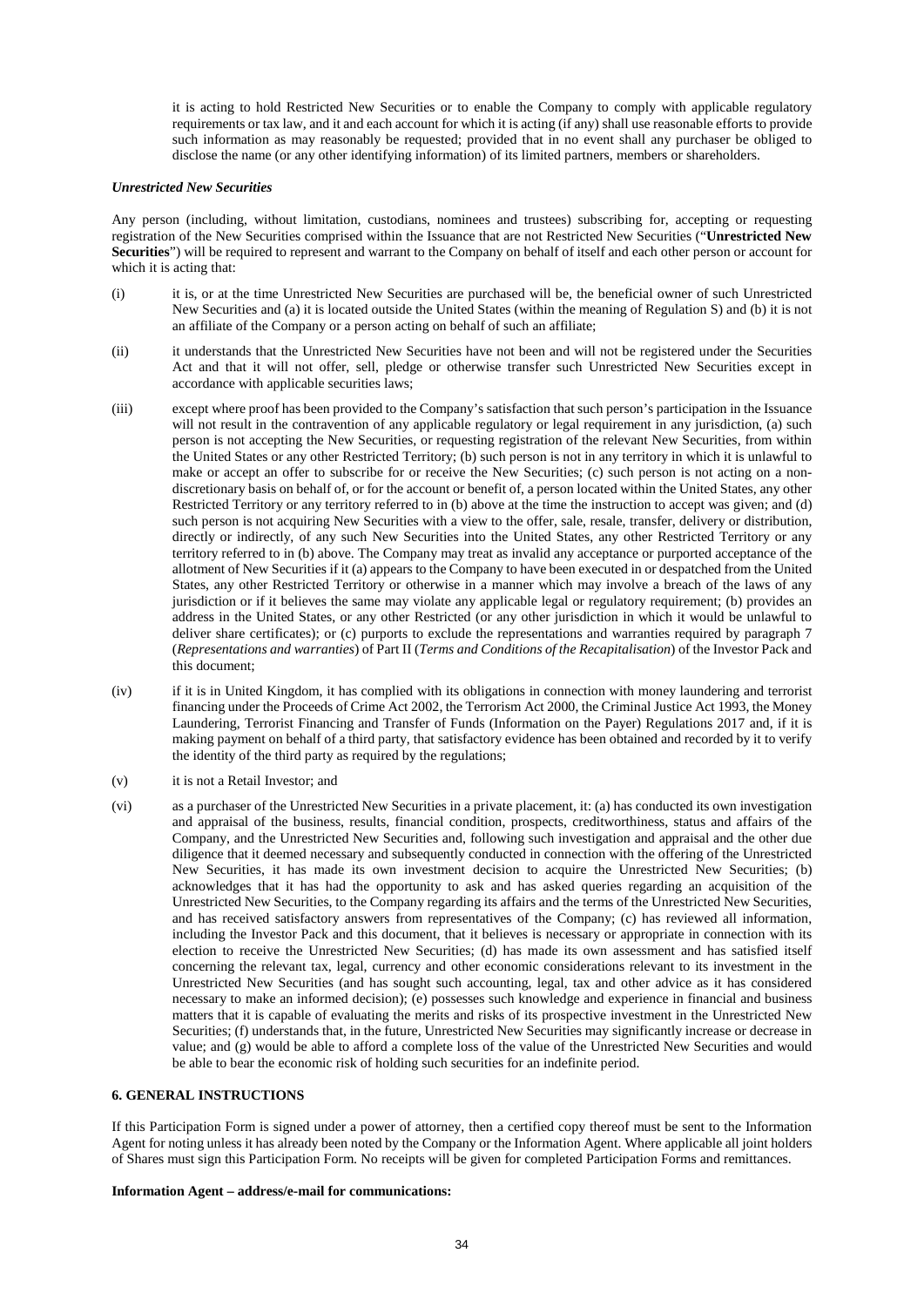it is acting to hold Restricted New Securities or to enable the Company to comply with applicable regulatory requirements or tax law, and it and each account for which it is acting (if any) shall use reasonable efforts to provide such information as may reasonably be requested; provided that in no event shall any purchaser be obliged to disclose the name (or any other identifying information) of its limited partners, members or shareholders.

***Unrestricted New Securities***

Any person (including, without limitation, custodians, nominees and trustees) subscribing for, accepting or requesting registration of the New Securities comprised within the Issuance that are not Restricted New Securities ("**Unrestricted New Securities**") will be required to represent and warrant to the Company on behalf of itself and each other person or account for which it is acting that:

(i) it is, or at the time Unrestricted New Securities are purchased will be, the beneficial owner of such Unrestricted New Securities and (a) it is located outside the United States (within the meaning of Regulation S) and (b) it is not an affiliate of the Company or a person acting on behalf of such an affiliate;

(ii) it understands that the Unrestricted New Securities have not been and will not be registered under the Securities Act and that it will not offer, sell, pledge or otherwise transfer such Unrestricted New Securities except in accordance with applicable securities laws;

(iii) except where proof has been provided to the Company's satisfaction that such person's participation in the Issuance will not result in the contravention of any applicable regulatory or legal requirement in any jurisdiction, (a) such person is not accepting the New Securities, or requesting registration of the relevant New Securities, from within the United States or any other Restricted Territory; (b) such person is not in any territory in which it is unlawful to make or accept an offer to subscribe for or receive the New Securities; (c) such person is not acting on a non-discretionary basis on behalf of, or for the account or benefit of, a person located within the United States, any other Restricted Territory or any territory referred to in (b) above at the time the instruction to accept was given; and (d) such person is not acquiring New Securities with a view to the offer, sale, resale, transfer, delivery or distribution, directly or indirectly, of any such New Securities into the United States, any other Restricted Territory or any territory referred to in (b) above. The Company may treat as invalid any acceptance or purported acceptance of the allotment of New Securities if it (a) appears to the Company to have been executed in or despatched from the United States, any other Restricted Territory or otherwise in a manner which may involve a breach of the laws of any jurisdiction or if it believes the same may violate any applicable legal or regulatory requirement; (b) provides an address in the United States, or any other Restricted (or any other jurisdiction in which it would be unlawful to deliver share certificates); or (c) purports to exclude the representations and warranties required by paragraph 7 (*Representations and warranties*) of Part II (*Terms and Conditions of the Recapitalisation*) of the Investor Pack and this document;

(iv) if it is in United Kingdom, it has complied with its obligations in connection with money laundering and terrorist financing under the Proceeds of Crime Act 2002, the Terrorism Act 2000, the Criminal Justice Act 1993, the Money Laundering, Terrorist Financing and Transfer of Funds (Information on the Payer) Regulations 2017 and, if it is making payment on behalf of a third party, that satisfactory evidence has been obtained and recorded by it to verify the identity of the third party as required by the regulations;

(v) it is not a Retail Investor; and

(vi) as a purchaser of the Unrestricted New Securities in a private placement, it: (a) has conducted its own investigation and appraisal of the business, results, financial condition, prospects, creditworthiness, status and affairs of the Company, and the Unrestricted New Securities and, following such investigation and appraisal and the other due diligence that it deemed necessary and subsequently conducted in connection with the offering of the Unrestricted New Securities, it has made its own investment decision to acquire the Unrestricted New Securities; (b) acknowledges that it has had the opportunity to ask and has asked queries regarding an acquisition of the Unrestricted New Securities, to the Company regarding its affairs and the terms of the Unrestricted New Securities, and has received satisfactory answers from representatives of the Company; (c) has reviewed all information, including the Investor Pack and this document, that it believes is necessary or appropriate in connection with its election to receive the Unrestricted New Securities; (d) has made its own assessment and has satisfied itself concerning the relevant tax, legal, currency and other economic considerations relevant to its investment in the Unrestricted New Securities (and has sought such accounting, legal, tax and other advice as it has considered necessary to make an informed decision); (e) possesses such knowledge and experience in financial and business matters that it is capable of evaluating the merits and risks of its prospective investment in the Unrestricted New Securities; (f) understands that, in the future, Unrestricted New Securities may significantly increase or decrease in value; and (g) would be able to afford a complete loss of the value of the Unrestricted New Securities and would be able to bear the economic risk of holding such securities for an indefinite period.

**6. GENERAL INSTRUCTIONS**

If this Participation Form is signed under a power of attorney, then a certified copy thereof must be sent to the Information Agent for noting unless it has already been noted by the Company or the Information Agent. Where applicable all joint holders of Shares must sign this Participation Form. No receipts will be given for completed Participation Forms and remittances.

**Information Agent – address/e-mail for communications:**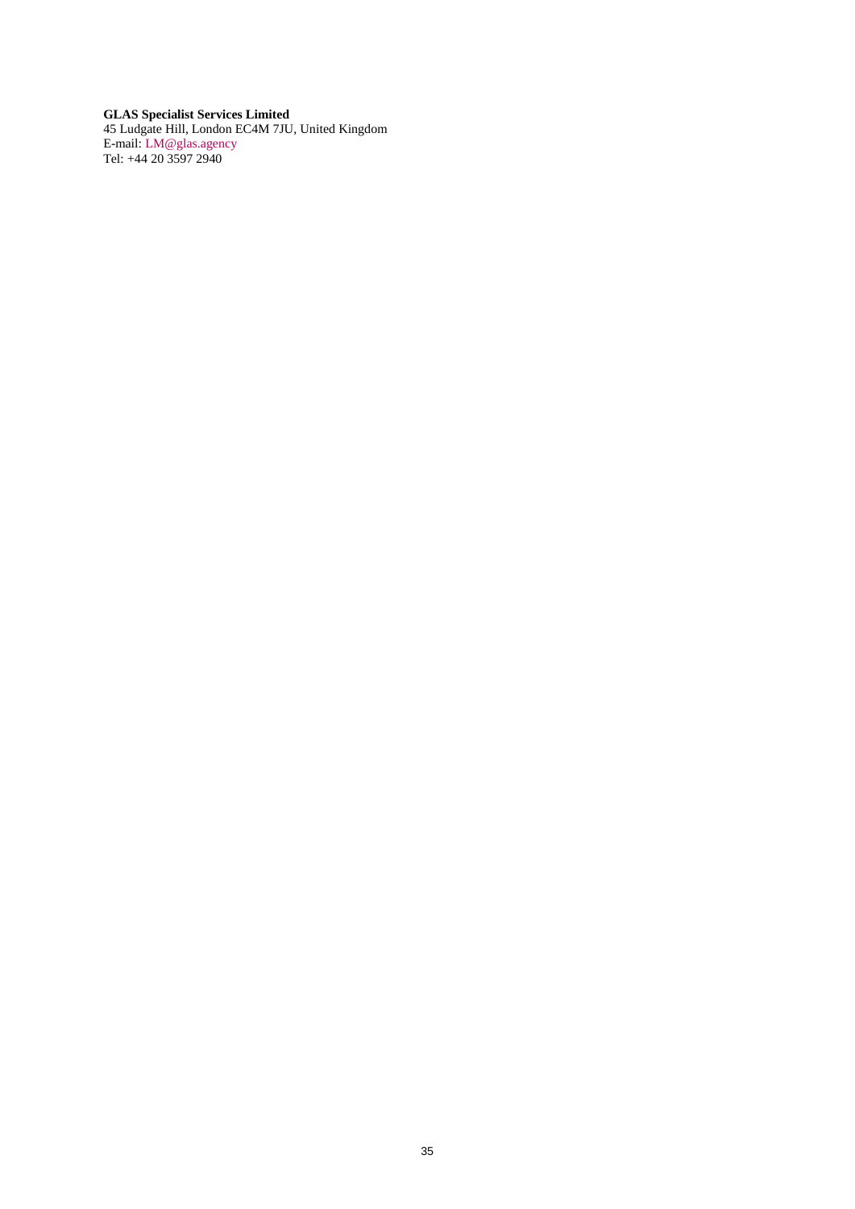**GLAS Specialist Services Limited**
45 Ludgate Hill, London EC4M 7JU, United Kingdom
E-mail: LM@glas.agency
Tel: +44 20 3597 2940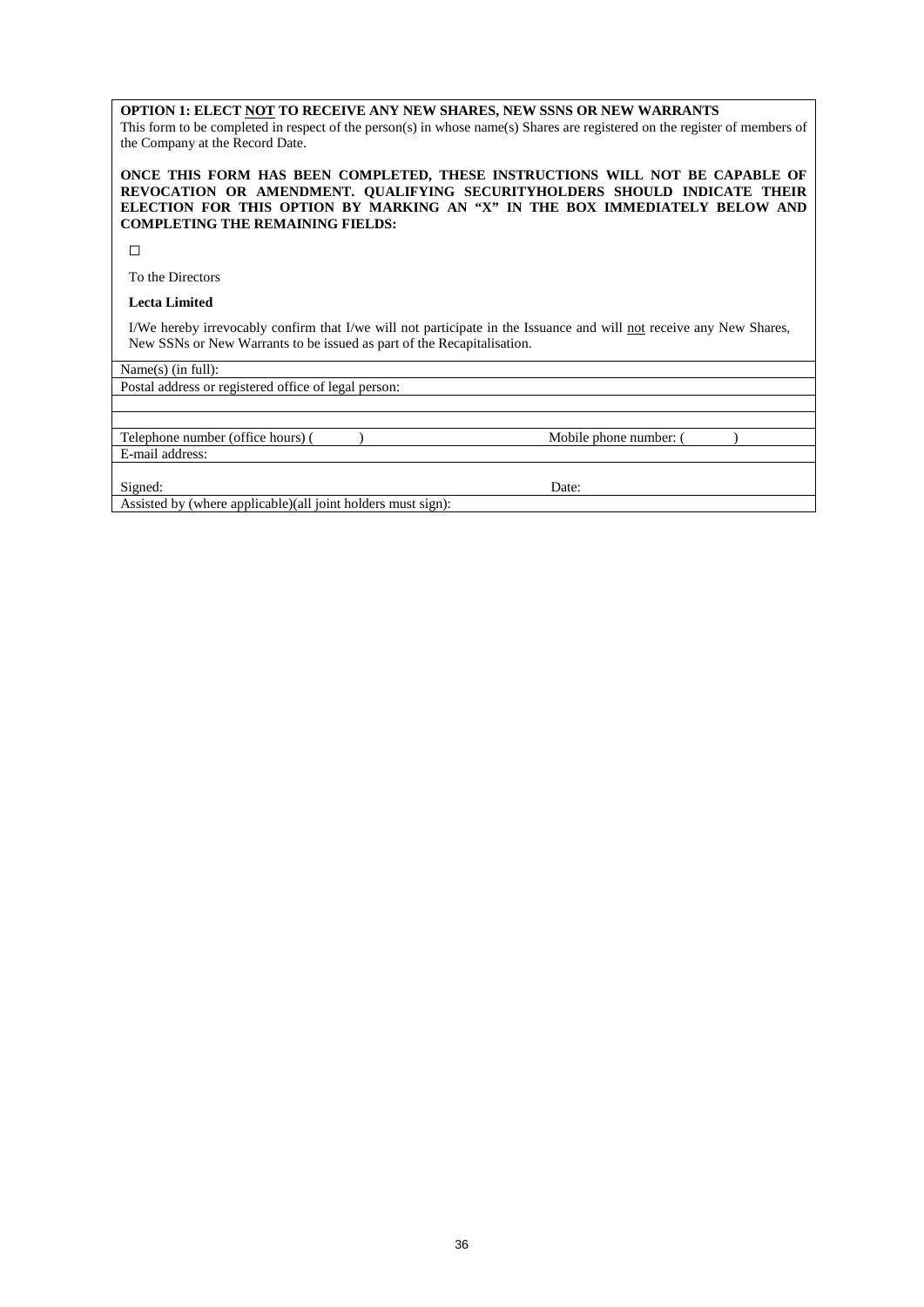**OPTION 1: ELECT <u>NOT</u> TO RECEIVE ANY NEW SHARES, NEW SSNS OR NEW WARRANTS**

This form to be completed in respect of the person(s) in whose name(s) Shares are registered on the register of members of the Company at the Record Date.

**ONCE THIS FORM HAS BEEN COMPLETED, THESE INSTRUCTIONS WILL NOT BE CAPABLE OF REVOCATION OR AMENDMENT. QUALIFYING SECURITYHOLDERS SHOULD INDICATE THEIR ELECTION FOR THIS OPTION BY MARKING AN "X" IN THE BOX IMMEDIATELY BELOW AND COMPLETING THE REMAINING FIELDS:**

☐

To the Directors

**Lecta Limited**

I/We hereby irrevocably confirm that I/we will not participate in the Issuance and will <u>not</u> receive any New Shares, New SSNs or New Warrants to be issued as part of the Recapitalisation.

| | |
|---|---|
| Name(s) (in full): | |
| Postal address or registered office of legal person: | |
| | |
| | |
| Telephone number (office hours) ( ) | Mobile phone number: ( ) |
| E-mail address: | |
| Signed: | Date: |
| Assisted by (where applicable)(all joint holders must sign): | |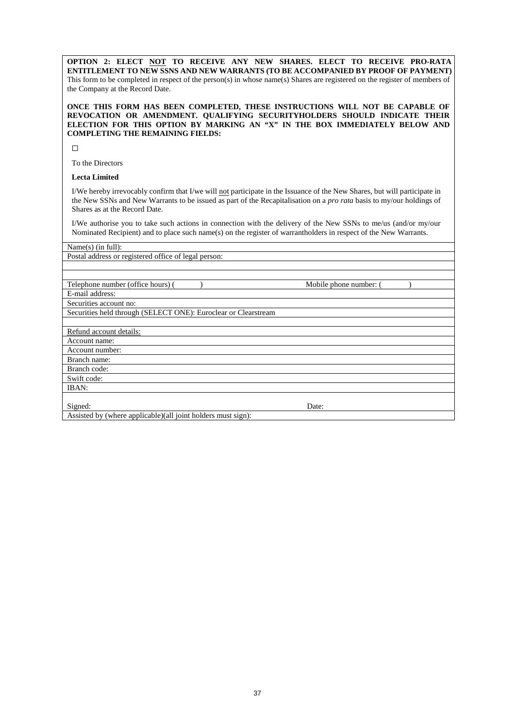**OPTION 2: ELECT <u>NOT</u> TO RECEIVE ANY NEW SHARES. ELECT TO RECEIVE PRO-RATA ENTITLEMENT TO NEW SSNS AND NEW WARRANTS (TO BE ACCOMPANIED BY PROOF OF PAYMENT)**
This form to be completed in respect of the person(s) in whose name(s) Shares are registered on the register of members of the Company at the Record Date.

**ONCE THIS FORM HAS BEEN COMPLETED, THESE INSTRUCTIONS WILL NOT BE CAPABLE OF REVOCATION OR AMENDMENT. QUALIFYING SECURITYHOLDERS SHOULD INDICATE THEIR ELECTION FOR THIS OPTION BY MARKING AN "X" IN THE BOX IMMEDIATELY BELOW AND COMPLETING THE REMAINING FIELDS:**

☐

To the Directors

**Lecta Limited**

I/We hereby irrevocably confirm that I/we will <u>not</u> participate in the Issuance of the New Shares, but will participate in the New SSNs and New Warrants to be issued as part of the Recapitalisation on a *pro rata* basis to my/our holdings of Shares as at the Record Date.

I/We authorise you to take such actions in connection with the delivery of the New SSNs to me/us (and/or my/our Nominated Recipient) and to place such name(s) on the register of warrantholders in respect of the New Warrants.

| | |
|---|---|
| Name(s) (in full): | |
| Postal address or registered office of legal person: | |
| | |
| | |
| Telephone number (office hours) (          ) | Mobile phone number: (          ) |
| E-mail address: | |
| Securities account no: | |
| Securities held through (SELECT ONE): Euroclear or Clearstream | |
| | |
| <u>Refund account details:</u> | |
| Account name: | |
| Account number: | |
| Branch name: | |
| Branch code: | |
| Swift code: | |
| IBAN: | |
| Signed: | Date: |
| Assisted by (where applicable)(all joint holders must sign): | |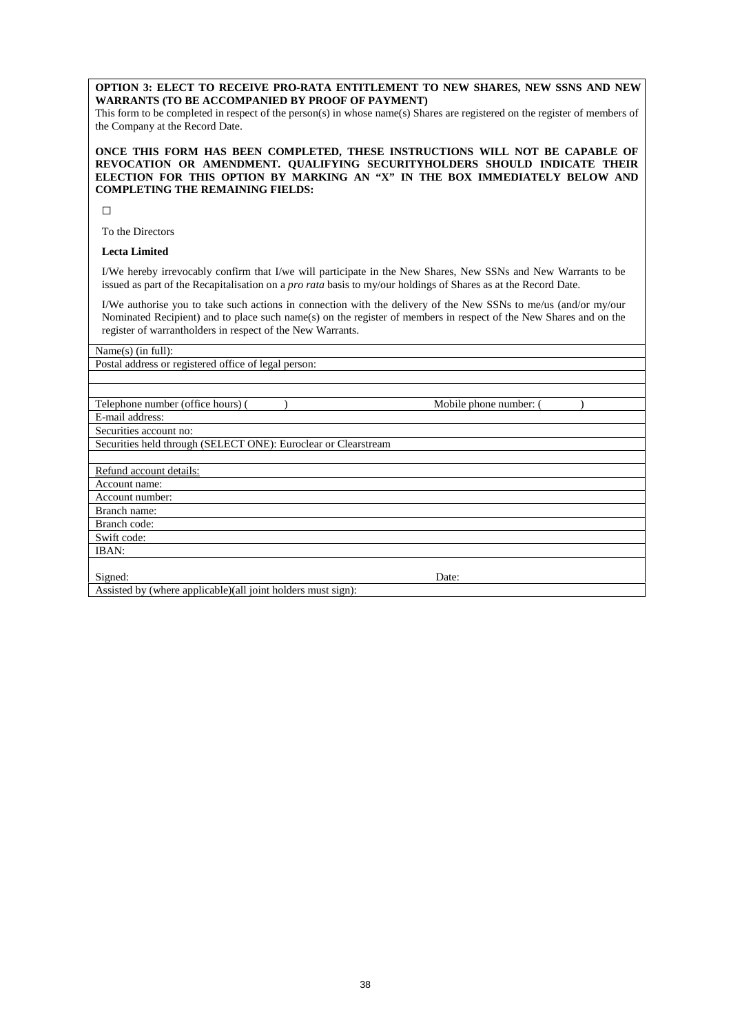**OPTION 3: ELECT TO RECEIVE PRO-RATA ENTITLEMENT TO NEW SHARES, NEW SSNS AND NEW WARRANTS (TO BE ACCOMPANIED BY PROOF OF PAYMENT)**

This form to be completed in respect of the person(s) in whose name(s) Shares are registered on the register of members of the Company at the Record Date.

**ONCE THIS FORM HAS BEEN COMPLETED, THESE INSTRUCTIONS WILL NOT BE CAPABLE OF REVOCATION OR AMENDMENT. QUALIFYING SECURITYHOLDERS SHOULD INDICATE THEIR ELECTION FOR THIS OPTION BY MARKING AN "X" IN THE BOX IMMEDIATELY BELOW AND COMPLETING THE REMAINING FIELDS:**

☐

To the Directors

**Lecta Limited**

I/We hereby irrevocably confirm that I/we will participate in the New Shares, New SSNs and New Warrants to be issued as part of the Recapitalisation on a *pro rata* basis to my/our holdings of Shares as at the Record Date.

I/We authorise you to take such actions in connection with the delivery of the New SSNs to me/us (and/or my/our Nominated Recipient) and to place such name(s) on the register of members in respect of the New Shares and on the register of warrantholders in respect of the New Warrants.

| | |
|---|---|
| Name(s) (in full): | |
| Postal address or registered office of legal person: | |
| | |
| | |
| Telephone number (office hours) ( ) | Mobile phone number: ( ) |
| E-mail address: | |
| Securities account no: | |
| Securities held through (SELECT ONE): Euroclear or Clearstream | |
| | |
| Refund account details: | |
| Account name: | |
| Account number: | |
| Branch name: | |
| Branch code: | |
| Swift code: | |
| IBAN: | |
| Signed: | Date: |
| Assisted by (where applicable)(all joint holders must sign): | |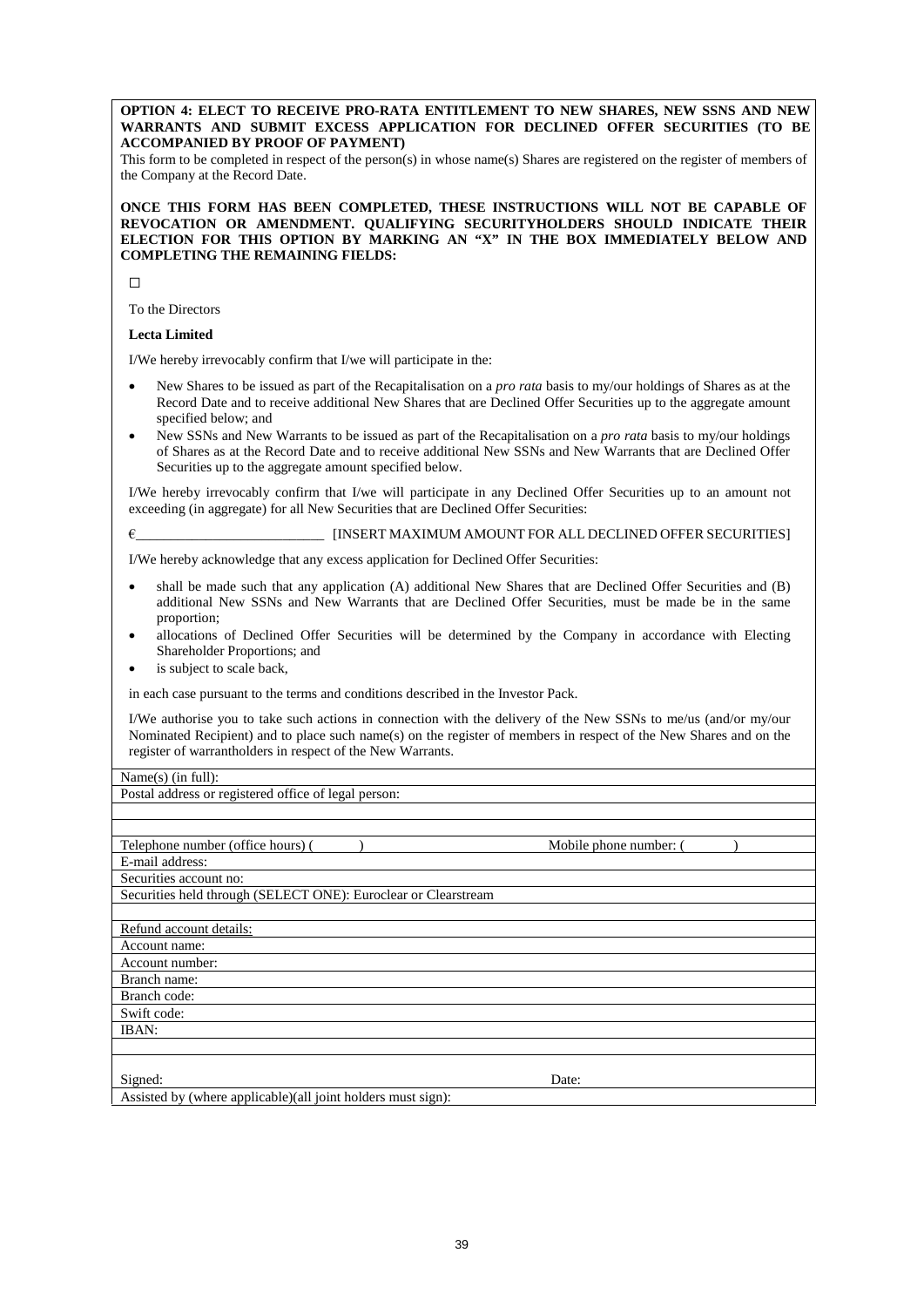**OPTION 4: ELECT TO RECEIVE PRO-RATA ENTITLEMENT TO NEW SHARES, NEW SSNS AND NEW WARRANTS AND SUBMIT EXCESS APPLICATION FOR DECLINED OFFER SECURITIES (TO BE ACCOMPANIED BY PROOF OF PAYMENT)**

This form to be completed in respect of the person(s) in whose name(s) Shares are registered on the register of members of the Company at the Record Date.

**ONCE THIS FORM HAS BEEN COMPLETED, THESE INSTRUCTIONS WILL NOT BE CAPABLE OF REVOCATION OR AMENDMENT. QUALIFYING SECURITYHOLDERS SHOULD INDICATE THEIR ELECTION FOR THIS OPTION BY MARKING AN "X" IN THE BOX IMMEDIATELY BELOW AND COMPLETING THE REMAINING FIELDS:**

☐

To the Directors

**Lecta Limited**

I/We hereby irrevocably confirm that I/we will participate in the:

- New Shares to be issued as part of the Recapitalisation on a *pro rata* basis to my/our holdings of Shares as at the Record Date and to receive additional New Shares that are Declined Offer Securities up to the aggregate amount specified below; and
- New SSNs and New Warrants to be issued as part of the Recapitalisation on a *pro rata* basis to my/our holdings of Shares as at the Record Date and to receive additional New SSNs and New Warrants that are Declined Offer Securities up to the aggregate amount specified below.

I/We hereby irrevocably confirm that I/we will participate in any Declined Offer Securities up to an amount not exceeding (in aggregate) for all New Securities that are Declined Offer Securities:

€___________________________ [INSERT MAXIMUM AMOUNT FOR ALL DECLINED OFFER SECURITIES]

I/We hereby acknowledge that any excess application for Declined Offer Securities:

- shall be made such that any application (A) additional New Shares that are Declined Offer Securities and (B) additional New SSNs and New Warrants that are Declined Offer Securities, must be made be in the same proportion;
- allocations of Declined Offer Securities will be determined by the Company in accordance with Electing Shareholder Proportions; and
- is subject to scale back,

in each case pursuant to the terms and conditions described in the Investor Pack.

I/We authorise you to take such actions in connection with the delivery of the New SSNs to me/us (and/or my/our Nominated Recipient) and to place such name(s) on the register of members in respect of the New Shares and on the register of warrantholders in respect of the New Warrants.

| | |
|---|---|
| Name(s) (in full): | |
| Postal address or registered office of legal person: | |
| | |
| | |
| Telephone number (office hours) (          ) | Mobile phone number: (          ) |
| E-mail address: | |
| Securities account no: | |
| Securities held through (SELECT ONE): Euroclear or Clearstream | |
| | |
| Refund account details: | |
| Account name: | |
| Account number: | |
| Branch name: | |
| Branch code: | |
| Swift code: | |
| IBAN: | |
| | |
| Signed: | Date: |
| Assisted by (where applicable)(all joint holders must sign): | |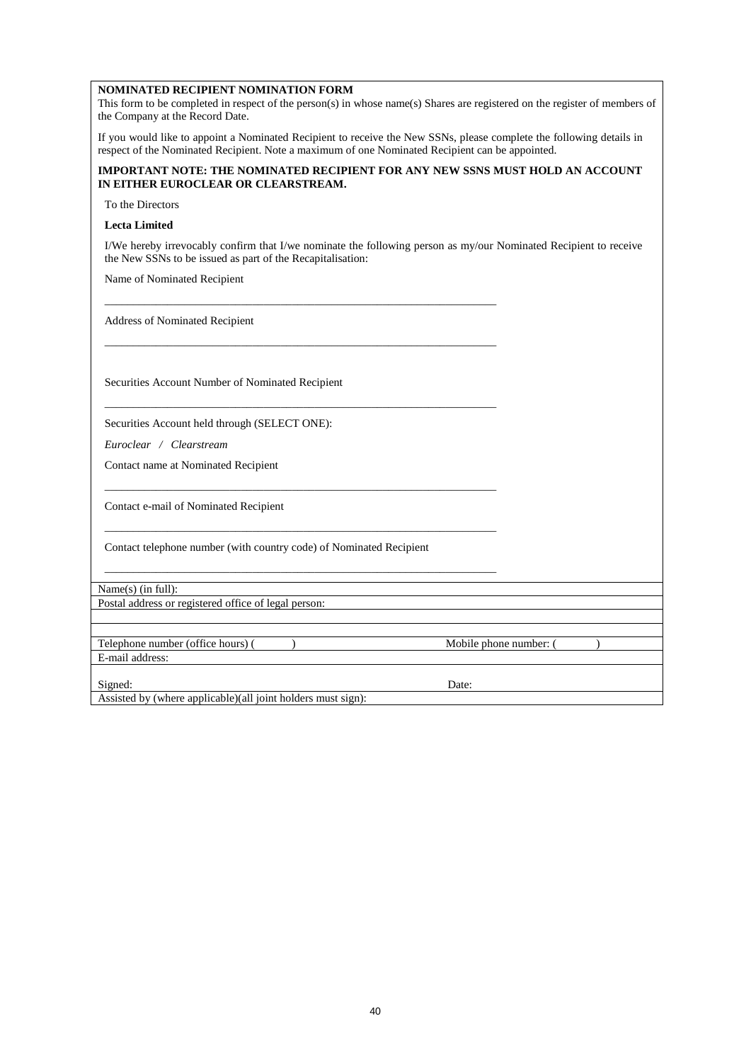**NOMINATED RECIPIENT NOMINATION FORM**

This form to be completed in respect of the person(s) in whose name(s) Shares are registered on the register of members of the Company at the Record Date.

If you would like to appoint a Nominated Recipient to receive the New SSNs, please complete the following details in respect of the Nominated Recipient. Note a maximum of one Nominated Recipient can be appointed.

**IMPORTANT NOTE: THE NOMINATED RECIPIENT FOR ANY NEW SSNS MUST HOLD AN ACCOUNT IN EITHER EUROCLEAR OR CLEARSTREAM.**

To the Directors

**Lecta Limited**

I/We hereby irrevocably confirm that I/we nominate the following person as my/our Nominated Recipient to receive the New SSNs to be issued as part of the Recapitalisation:

Name of Nominated Recipient

\_\_\_\_\_\_\_\_\_\_\_\_\_\_\_\_\_\_\_\_\_\_\_\_\_\_\_\_\_\_\_\_\_\_\_\_\_\_\_\_\_\_\_\_\_\_\_\_\_\_\_\_\_\_\_\_\_\_\_\_\_\_\_\_\_\_\_\_

Address of Nominated Recipient

\_\_\_\_\_\_\_\_\_\_\_\_\_\_\_\_\_\_\_\_\_\_\_\_\_\_\_\_\_\_\_\_\_\_\_\_\_\_\_\_\_\_\_\_\_\_\_\_\_\_\_\_\_\_\_\_\_\_\_\_\_\_\_\_\_\_\_\_

Securities Account Number of Nominated Recipient

\_\_\_\_\_\_\_\_\_\_\_\_\_\_\_\_\_\_\_\_\_\_\_\_\_\_\_\_\_\_\_\_\_\_\_\_\_\_\_\_\_\_\_\_\_\_\_\_\_\_\_\_\_\_\_\_\_\_\_\_\_\_\_\_\_\_\_\_

Securities Account held through (SELECT ONE):

*Euroclear / Clearstream*

Contact name at Nominated Recipient

\_\_\_\_\_\_\_\_\_\_\_\_\_\_\_\_\_\_\_\_\_\_\_\_\_\_\_\_\_\_\_\_\_\_\_\_\_\_\_\_\_\_\_\_\_\_\_\_\_\_\_\_\_\_\_\_\_\_\_\_\_\_\_\_\_\_\_\_

Contact e-mail of Nominated Recipient

\_\_\_\_\_\_\_\_\_\_\_\_\_\_\_\_\_\_\_\_\_\_\_\_\_\_\_\_\_\_\_\_\_\_\_\_\_\_\_\_\_\_\_\_\_\_\_\_\_\_\_\_\_\_\_\_\_\_\_\_\_\_\_\_\_\_\_\_

Contact telephone number (with country code) of Nominated Recipient

\_\_\_\_\_\_\_\_\_\_\_\_\_\_\_\_\_\_\_\_\_\_\_\_\_\_\_\_\_\_\_\_\_\_\_\_\_\_\_\_\_\_\_\_\_\_\_\_\_\_\_\_\_\_\_\_\_\_\_\_\_\_\_\_\_\_\_\_

| | |
|---|---|
| Name(s) (in full): | |
| Postal address or registered office of legal person: | |
| | |
| | |
| Telephone number (office hours) (        ) | Mobile phone number: (        ) |
| E-mail address: | |
| | |
| Signed: | Date: |
| Assisted by (where applicable)(all joint holders must sign): | |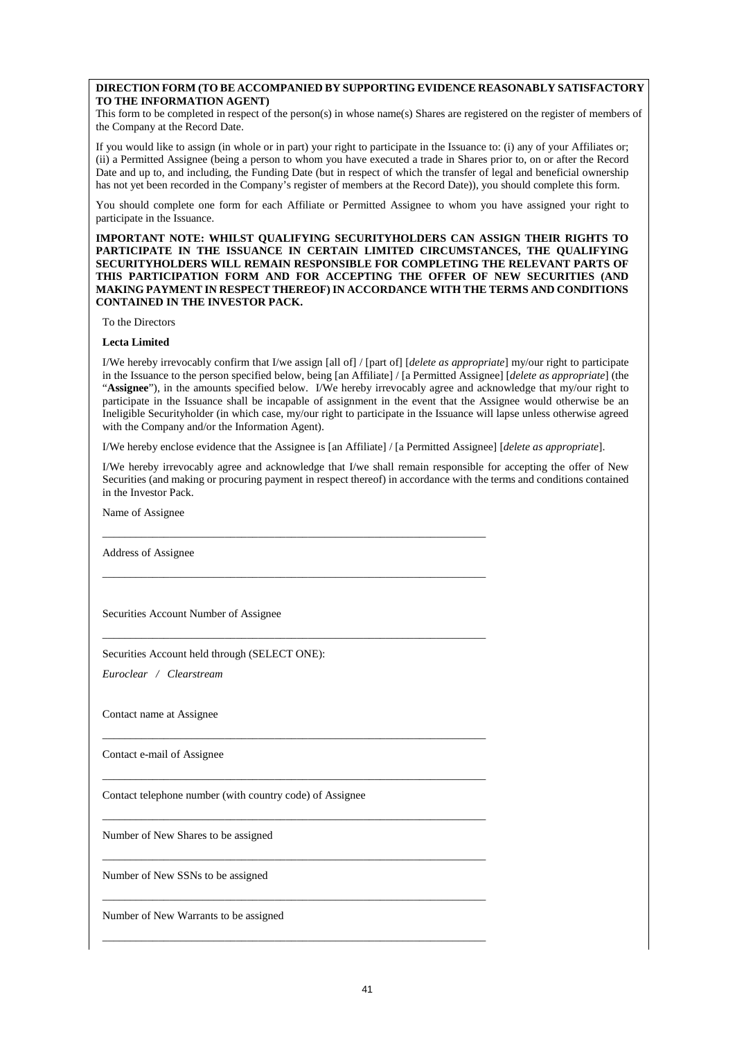**DIRECTION FORM (TO BE ACCOMPANIED BY SUPPORTING EVIDENCE REASONABLY SATISFACTORY TO THE INFORMATION AGENT)**

This form to be completed in respect of the person(s) in whose name(s) Shares are registered on the register of members of the Company at the Record Date.

If you would like to assign (in whole or in part) your right to participate in the Issuance to: (i) any of your Affiliates or; (ii) a Permitted Assignee (being a person to whom you have executed a trade in Shares prior to, on or after the Record Date and up to, and including, the Funding Date (but in respect of which the transfer of legal and beneficial ownership has not yet been recorded in the Company's register of members at the Record Date)), you should complete this form.

You should complete one form for each Affiliate or Permitted Assignee to whom you have assigned your right to participate in the Issuance.

**IMPORTANT NOTE: WHILST QUALIFYING SECURITYHOLDERS CAN ASSIGN THEIR RIGHTS TO PARTICIPATE IN THE ISSUANCE IN CERTAIN LIMITED CIRCUMSTANCES, THE QUALIFYING SECURITYHOLDERS WILL REMAIN RESPONSIBLE FOR COMPLETING THE RELEVANT PARTS OF THIS PARTICIPATION FORM AND FOR ACCEPTING THE OFFER OF NEW SECURITIES (AND MAKING PAYMENT IN RESPECT THEREOF) IN ACCORDANCE WITH THE TERMS AND CONDITIONS CONTAINED IN THE INVESTOR PACK.**

To the Directors

**Lecta Limited**

I/We hereby irrevocably confirm that I/we assign [all of] / [part of] [*delete as appropriate*] my/our right to participate in the Issuance to the person specified below, being [an Affiliate] / [a Permitted Assignee] [*delete as appropriate*] (the "**Assignee**"), in the amounts specified below. I/We hereby irrevocably agree and acknowledge that my/our right to participate in the Issuance shall be incapable of assignment in the event that the Assignee would otherwise be an Ineligible Securityholder (in which case, my/our right to participate in the Issuance will lapse unless otherwise agreed with the Company and/or the Information Agent).

I/We hereby enclose evidence that the Assignee is [an Affiliate] / [a Permitted Assignee] [*delete as appropriate*].

I/We hereby irrevocably agree and acknowledge that I/we shall remain responsible for accepting the offer of New Securities (and making or procuring payment in respect thereof) in accordance with the terms and conditions contained in the Investor Pack.

Name of Assignee

\_\_\_\_\_\_\_\_\_\_\_\_\_\_\_\_\_\_\_\_\_\_\_\_\_\_\_\_\_\_\_\_\_\_\_\_\_\_\_\_\_\_\_\_\_\_\_\_\_\_\_\_\_\_\_\_\_\_\_\_\_\_\_\_\_\_

Address of Assignee

\_\_\_\_\_\_\_\_\_\_\_\_\_\_\_\_\_\_\_\_\_\_\_\_\_\_\_\_\_\_\_\_\_\_\_\_\_\_\_\_\_\_\_\_\_\_\_\_\_\_\_\_\_\_\_\_\_\_\_\_\_\_\_\_\_\_

Securities Account Number of Assignee

\_\_\_\_\_\_\_\_\_\_\_\_\_\_\_\_\_\_\_\_\_\_\_\_\_\_\_\_\_\_\_\_\_\_\_\_\_\_\_\_\_\_\_\_\_\_\_\_\_\_\_\_\_\_\_\_\_\_\_\_\_\_\_\_\_\_

Securities Account held through (SELECT ONE):

*Euroclear / Clearstream*

Contact name at Assignee

\_\_\_\_\_\_\_\_\_\_\_\_\_\_\_\_\_\_\_\_\_\_\_\_\_\_\_\_\_\_\_\_\_\_\_\_\_\_\_\_\_\_\_\_\_\_\_\_\_\_\_\_\_\_\_\_\_\_\_\_\_\_\_\_\_\_

Contact e-mail of Assignee

\_\_\_\_\_\_\_\_\_\_\_\_\_\_\_\_\_\_\_\_\_\_\_\_\_\_\_\_\_\_\_\_\_\_\_\_\_\_\_\_\_\_\_\_\_\_\_\_\_\_\_\_\_\_\_\_\_\_\_\_\_\_\_\_\_\_

Contact telephone number (with country code) of Assignee

\_\_\_\_\_\_\_\_\_\_\_\_\_\_\_\_\_\_\_\_\_\_\_\_\_\_\_\_\_\_\_\_\_\_\_\_\_\_\_\_\_\_\_\_\_\_\_\_\_\_\_\_\_\_\_\_\_\_\_\_\_\_\_\_\_\_

Number of New Shares to be assigned

\_\_\_\_\_\_\_\_\_\_\_\_\_\_\_\_\_\_\_\_\_\_\_\_\_\_\_\_\_\_\_\_\_\_\_\_\_\_\_\_\_\_\_\_\_\_\_\_\_\_\_\_\_\_\_\_\_\_\_\_\_\_\_\_\_\_

Number of New SSNs to be assigned

\_\_\_\_\_\_\_\_\_\_\_\_\_\_\_\_\_\_\_\_\_\_\_\_\_\_\_\_\_\_\_\_\_\_\_\_\_\_\_\_\_\_\_\_\_\_\_\_\_\_\_\_\_\_\_\_\_\_\_\_\_\_\_\_\_\_

Number of New Warrants to be assigned

\_\_\_\_\_\_\_\_\_\_\_\_\_\_\_\_\_\_\_\_\_\_\_\_\_\_\_\_\_\_\_\_\_\_\_\_\_\_\_\_\_\_\_\_\_\_\_\_\_\_\_\_\_\_\_\_\_\_\_\_\_\_\_\_\_\_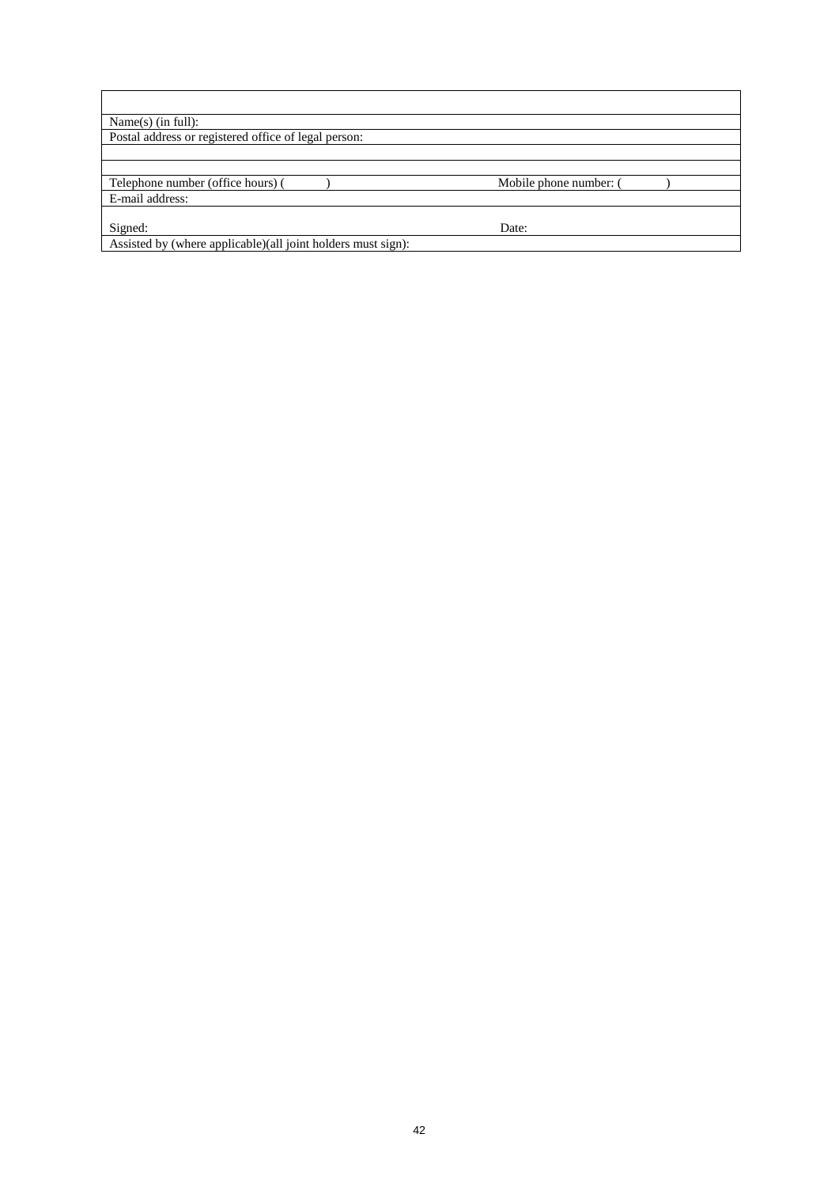| | |
|---|---|
| | |
| Name(s) (in full): | |
| Postal address or registered office of legal person: | |
| | |
| | |
| Telephone number (office hours) (          ) | Mobile phone number: (          ) |
| E-mail address: | |
| Signed: | Date: |
| Assisted by (where applicable)(all joint holders must sign): | |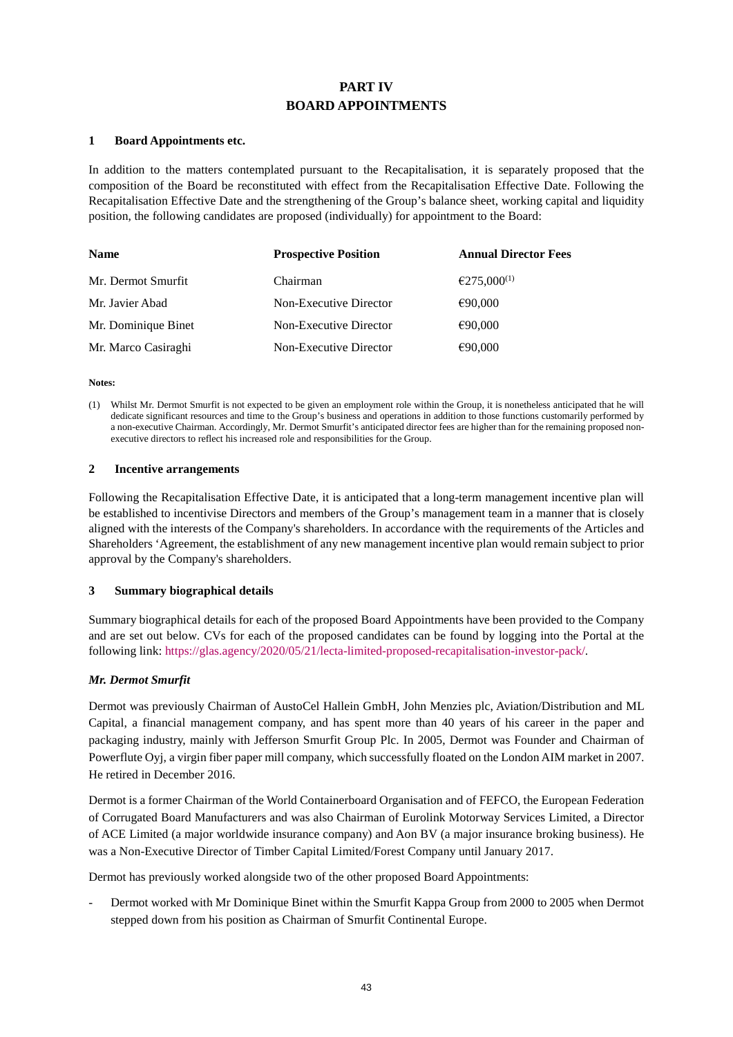# PART IV
# BOARD APPOINTMENTS

## 1 Board Appointments etc.

In addition to the matters contemplated pursuant to the Recapitalisation, it is separately proposed that the composition of the Board be reconstituted with effect from the Recapitalisation Effective Date. Following the Recapitalisation Effective Date and the strengthening of the Group's balance sheet, working capital and liquidity position, the following candidates are proposed (individually) for appointment to the Board:

| Name | Prospective Position | Annual Director Fees |
|---|---|---|
| Mr. Dermot Smurfit | Chairman | €275,000[(1)] |
| Mr. Javier Abad | Non-Executive Director | €90,000 |
| Mr. Dominique Binet | Non-Executive Director | €90,000 |
| Mr. Marco Casiraghi | Non-Executive Director | €90,000 |

**Notes:**

(1) Whilst Mr. Dermot Smurfit is not expected to be given an employment role within the Group, it is nonetheless anticipated that he will dedicate significant resources and time to the Group's business and operations in addition to those functions customarily performed by a non-executive Chairman. Accordingly, Mr. Dermot Smurfit's anticipated director fees are higher than for the remaining proposed non-executive directors to reflect his increased role and responsibilities for the Group.

## 2 Incentive arrangements

Following the Recapitalisation Effective Date, it is anticipated that a long-term management incentive plan will be established to incentivise Directors and members of the Group's management team in a manner that is closely aligned with the interests of the Company's shareholders. In accordance with the requirements of the Articles and Shareholders 'Agreement, the establishment of any new management incentive plan would remain subject to prior approval by the Company's shareholders.

## 3 Summary biographical details

Summary biographical details for each of the proposed Board Appointments have been provided to the Company and are set out below. CVs for each of the proposed candidates can be found by logging into the Portal at the following link: https://glas.agency/2020/05/21/lecta-limited-proposed-recapitalisation-investor-pack/.

### *Mr. Dermot Smurfit*

Dermot was previously Chairman of AustoCel Hallein GmbH, John Menzies plc, Aviation/Distribution and ML Capital, a financial management company, and has spent more than 40 years of his career in the paper and packaging industry, mainly with Jefferson Smurfit Group Plc. In 2005, Dermot was Founder and Chairman of Powerflute Oyj, a virgin fiber paper mill company, which successfully floated on the London AIM market in 2007. He retired in December 2016.

Dermot is a former Chairman of the World Containerboard Organisation and of FEFCO, the European Federation of Corrugated Board Manufacturers and was also Chairman of Eurolink Motorway Services Limited, a Director of ACE Limited (a major worldwide insurance company) and Aon BV (a major insurance broking business). He was a Non-Executive Director of Timber Capital Limited/Forest Company until January 2017.

Dermot has previously worked alongside two of the other proposed Board Appointments:

- Dermot worked with Mr Dominique Binet within the Smurfit Kappa Group from 2000 to 2005 when Dermot stepped down from his position as Chairman of Smurfit Continental Europe.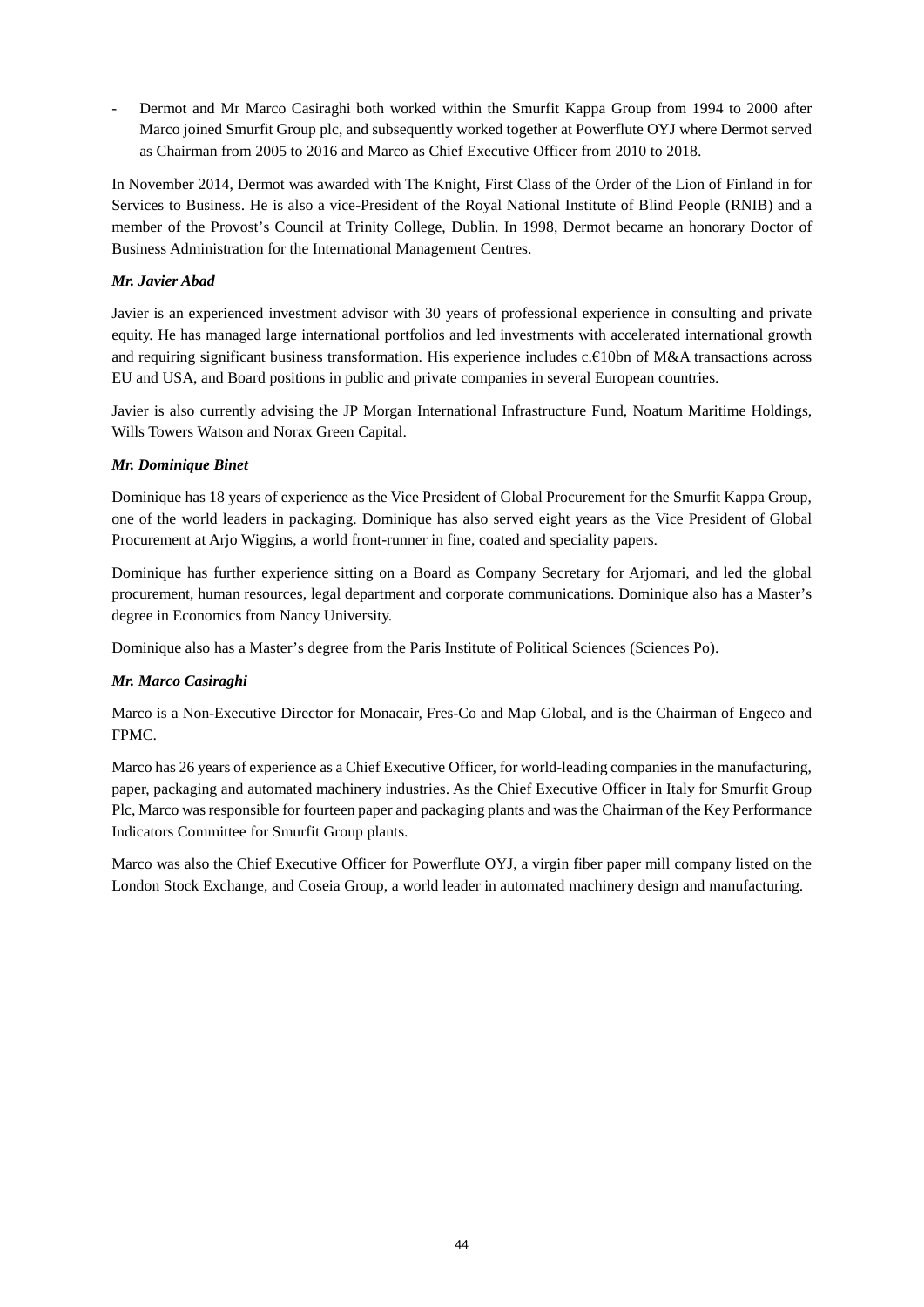- Dermot and Mr Marco Casiraghi both worked within the Smurfit Kappa Group from 1994 to 2000 after Marco joined Smurfit Group plc, and subsequently worked together at Powerflute OYJ where Dermot served as Chairman from 2005 to 2016 and Marco as Chief Executive Officer from 2010 to 2018.

In November 2014, Dermot was awarded with The Knight, First Class of the Order of the Lion of Finland in for Services to Business. He is also a vice-President of the Royal National Institute of Blind People (RNIB) and a member of the Provost's Council at Trinity College, Dublin. In 1998, Dermot became an honorary Doctor of Business Administration for the International Management Centres.

***Mr. Javier Abad***

Javier is an experienced investment advisor with 30 years of professional experience in consulting and private equity. He has managed large international portfolios and led investments with accelerated international growth and requiring significant business transformation. His experience includes c.€10bn of M&A transactions across EU and USA, and Board positions in public and private companies in several European countries.

Javier is also currently advising the JP Morgan International Infrastructure Fund, Noatum Maritime Holdings, Wills Towers Watson and Norax Green Capital.

***Mr. Dominique Binet***

Dominique has 18 years of experience as the Vice President of Global Procurement for the Smurfit Kappa Group, one of the world leaders in packaging. Dominique has also served eight years as the Vice President of Global Procurement at Arjo Wiggins, a world front-runner in fine, coated and speciality papers.

Dominique has further experience sitting on a Board as Company Secretary for Arjomari, and led the global procurement, human resources, legal department and corporate communications. Dominique also has a Master's degree in Economics from Nancy University.

Dominique also has a Master's degree from the Paris Institute of Political Sciences (Sciences Po).

***Mr. Marco Casiraghi***

Marco is a Non-Executive Director for Monacair, Fres-Co and Map Global, and is the Chairman of Engeco and FPMC.

Marco has 26 years of experience as a Chief Executive Officer, for world-leading companies in the manufacturing, paper, packaging and automated machinery industries. As the Chief Executive Officer in Italy for Smurfit Group Plc, Marco was responsible for fourteen paper and packaging plants and was the Chairman of the Key Performance Indicators Committee for Smurfit Group plants.

Marco was also the Chief Executive Officer for Powerflute OYJ, a virgin fiber paper mill company listed on the London Stock Exchange, and Coseia Group, a world leader in automated machinery design and manufacturing.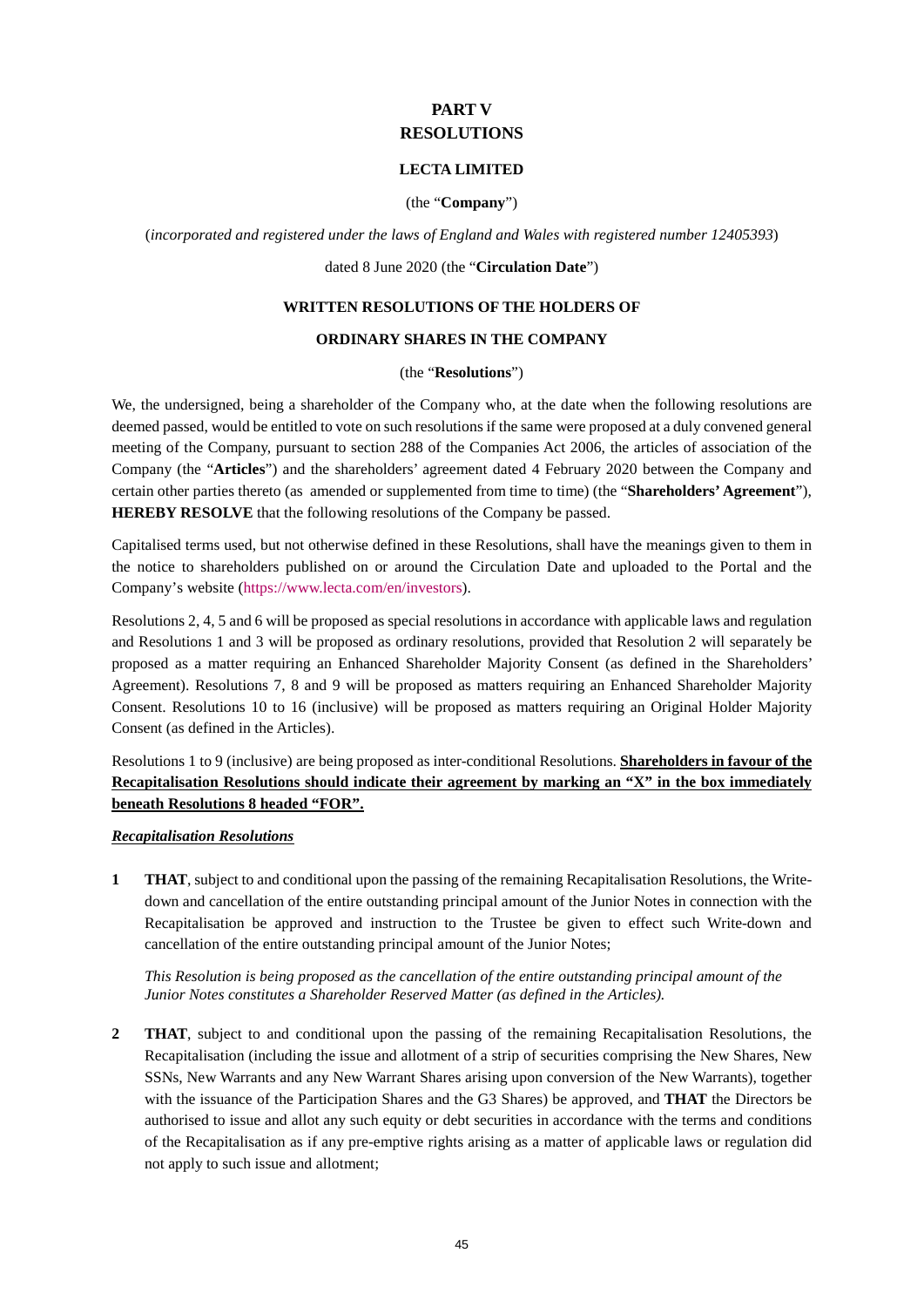# PART V
# RESOLUTIONS

**LECTA LIMITED**

(the "**Company**")

(*incorporated and registered under the laws of England and Wales with registered number 12405393*)

dated 8 June 2020 (the "**Circulation Date**")

**WRITTEN RESOLUTIONS OF THE HOLDERS OF**

**ORDINARY SHARES IN THE COMPANY**

(the "**Resolutions**")

We, the undersigned, being a shareholder of the Company who, at the date when the following resolutions are deemed passed, would be entitled to vote on such resolutions if the same were proposed at a duly convened general meeting of the Company, pursuant to section 288 of the Companies Act 2006, the articles of association of the Company (the "**Articles**") and the shareholders' agreement dated 4 February 2020 between the Company and certain other parties thereto (as amended or supplemented from time to time) (the "**Shareholders' Agreement**"), **HEREBY RESOLVE** that the following resolutions of the Company be passed.

Capitalised terms used, but not otherwise defined in these Resolutions, shall have the meanings given to them in the notice to shareholders published on or around the Circulation Date and uploaded to the Portal and the Company's website (https://www.lecta.com/en/investors).

Resolutions 2, 4, 5 and 6 will be proposed as special resolutions in accordance with applicable laws and regulation and Resolutions 1 and 3 will be proposed as ordinary resolutions, provided that Resolution 2 will separately be proposed as a matter requiring an Enhanced Shareholder Majority Consent (as defined in the Shareholders' Agreement). Resolutions 7, 8 and 9 will be proposed as matters requiring an Enhanced Shareholder Majority Consent. Resolutions 10 to 16 (inclusive) will be proposed as matters requiring an Original Holder Majority Consent (as defined in the Articles).

Resolutions 1 to 9 (inclusive) are being proposed as inter-conditional Resolutions. **Shareholders in favour of the Recapitalisation Resolutions should indicate their agreement by marking an "X" in the box immediately beneath Resolutions 8 headed "FOR".**

***Recapitalisation Resolutions***

**1** **THAT**, subject to and conditional upon the passing of the remaining Recapitalisation Resolutions, the Write-down and cancellation of the entire outstanding principal amount of the Junior Notes in connection with the Recapitalisation be approved and instruction to the Trustee be given to effect such Write-down and cancellation of the entire outstanding principal amount of the Junior Notes;

*This Resolution is being proposed as the cancellation of the entire outstanding principal amount of the Junior Notes constitutes a Shareholder Reserved Matter (as defined in the Articles).*

**2** **THAT**, subject to and conditional upon the passing of the remaining Recapitalisation Resolutions, the Recapitalisation (including the issue and allotment of a strip of securities comprising the New Shares, New SSNs, New Warrants and any New Warrant Shares arising upon conversion of the New Warrants), together with the issuance of the Participation Shares and the G3 Shares) be approved, and **THAT** the Directors be authorised to issue and allot any such equity or debt securities in accordance with the terms and conditions of the Recapitalisation as if any pre-emptive rights arising as a matter of applicable laws or regulation did not apply to such issue and allotment;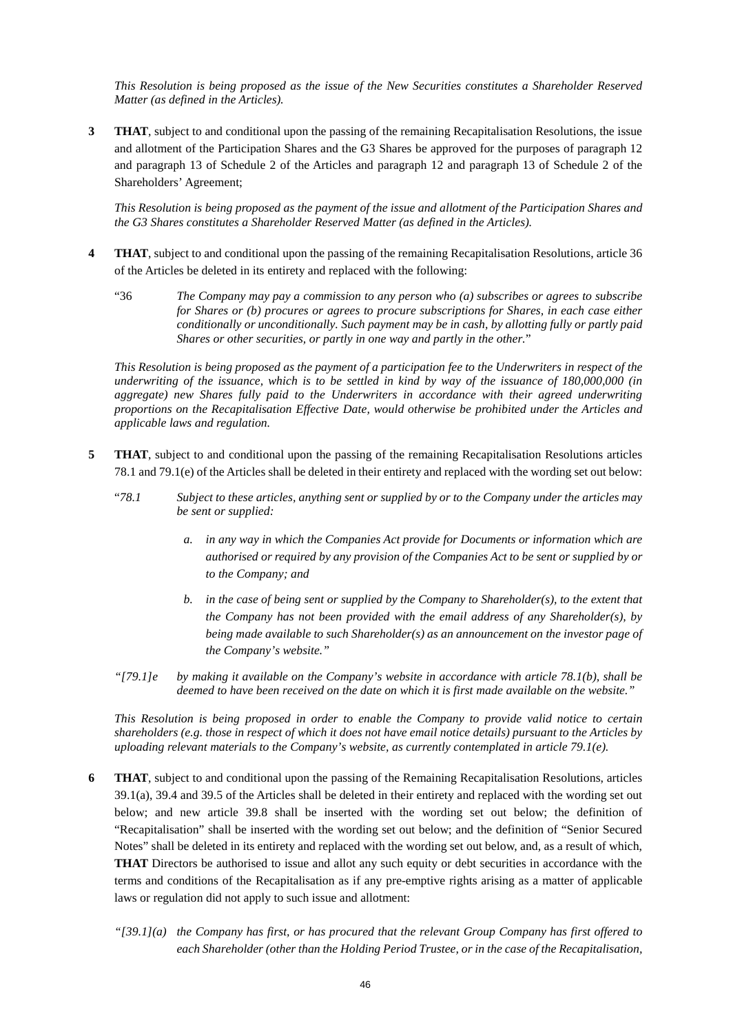*This Resolution is being proposed as the issue of the New Securities constitutes a Shareholder Reserved Matter (as defined in the Articles).*

**3** **THAT**, subject to and conditional upon the passing of the remaining Recapitalisation Resolutions, the issue and allotment of the Participation Shares and the G3 Shares be approved for the purposes of paragraph 12 and paragraph 13 of Schedule 2 of the Articles and paragraph 12 and paragraph 13 of Schedule 2 of the Shareholders' Agreement;

*This Resolution is being proposed as the payment of the issue and allotment of the Participation Shares and the G3 Shares constitutes a Shareholder Reserved Matter (as defined in the Articles).*

**4** **THAT**, subject to and conditional upon the passing of the remaining Recapitalisation Resolutions, article 36 of the Articles be deleted in its entirety and replaced with the following:

"36 *The Company may pay a commission to any person who (a) subscribes or agrees to subscribe for Shares or (b) procures or agrees to procure subscriptions for Shares, in each case either conditionally or unconditionally. Such payment may be in cash, by allotting fully or partly paid Shares or other securities, or partly in one way and partly in the other.*"

*This Resolution is being proposed as the payment of a participation fee to the Underwriters in respect of the underwriting of the issuance, which is to be settled in kind by way of the issuance of 180,000,000 (in aggregate) new Shares fully paid to the Underwriters in accordance with their agreed underwriting proportions on the Recapitalisation Effective Date, would otherwise be prohibited under the Articles and applicable laws and regulation.*

**5** **THAT**, subject to and conditional upon the passing of the remaining Recapitalisation Resolutions articles 78.1 and 79.1(e) of the Articles shall be deleted in their entirety and replaced with the wording set out below:

"*78.1 Subject to these articles, anything sent or supplied by or to the Company under the articles may be sent or supplied:*

*a. in any way in which the Companies Act provide for Documents or information which are authorised or required by any provision of the Companies Act to be sent or supplied by or to the Company; and*

*b. in the case of being sent or supplied by the Company to Shareholder(s), to the extent that the Company has not been provided with the email address of any Shareholder(s), by being made available to such Shareholder(s) as an announcement on the investor page of the Company's website."*

*"[79.1]e by making it available on the Company's website in accordance with article 78.1(b), shall be deemed to have been received on the date on which it is first made available on the website."*

*This Resolution is being proposed in order to enable the Company to provide valid notice to certain shareholders (e.g. those in respect of which it does not have email notice details) pursuant to the Articles by uploading relevant materials to the Company's website, as currently contemplated in article 79.1(e).*

**6** **THAT**, subject to and conditional upon the passing of the Remaining Recapitalisation Resolutions, articles 39.1(a), 39.4 and 39.5 of the Articles shall be deleted in their entirety and replaced with the wording set out below; and new article 39.8 shall be inserted with the wording set out below; the definition of "Recapitalisation" shall be inserted with the wording set out below; and the definition of "Senior Secured Notes" shall be deleted in its entirety and replaced with the wording set out below, and, as a result of which, **THAT** Directors be authorised to issue and allot any such equity or debt securities in accordance with the terms and conditions of the Recapitalisation as if any pre-emptive rights arising as a matter of applicable laws or regulation did not apply to such issue and allotment:

*"[39.1](a) the Company has first, or has procured that the relevant Group Company has first offered to each Shareholder (other than the Holding Period Trustee, or in the case of the Recapitalisation,*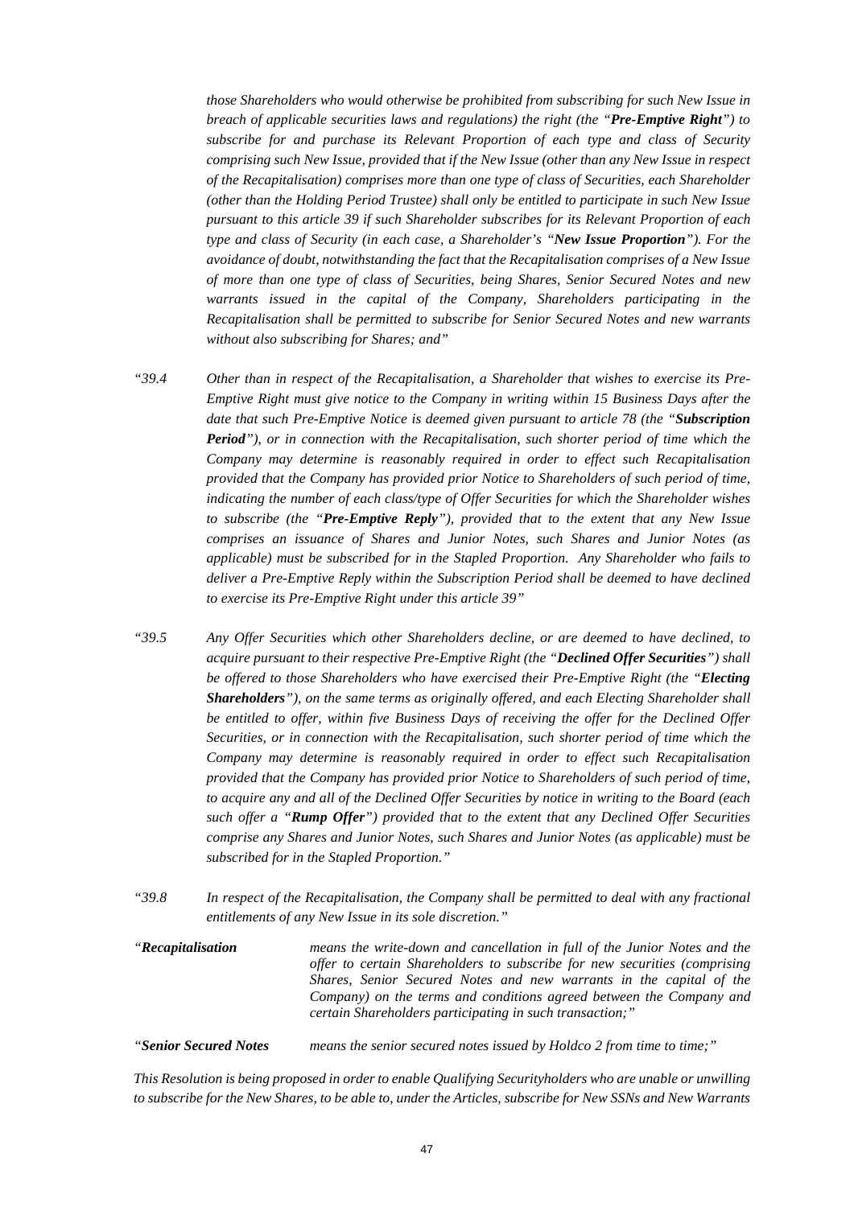*those Shareholders who would otherwise be prohibited from subscribing for such New Issue in breach of applicable securities laws and regulations) the right (the "**Pre-Emptive Right**") to subscribe for and purchase its Relevant Proportion of each type and class of Security comprising such New Issue, provided that if the New Issue (other than any New Issue in respect of the Recapitalisation) comprises more than one type of class of Securities, each Shareholder (other than the Holding Period Trustee) shall only be entitled to participate in such New Issue pursuant to this article 39 if such Shareholder subscribes for its Relevant Proportion of each type and class of Security (in each case, a Shareholder's "**New Issue Proportion**"). For the avoidance of doubt, notwithstanding the fact that the Recapitalisation comprises of a New Issue of more than one type of class of Securities, being Shares, Senior Secured Notes and new warrants issued in the capital of the Company, Shareholders participating in the Recapitalisation shall be permitted to subscribe for Senior Secured Notes and new warrants without also subscribing for Shares; and"*

*"39.4 Other than in respect of the Recapitalisation, a Shareholder that wishes to exercise its Pre-Emptive Right must give notice to the Company in writing within 15 Business Days after the date that such Pre-Emptive Notice is deemed given pursuant to article 78 (the "**Subscription Period**"), or in connection with the Recapitalisation, such shorter period of time which the Company may determine is reasonably required in order to effect such Recapitalisation provided that the Company has provided prior Notice to Shareholders of such period of time, indicating the number of each class/type of Offer Securities for which the Shareholder wishes to subscribe (the "**Pre-Emptive Reply**"), provided that to the extent that any New Issue comprises an issuance of Shares and Junior Notes, such Shares and Junior Notes (as applicable) must be subscribed for in the Stapled Proportion. Any Shareholder who fails to deliver a Pre-Emptive Reply within the Subscription Period shall be deemed to have declined to exercise its Pre-Emptive Right under this article 39"*

*"39.5 Any Offer Securities which other Shareholders decline, or are deemed to have declined, to acquire pursuant to their respective Pre-Emptive Right (the "**Declined Offer Securities**") shall be offered to those Shareholders who have exercised their Pre-Emptive Right (the "**Electing Shareholders**"), on the same terms as originally offered, and each Electing Shareholder shall be entitled to offer, within five Business Days of receiving the offer for the Declined Offer Securities, or in connection with the Recapitalisation, such shorter period of time which the Company may determine is reasonably required in order to effect such Recapitalisation provided that the Company has provided prior Notice to Shareholders of such period of time, to acquire any and all of the Declined Offer Securities by notice in writing to the Board (each such offer a "**Rump Offer**") provided that to the extent that any Declined Offer Securities comprise any Shares and Junior Notes, such Shares and Junior Notes (as applicable) must be subscribed for in the Stapled Proportion."*

*"39.8 In respect of the Recapitalisation, the Company shall be permitted to deal with any fractional entitlements of any New Issue in its sole discretion."*

*"**Recapitalisation** means the write-down and cancellation in full of the Junior Notes and the offer to certain Shareholders to subscribe for new securities (comprising Shares, Senior Secured Notes and new warrants in the capital of the Company) on the terms and conditions agreed between the Company and certain Shareholders participating in such transaction;"*

*"**Senior Secured Notes** means the senior secured notes issued by Holdco 2 from time to time;"*

*This Resolution is being proposed in order to enable Qualifying Securityholders who are unable or unwilling to subscribe for the New Shares, to be able to, under the Articles, subscribe for New SSNs and New Warrants*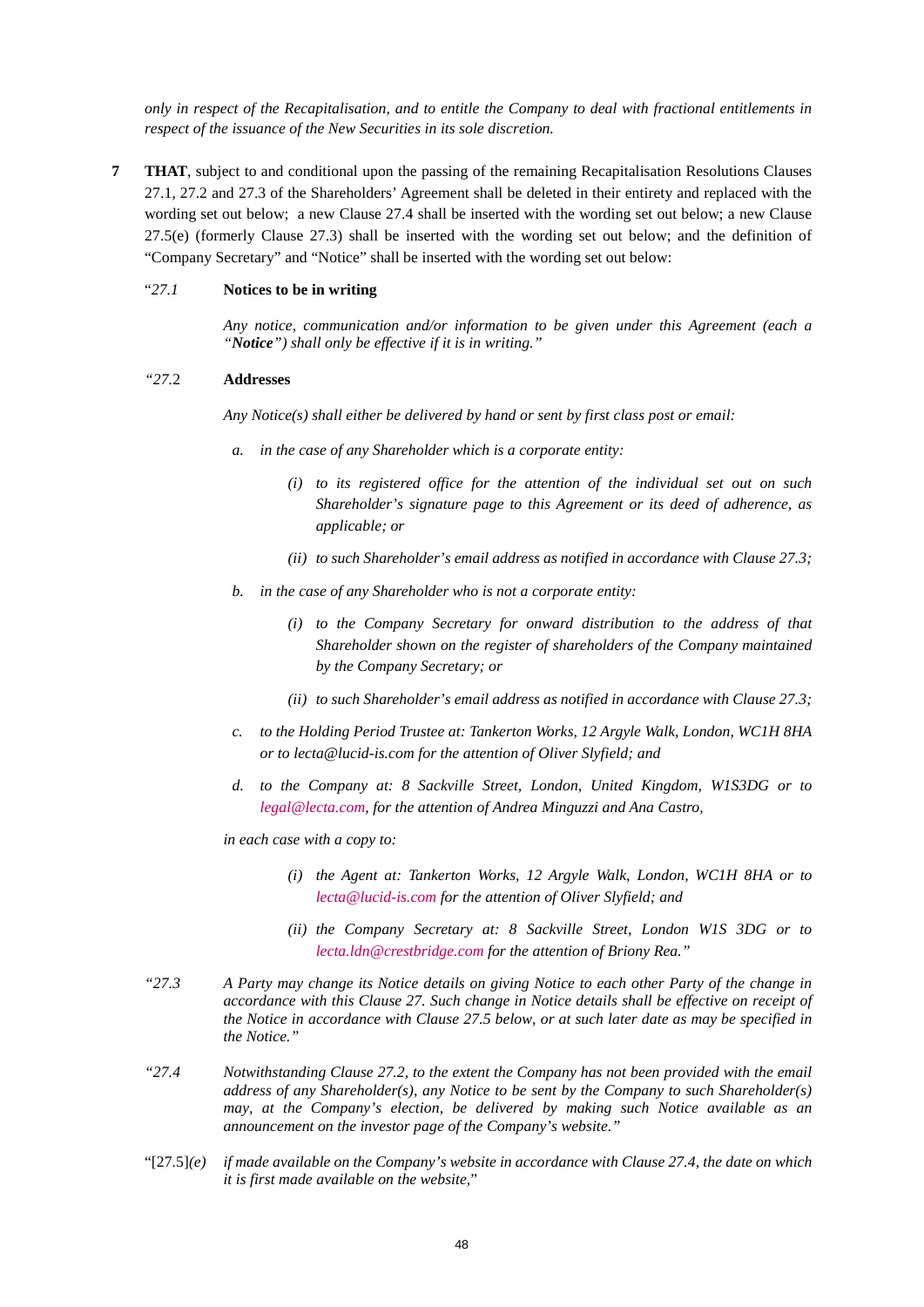*only in respect of the Recapitalisation, and to entitle the Company to deal with fractional entitlements in respect of the issuance of the New Securities in its sole discretion.*

**7** **THAT**, subject to and conditional upon the passing of the remaining Recapitalisation Resolutions Clauses 27.1, 27.2 and 27.3 of the Shareholders' Agreement shall be deleted in their entirety and replaced with the wording set out below; a new Clause 27.4 shall be inserted with the wording set out below; a new Clause 27.5(e) (formerly Clause 27.3) shall be inserted with the wording set out below; and the definition of "Company Secretary" and "Notice" shall be inserted with the wording set out below:

"*27.1* **Notices to be in writing**

*Any notice, communication and/or information to be given under this Agreement (each a "**Notice**") shall only be effective if it is in writing."*

*"27.*2 **Addresses**

*Any Notice(s) shall either be delivered by hand or sent by first class post or email:*

*a. in the case of any Shareholder which is a corporate entity:*

*(i) to its registered office for the attention of the individual set out on such Shareholder's signature page to this Agreement or its deed of adherence, as applicable; or*

*(ii) to such Shareholder's email address as notified in accordance with Clause 27.3;*

*b. in the case of any Shareholder who is not a corporate entity:*

*(i) to the Company Secretary for onward distribution to the address of that Shareholder shown on the register of shareholders of the Company maintained by the Company Secretary; or*

*(ii) to such Shareholder's email address as notified in accordance with Clause 27.3;*

*c. to the Holding Period Trustee at: Tankerton Works, 12 Argyle Walk, London, WC1H 8HA or to lecta@lucid-is.com for the attention of Oliver Slyfield; and*

*d. to the Company at: 8 Sackville Street, London, United Kingdom, W1S3DG or to legal@lecta.com, for the attention of Andrea Minguzzi and Ana Castro,*

*in each case with a copy to:*

*(i) the Agent at: Tankerton Works, 12 Argyle Walk, London, WC1H 8HA or to lecta@lucid-is.com for the attention of Oliver Slyfield; and*

*(ii) the Company Secretary at: 8 Sackville Street, London W1S 3DG or to lecta.ldn@crestbridge.com for the attention of Briony Rea."*

*"27.3* *A Party may change its Notice details on giving Notice to each other Party of the change in accordance with this Clause 27. Such change in Notice details shall be effective on receipt of the Notice in accordance with Clause 27.5 below, or at such later date as may be specified in the Notice."*

*"27.4* *Notwithstanding Clause 27.2, to the extent the Company has not been provided with the email address of any Shareholder(s), any Notice to be sent by the Company to such Shareholder(s) may, at the Company's election, be delivered by making such Notice available as an announcement on the investor page of the Company's website."*

"[27.5]*(e)* *if made available on the Company's website in accordance with Clause 27.4, the date on which it is first made available on the website,*"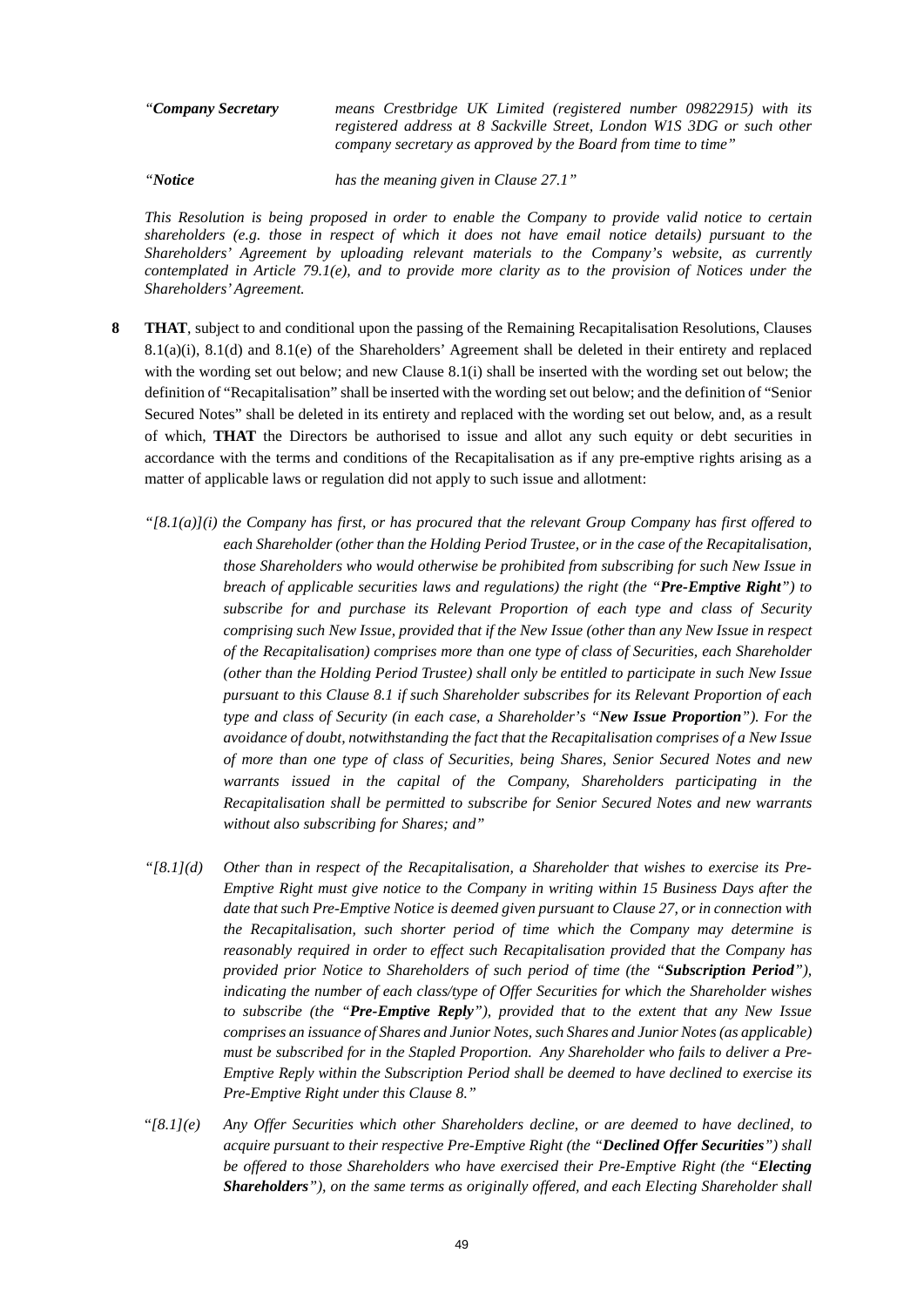| | |
|---|---|
| "***Company Secretary*** | *means Crestbridge UK Limited (registered number 09822915) with its registered address at 8 Sackville Street, London W1S 3DG or such other company secretary as approved by the Board from time to time"* |
| "***Notice*** | *has the meaning given in Clause 27.1"* |

*This Resolution is being proposed in order to enable the Company to provide valid notice to certain shareholders (e.g. those in respect of which it does not have email notice details) pursuant to the Shareholders' Agreement by uploading relevant materials to the Company's website, as currently contemplated in Article 79.1(e), and to provide more clarity as to the provision of Notices under the Shareholders' Agreement.*

**8** **THAT**, subject to and conditional upon the passing of the Remaining Recapitalisation Resolutions, Clauses 8.1(a)(i), 8.1(d) and 8.1(e) of the Shareholders' Agreement shall be deleted in their entirety and replaced with the wording set out below; and new Clause 8.1(i) shall be inserted with the wording set out below; the definition of "Recapitalisation" shall be inserted with the wording set out below; and the definition of "Senior Secured Notes" shall be deleted in its entirety and replaced with the wording set out below, and, as a result of which, **THAT** the Directors be authorised to issue and allot any such equity or debt securities in accordance with the terms and conditions of the Recapitalisation as if any pre-emptive rights arising as a matter of applicable laws or regulation did not apply to such issue and allotment:

*"[8.1(a)](i) the Company has first, or has procured that the relevant Group Company has first offered to each Shareholder (other than the Holding Period Trustee, or in the case of the Recapitalisation, those Shareholders who would otherwise be prohibited from subscribing for such New Issue in breach of applicable securities laws and regulations) the right (the "**Pre-Emptive Right**") to subscribe for and purchase its Relevant Proportion of each type and class of Security comprising such New Issue, provided that if the New Issue (other than any New Issue in respect of the Recapitalisation) comprises more than one type of class of Securities, each Shareholder (other than the Holding Period Trustee) shall only be entitled to participate in such New Issue pursuant to this Clause 8.1 if such Shareholder subscribes for its Relevant Proportion of each type and class of Security (in each case, a Shareholder's "**New Issue Proportion**"). For the avoidance of doubt, notwithstanding the fact that the Recapitalisation comprises of a New Issue of more than one type of class of Securities, being Shares, Senior Secured Notes and new warrants issued in the capital of the Company, Shareholders participating in the Recapitalisation shall be permitted to subscribe for Senior Secured Notes and new warrants without also subscribing for Shares; and"*

*"[8.1](d) Other than in respect of the Recapitalisation, a Shareholder that wishes to exercise its Pre-Emptive Right must give notice to the Company in writing within 15 Business Days after the date that such Pre-Emptive Notice is deemed given pursuant to Clause 27, or in connection with the Recapitalisation, such shorter period of time which the Company may determine is reasonably required in order to effect such Recapitalisation provided that the Company has provided prior Notice to Shareholders of such period of time (the "**Subscription Period**"), indicating the number of each class/type of Offer Securities for which the Shareholder wishes to subscribe (the "**Pre-Emptive Reply**"), provided that to the extent that any New Issue comprises an issuance of Shares and Junior Notes, such Shares and Junior Notes (as applicable) must be subscribed for in the Stapled Proportion. Any Shareholder who fails to deliver a Pre-Emptive Reply within the Subscription Period shall be deemed to have declined to exercise its Pre-Emptive Right under this Clause 8."*

*"[8.1](e) Any Offer Securities which other Shareholders decline, or are deemed to have declined, to acquire pursuant to their respective Pre-Emptive Right (the "**Declined Offer Securities**") shall be offered to those Shareholders who have exercised their Pre-Emptive Right (the "**Electing Shareholders**"), on the same terms as originally offered, and each Electing Shareholder shall*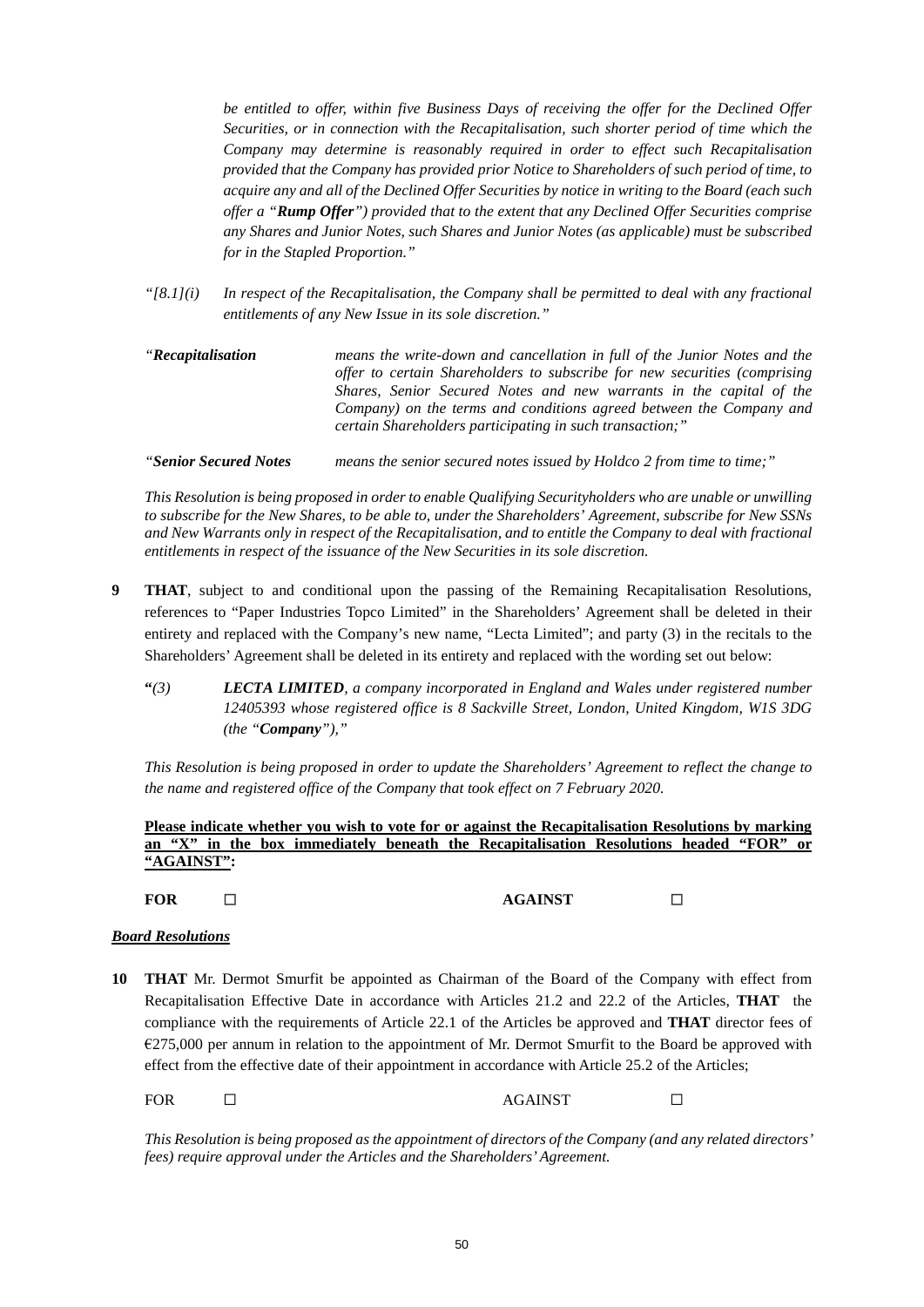*be entitled to offer, within five Business Days of receiving the offer for the Declined Offer Securities, or in connection with the Recapitalisation, such shorter period of time which the Company may determine is reasonably required in order to effect such Recapitalisation provided that the Company has provided prior Notice to Shareholders of such period of time, to acquire any and all of the Declined Offer Securities by notice in writing to the Board (each such offer a "**Rump Offer**") provided that to the extent that any Declined Offer Securities comprise any Shares and Junior Notes, such Shares and Junior Notes (as applicable) must be subscribed for in the Stapled Proportion."*

*"[8.1](i) In respect of the Recapitalisation, the Company shall be permitted to deal with any fractional entitlements of any New Issue in its sole discretion."*

*"**Recapitalisation** means the write-down and cancellation in full of the Junior Notes and the offer to certain Shareholders to subscribe for new securities (comprising Shares, Senior Secured Notes and new warrants in the capital of the Company) on the terms and conditions agreed between the Company and certain Shareholders participating in such transaction;"*

*"**Senior Secured Notes** means the senior secured notes issued by Holdco 2 from time to time;"*

*This Resolution is being proposed in order to enable Qualifying Securityholders who are unable or unwilling to subscribe for the New Shares, to be able to, under the Shareholders' Agreement, subscribe for New SSNs and New Warrants only in respect of the Recapitalisation, and to entitle the Company to deal with fractional entitlements in respect of the issuance of the New Securities in its sole discretion.*

**9** **THAT**, subject to and conditional upon the passing of the Remaining Recapitalisation Resolutions, references to "Paper Industries Topco Limited" in the Shareholders' Agreement shall be deleted in their entirety and replaced with the Company's new name, "Lecta Limited"; and party (3) in the recitals to the Shareholders' Agreement shall be deleted in its entirety and replaced with the wording set out below:

**"***(3) **LECTA LIMITED**, a company incorporated in England and Wales under registered number 12405393 whose registered office is 8 Sackville Street, London, United Kingdom, W1S 3DG (the "**Company**"),"*

*This Resolution is being proposed in order to update the Shareholders' Agreement to reflect the change to the name and registered office of the Company that took effect on 7 February 2020.*

**Please indicate whether you wish to vote for or against the Recapitalisation Resolutions by marking an "X" in the box immediately beneath the Recapitalisation Resolutions headed "FOR" or "AGAINST":**

**FOR** ☐ **AGAINST** ☐

***Board Resolutions***

**10** **THAT** Mr. Dermot Smurfit be appointed as Chairman of the Board of the Company with effect from Recapitalisation Effective Date in accordance with Articles 21.2 and 22.2 of the Articles, **THAT** the compliance with the requirements of Article 22.1 of the Articles be approved and **THAT** director fees of €275,000 per annum in relation to the appointment of Mr. Dermot Smurfit to the Board be approved with effect from the effective date of their appointment in accordance with Article 25.2 of the Articles;

FOR ☐ AGAINST ☐

*This Resolution is being proposed as the appointment of directors of the Company (and any related directors' fees) require approval under the Articles and the Shareholders' Agreement.*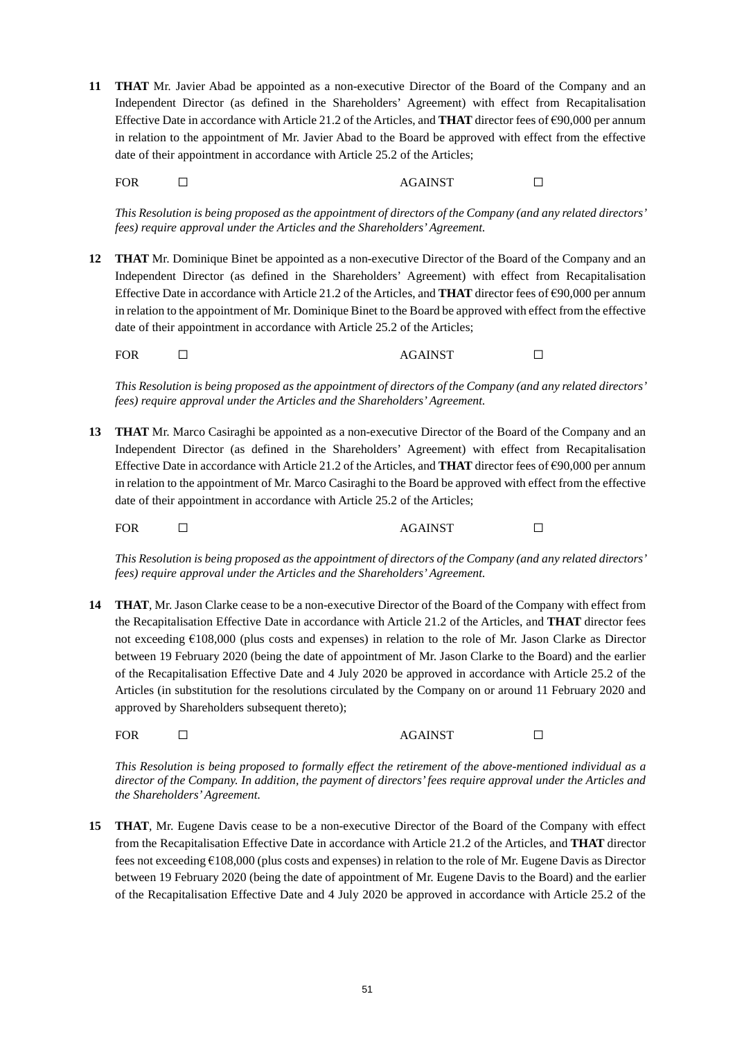**11** **THAT** Mr. Javier Abad be appointed as a non-executive Director of the Board of the Company and an Independent Director (as defined in the Shareholders' Agreement) with effect from Recapitalisation Effective Date in accordance with Article 21.2 of the Articles, and **THAT** director fees of €90,000 per annum in relation to the appointment of Mr. Javier Abad to the Board be approved with effect from the effective date of their appointment in accordance with Article 25.2 of the Articles;

FOR ☐ AGAINST ☐

*This Resolution is being proposed as the appointment of directors of the Company (and any related directors' fees) require approval under the Articles and the Shareholders' Agreement.*

**12** **THAT** Mr. Dominique Binet be appointed as a non-executive Director of the Board of the Company and an Independent Director (as defined in the Shareholders' Agreement) with effect from Recapitalisation Effective Date in accordance with Article 21.2 of the Articles, and **THAT** director fees of €90,000 per annum in relation to the appointment of Mr. Dominique Binet to the Board be approved with effect from the effective date of their appointment in accordance with Article 25.2 of the Articles;

FOR ☐ AGAINST ☐

*This Resolution is being proposed as the appointment of directors of the Company (and any related directors' fees) require approval under the Articles and the Shareholders' Agreement.*

**13** **THAT** Mr. Marco Casiraghi be appointed as a non-executive Director of the Board of the Company and an Independent Director (as defined in the Shareholders' Agreement) with effect from Recapitalisation Effective Date in accordance with Article 21.2 of the Articles, and **THAT** director fees of €90,000 per annum in relation to the appointment of Mr. Marco Casiraghi to the Board be approved with effect from the effective date of their appointment in accordance with Article 25.2 of the Articles;

FOR ☐ AGAINST ☐

*This Resolution is being proposed as the appointment of directors of the Company (and any related directors' fees) require approval under the Articles and the Shareholders' Agreement.*

**14** **THAT**, Mr. Jason Clarke cease to be a non-executive Director of the Board of the Company with effect from the Recapitalisation Effective Date in accordance with Article 21.2 of the Articles, and **THAT** director fees not exceeding €108,000 (plus costs and expenses) in relation to the role of Mr. Jason Clarke as Director between 19 February 2020 (being the date of appointment of Mr. Jason Clarke to the Board) and the earlier of the Recapitalisation Effective Date and 4 July 2020 be approved in accordance with Article 25.2 of the Articles (in substitution for the resolutions circulated by the Company on or around 11 February 2020 and approved by Shareholders subsequent thereto);

FOR ☐ AGAINST ☐

*This Resolution is being proposed to formally effect the retirement of the above-mentioned individual as a director of the Company. In addition, the payment of directors' fees require approval under the Articles and the Shareholders' Agreement.*

**15** **THAT**, Mr. Eugene Davis cease to be a non-executive Director of the Board of the Company with effect from the Recapitalisation Effective Date in accordance with Article 21.2 of the Articles, and **THAT** director fees not exceeding €108,000 (plus costs and expenses) in relation to the role of Mr. Eugene Davis as Director between 19 February 2020 (being the date of appointment of Mr. Eugene Davis to the Board) and the earlier of the Recapitalisation Effective Date and 4 July 2020 be approved in accordance with Article 25.2 of the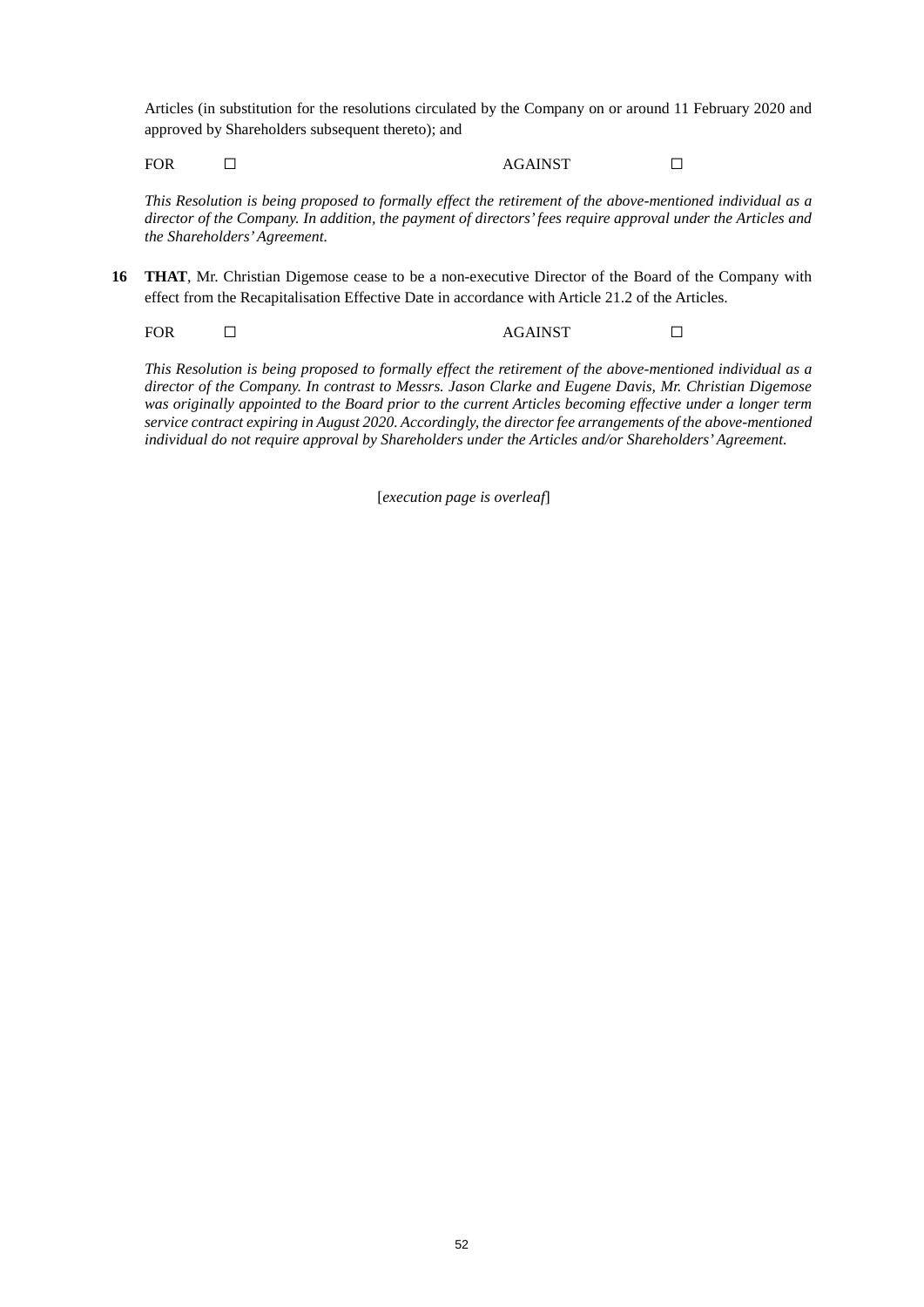Articles (in substitution for the resolutions circulated by the Company on or around 11 February 2020 and approved by Shareholders subsequent thereto); and

FOR ☐ AGAINST ☐

*This Resolution is being proposed to formally effect the retirement of the above-mentioned individual as a director of the Company. In addition, the payment of directors' fees require approval under the Articles and the Shareholders' Agreement.*

**16** **THAT**, Mr. Christian Digemose cease to be a non-executive Director of the Board of the Company with effect from the Recapitalisation Effective Date in accordance with Article 21.2 of the Articles.

FOR ☐ AGAINST ☐

*This Resolution is being proposed to formally effect the retirement of the above-mentioned individual as a director of the Company. In contrast to Messrs. Jason Clarke and Eugene Davis, Mr. Christian Digemose was originally appointed to the Board prior to the current Articles becoming effective under a longer term service contract expiring in August 2020. Accordingly, the director fee arrangements of the above-mentioned individual do not require approval by Shareholders under the Articles and/or Shareholders' Agreement.*

[*execution page is overleaf*]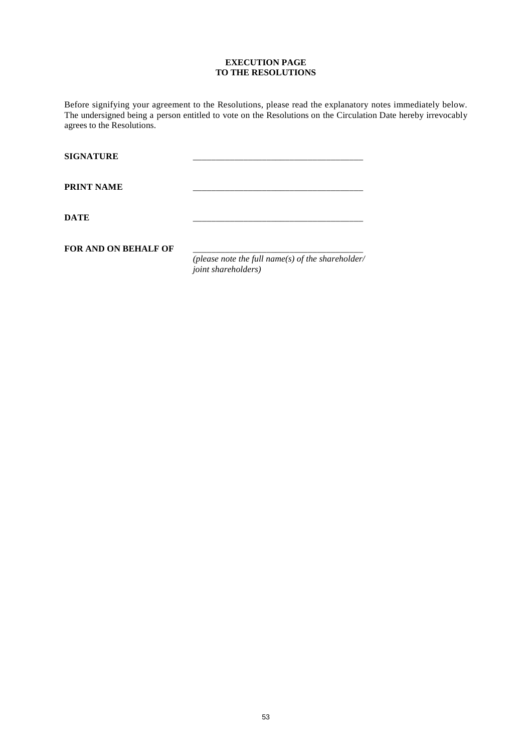**EXECUTION PAGE**
**TO THE RESOLUTIONS**

Before signifying your agreement to the Resolutions, please read the explanatory notes immediately below. The undersigned being a person entitled to vote on the Resolutions on the Circulation Date hereby irrevocably agrees to the Resolutions.

**SIGNATURE** ______________________________________

**PRINT NAME** ______________________________________

**DATE** ______________________________________

**FOR AND ON BEHALF OF** ______________________________________
*(please note the full name(s) of the shareholder/ joint shareholders)*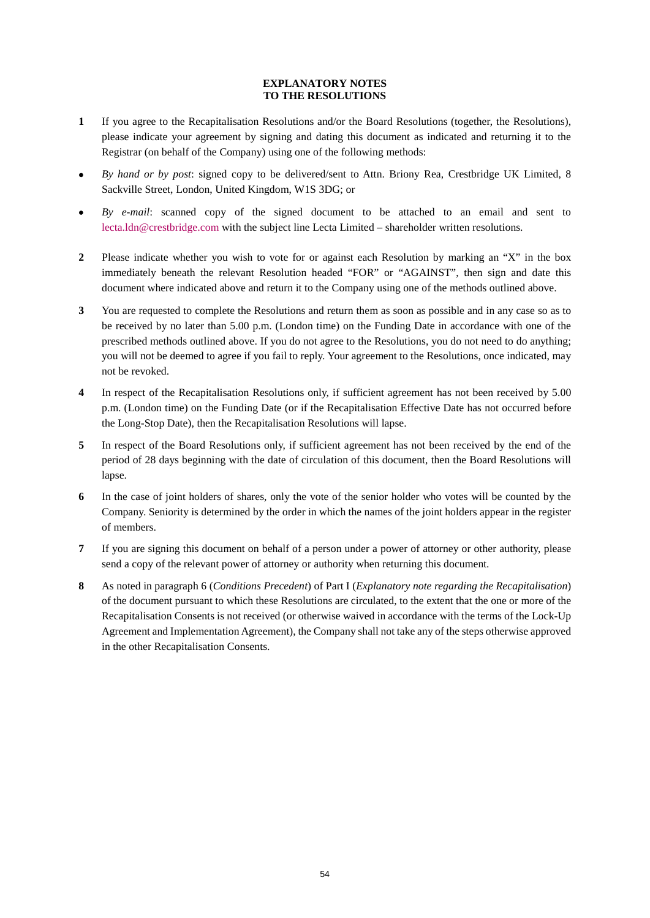# EXPLANATORY NOTES TO THE RESOLUTIONS

**1** If you agree to the Recapitalisation Resolutions and/or the Board Resolutions (together, the Resolutions), please indicate your agreement by signing and dating this document as indicated and returning it to the Registrar (on behalf of the Company) using one of the following methods:

- *By hand or by post*: signed copy to be delivered/sent to Attn. Briony Rea, Crestbridge UK Limited, 8 Sackville Street, London, United Kingdom, W1S 3DG; or
- *By e-mail*: scanned copy of the signed document to be attached to an email and sent to lecta.ldn@crestbridge.com with the subject line Lecta Limited – shareholder written resolutions.

**2** Please indicate whether you wish to vote for or against each Resolution by marking an "X" in the box immediately beneath the relevant Resolution headed "FOR" or "AGAINST", then sign and date this document where indicated above and return it to the Company using one of the methods outlined above.

**3** You are requested to complete the Resolutions and return them as soon as possible and in any case so as to be received by no later than 5.00 p.m. (London time) on the Funding Date in accordance with one of the prescribed methods outlined above. If you do not agree to the Resolutions, you do not need to do anything; you will not be deemed to agree if you fail to reply. Your agreement to the Resolutions, once indicated, may not be revoked.

**4** In respect of the Recapitalisation Resolutions only, if sufficient agreement has not been received by 5.00 p.m. (London time) on the Funding Date (or if the Recapitalisation Effective Date has not occurred before the Long-Stop Date), then the Recapitalisation Resolutions will lapse.

**5** In respect of the Board Resolutions only, if sufficient agreement has not been received by the end of the period of 28 days beginning with the date of circulation of this document, then the Board Resolutions will lapse.

**6** In the case of joint holders of shares, only the vote of the senior holder who votes will be counted by the Company. Seniority is determined by the order in which the names of the joint holders appear in the register of members.

**7** If you are signing this document on behalf of a person under a power of attorney or other authority, please send a copy of the relevant power of attorney or authority when returning this document.

**8** As noted in paragraph 6 (*Conditions Precedent*) of Part I (*Explanatory note regarding the Recapitalisation*) of the document pursuant to which these Resolutions are circulated, to the extent that the one or more of the Recapitalisation Consents is not received (or otherwise waived in accordance with the terms of the Lock-Up Agreement and Implementation Agreement), the Company shall not take any of the steps otherwise approved in the other Recapitalisation Consents.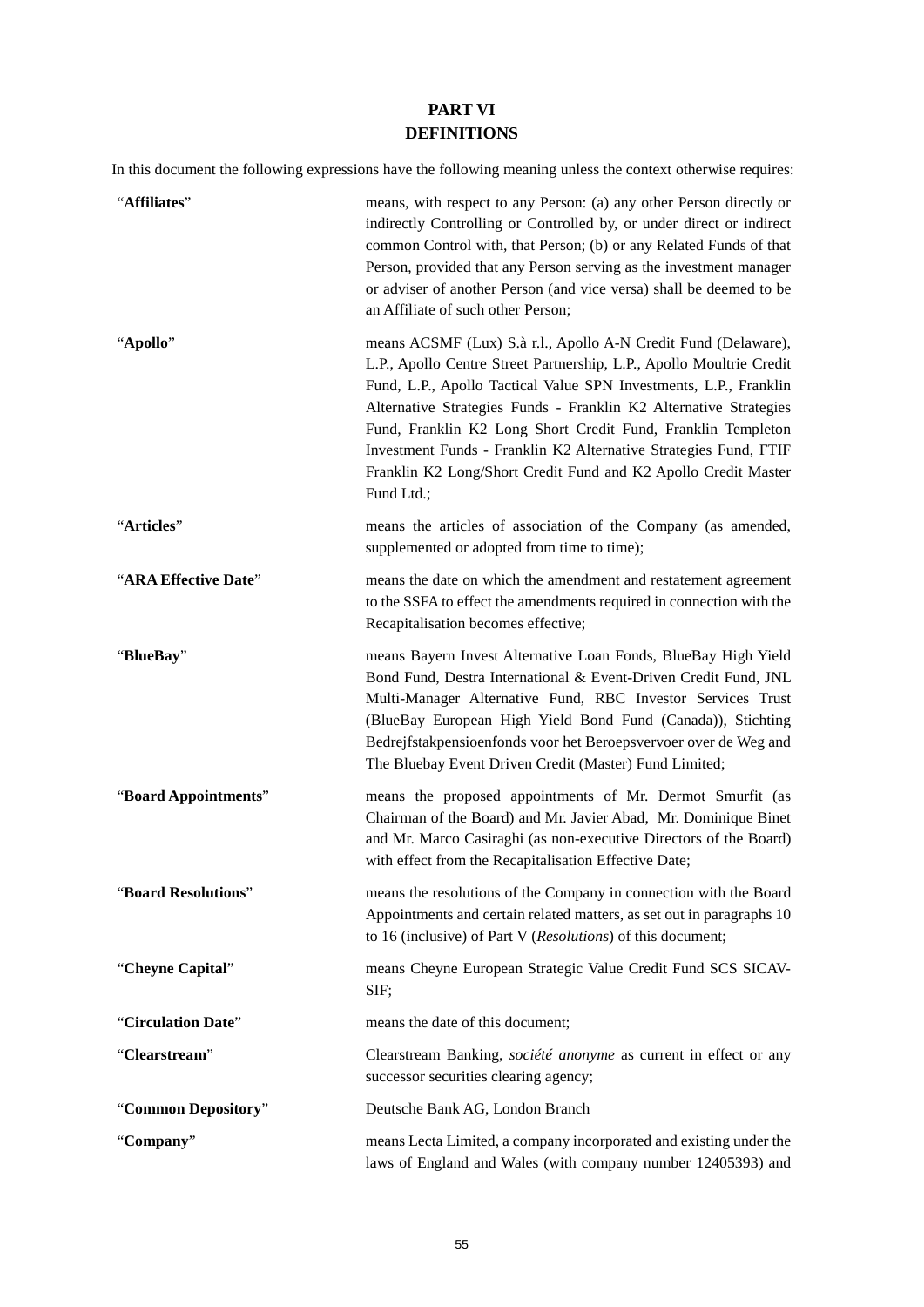# PART VI
# DEFINITIONS

In this document the following expressions have the following meaning unless the context otherwise requires:

| | |
|---|---|
| "**Affiliates**" | means, with respect to any Person: (a) any other Person directly or indirectly Controlling or Controlled by, or under direct or indirect common Control with, that Person; (b) or any Related Funds of that Person, provided that any Person serving as the investment manager or adviser of another Person (and vice versa) shall be deemed to be an Affiliate of such other Person; |
| "**Apollo**" | means ACSMF (Lux) S.à r.l., Apollo A-N Credit Fund (Delaware), L.P., Apollo Centre Street Partnership, L.P., Apollo Moultrie Credit Fund, L.P., Apollo Tactical Value SPN Investments, L.P., Franklin Alternative Strategies Funds - Franklin K2 Alternative Strategies Fund, Franklin K2 Long Short Credit Fund, Franklin Templeton Investment Funds - Franklin K2 Alternative Strategies Fund, FTIF Franklin K2 Long/Short Credit Fund and K2 Apollo Credit Master Fund Ltd.; |
| "**Articles**" | means the articles of association of the Company (as amended, supplemented or adopted from time to time); |
| "**ARA Effective Date**" | means the date on which the amendment and restatement agreement to the SSFA to effect the amendments required in connection with the Recapitalisation becomes effective; |
| "**BlueBay**" | means Bayern Invest Alternative Loan Fonds, BlueBay High Yield Bond Fund, Destra International & Event-Driven Credit Fund, JNL Multi-Manager Alternative Fund, RBC Investor Services Trust (BlueBay European High Yield Bond Fund (Canada)), Stichting Bedrejfstakpensioenfonds voor het Beroepsvervoer over de Weg and The Bluebay Event Driven Credit (Master) Fund Limited; |
| "**Board Appointments**" | means the proposed appointments of Mr. Dermot Smurfit (as Chairman of the Board) and Mr. Javier Abad, Mr. Dominique Binet and Mr. Marco Casiraghi (as non-executive Directors of the Board) with effect from the Recapitalisation Effective Date; |
| "**Board Resolutions**" | means the resolutions of the Company in connection with the Board Appointments and certain related matters, as set out in paragraphs 10 to 16 (inclusive) of Part V (*Resolutions*) of this document; |
| "**Cheyne Capital**" | means Cheyne European Strategic Value Credit Fund SCS SICAV-SIF; |
| "**Circulation Date**" | means the date of this document; |
| "**Clearstream**" | Clearstream Banking, *société anonyme* as current in effect or any successor securities clearing agency; |
| "**Common Depository**" | Deutsche Bank AG, London Branch |
| "**Company**" | means Lecta Limited, a company incorporated and existing under the laws of England and Wales (with company number 12405393) and |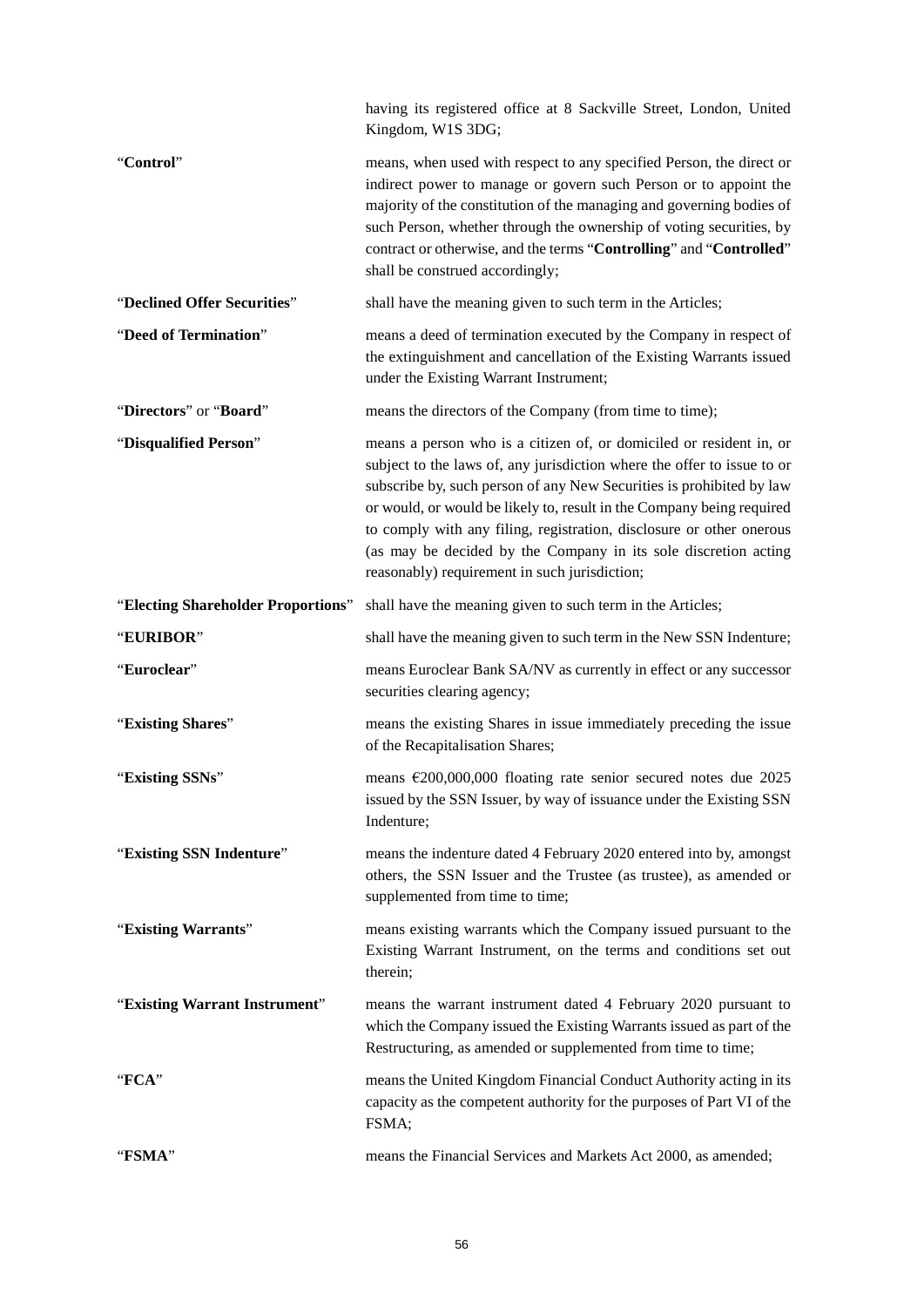having its registered office at 8 Sackville Street, London, United Kingdom, W1S 3DG;

| | |
|---|---|
| "**Control**" | means, when used with respect to any specified Person, the direct or indirect power to manage or govern such Person or to appoint the majority of the constitution of the managing and governing bodies of such Person, whether through the ownership of voting securities, by contract or otherwise, and the terms "**Controlling**" and "**Controlled**" shall be construed accordingly; |
| "**Declined Offer Securities**" | shall have the meaning given to such term in the Articles; |
| "**Deed of Termination**" | means a deed of termination executed by the Company in respect of the extinguishment and cancellation of the Existing Warrants issued under the Existing Warrant Instrument; |
| "**Directors**" or "**Board**" | means the directors of the Company (from time to time); |
| "**Disqualified Person**" | means a person who is a citizen of, or domiciled or resident in, or subject to the laws of, any jurisdiction where the offer to issue to or subscribe by, such person of any New Securities is prohibited by law or would, or would be likely to, result in the Company being required to comply with any filing, registration, disclosure or other onerous (as may be decided by the Company in its sole discretion acting reasonably) requirement in such jurisdiction; |
| "**Electing Shareholder Proportions**" | shall have the meaning given to such term in the Articles; |
| "**EURIBOR**" | shall have the meaning given to such term in the New SSN Indenture; |
| "**Euroclear**" | means Euroclear Bank SA/NV as currently in effect or any successor securities clearing agency; |
| "**Existing Shares**" | means the existing Shares in issue immediately preceding the issue of the Recapitalisation Shares; |
| "**Existing SSNs**" | means €200,000,000 floating rate senior secured notes due 2025 issued by the SSN Issuer, by way of issuance under the Existing SSN Indenture; |
| "**Existing SSN Indenture**" | means the indenture dated 4 February 2020 entered into by, amongst others, the SSN Issuer and the Trustee (as trustee), as amended or supplemented from time to time; |
| "**Existing Warrants**" | means existing warrants which the Company issued pursuant to the Existing Warrant Instrument, on the terms and conditions set out therein; |
| "**Existing Warrant Instrument**" | means the warrant instrument dated 4 February 2020 pursuant to which the Company issued the Existing Warrants issued as part of the Restructuring, as amended or supplemented from time to time; |
| "**FCA**" | means the United Kingdom Financial Conduct Authority acting in its capacity as the competent authority for the purposes of Part VI of the FSMA; |
| "**FSMA**" | means the Financial Services and Markets Act 2000, as amended; |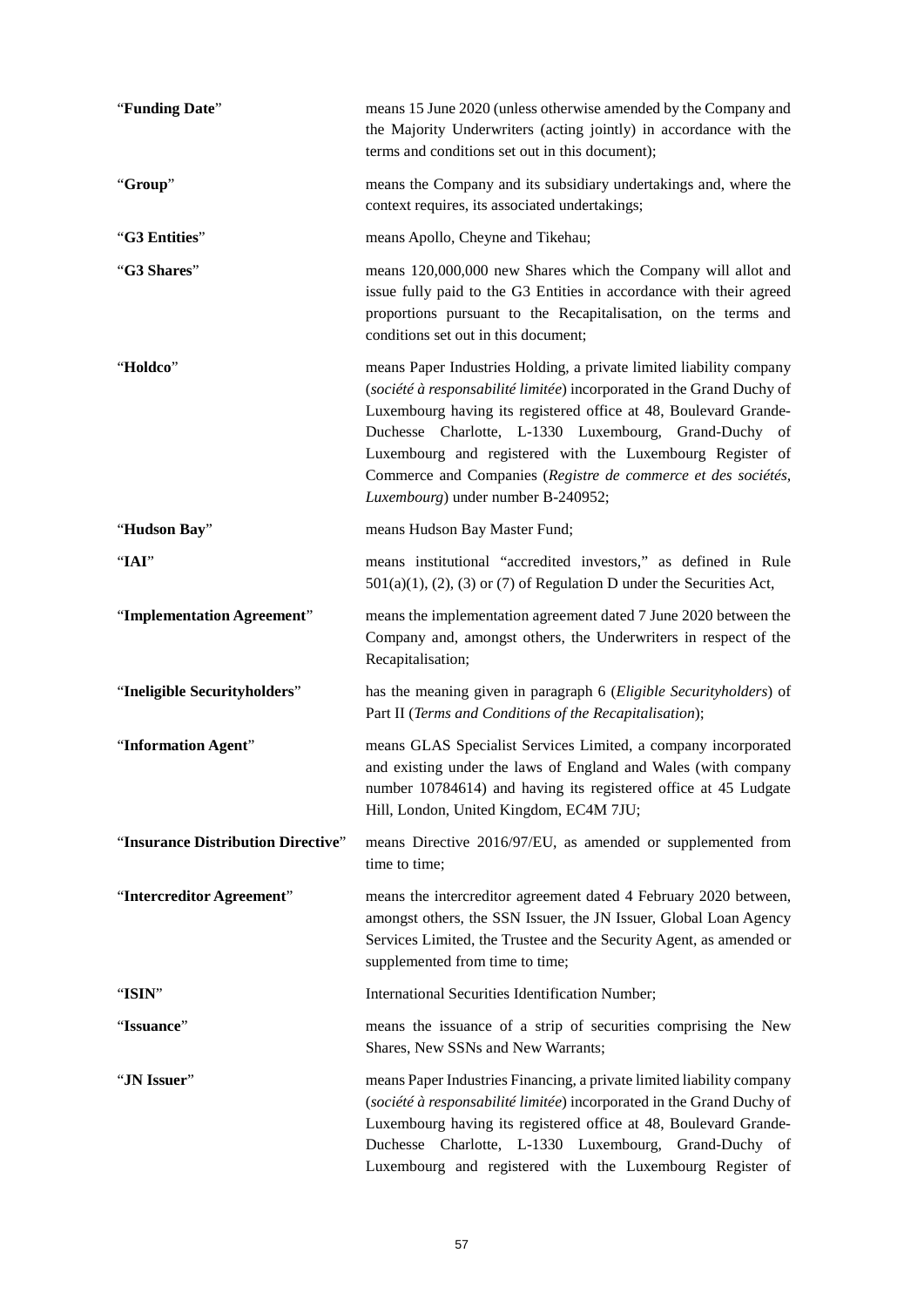"**Funding Date**" means 15 June 2020 (unless otherwise amended by the Company and the Majority Underwriters (acting jointly) in accordance with the terms and conditions set out in this document);

"**Group**" means the Company and its subsidiary undertakings and, where the context requires, its associated undertakings;

"**G3 Entities**" means Apollo, Cheyne and Tikehau;

"**G3 Shares**" means 120,000,000 new Shares which the Company will allot and issue fully paid to the G3 Entities in accordance with their agreed proportions pursuant to the Recapitalisation, on the terms and conditions set out in this document;

"**Holdco**" means Paper Industries Holding, a private limited liability company (*société à responsabilité limitée*) incorporated in the Grand Duchy of Luxembourg having its registered office at 48, Boulevard Grande-Duchesse Charlotte, L-1330 Luxembourg, Grand-Duchy of Luxembourg and registered with the Luxembourg Register of Commerce and Companies (*Registre de commerce et des sociétés, Luxembourg*) under number B-240952;

"**Hudson Bay**" means Hudson Bay Master Fund;

"**IAI**" means institutional "accredited investors," as defined in Rule 501(a)(1), (2), (3) or (7) of Regulation D under the Securities Act,

"**Implementation Agreement**" means the implementation agreement dated 7 June 2020 between the Company and, amongst others, the Underwriters in respect of the Recapitalisation;

"**Ineligible Securityholders**" has the meaning given in paragraph 6 (*Eligible Securityholders*) of Part II (*Terms and Conditions of the Recapitalisation*);

"**Information Agent**" means GLAS Specialist Services Limited, a company incorporated and existing under the laws of England and Wales (with company number 10784614) and having its registered office at 45 Ludgate Hill, London, United Kingdom, EC4M 7JU;

"**Insurance Distribution Directive**" means Directive 2016/97/EU, as amended or supplemented from time to time;

"**Intercreditor Agreement**" means the intercreditor agreement dated 4 February 2020 between, amongst others, the SSN Issuer, the JN Issuer, Global Loan Agency Services Limited, the Trustee and the Security Agent, as amended or supplemented from time to time;

"**ISIN**" International Securities Identification Number;

"**Issuance**" means the issuance of a strip of securities comprising the New Shares, New SSNs and New Warrants;

"**JN Issuer**" means Paper Industries Financing, a private limited liability company (*société à responsabilité limitée*) incorporated in the Grand Duchy of Luxembourg having its registered office at 48, Boulevard Grande-Duchesse Charlotte, L-1330 Luxembourg, Grand-Duchy of Luxembourg and registered with the Luxembourg Register of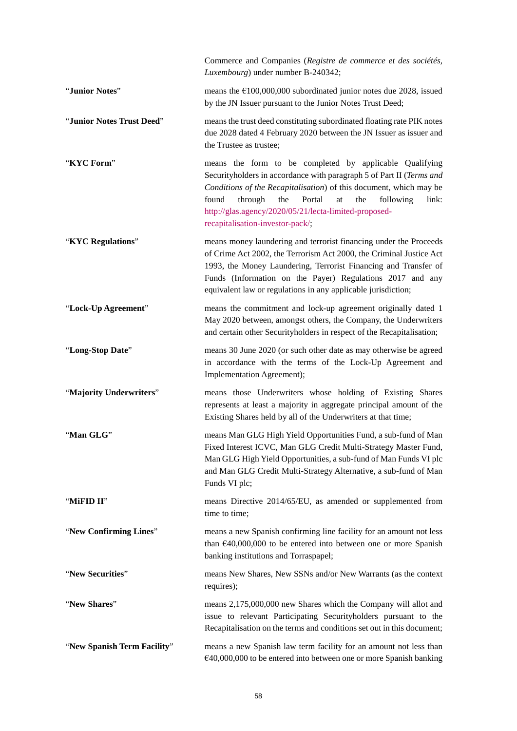Commerce and Companies (*Registre de commerce et des sociétés, Luxembourg*) under number B-240342;

| | |
|---|---|
| "**Junior Notes**" | means the €100,000,000 subordinated junior notes due 2028, issued by the JN Issuer pursuant to the Junior Notes Trust Deed; |
| "**Junior Notes Trust Deed**" | means the trust deed constituting subordinated floating rate PIK notes due 2028 dated 4 February 2020 between the JN Issuer as issuer and the Trustee as trustee; |
| "**KYC Form**" | means the form to be completed by applicable Qualifying Securityholders in accordance with paragraph 5 of Part II (*Terms and Conditions of the Recapitalisation*) of this document, which may be found through the Portal at the following link: http://glas.agency/2020/05/21/lecta-limited-proposed-recapitalisation-investor-pack/; |
| "**KYC Regulations**" | means money laundering and terrorist financing under the Proceeds of Crime Act 2002, the Terrorism Act 2000, the Criminal Justice Act 1993, the Money Laundering, Terrorist Financing and Transfer of Funds (Information on the Payer) Regulations 2017 and any equivalent law or regulations in any applicable jurisdiction; |
| "**Lock-Up Agreement**" | means the commitment and lock-up agreement originally dated 1 May 2020 between, amongst others, the Company, the Underwriters and certain other Securityholders in respect of the Recapitalisation; |
| "**Long-Stop Date**" | means 30 June 2020 (or such other date as may otherwise be agreed in accordance with the terms of the Lock-Up Agreement and Implementation Agreement); |
| "**Majority Underwriters**" | means those Underwriters whose holding of Existing Shares represents at least a majority in aggregate principal amount of the Existing Shares held by all of the Underwriters at that time; |
| "**Man GLG**" | means Man GLG High Yield Opportunities Fund, a sub-fund of Man Fixed Interest ICVC, Man GLG Credit Multi-Strategy Master Fund, Man GLG High Yield Opportunities, a sub-fund of Man Funds VI plc and Man GLG Credit Multi-Strategy Alternative, a sub-fund of Man Funds VI plc; |
| "**MiFID II**" | means Directive 2014/65/EU, as amended or supplemented from time to time; |
| "**New Confirming Lines**" | means a new Spanish confirming line facility for an amount not less than €40,000,000 to be entered into between one or more Spanish banking institutions and Torraspapel; |
| "**New Securities**" | means New Shares, New SSNs and/or New Warrants (as the context requires); |
| "**New Shares**" | means 2,175,000,000 new Shares which the Company will allot and issue to relevant Participating Securityholders pursuant to the Recapitalisation on the terms and conditions set out in this document; |
| "**New Spanish Term Facility**" | means a new Spanish law term facility for an amount not less than €40,000,000 to be entered into between one or more Spanish banking |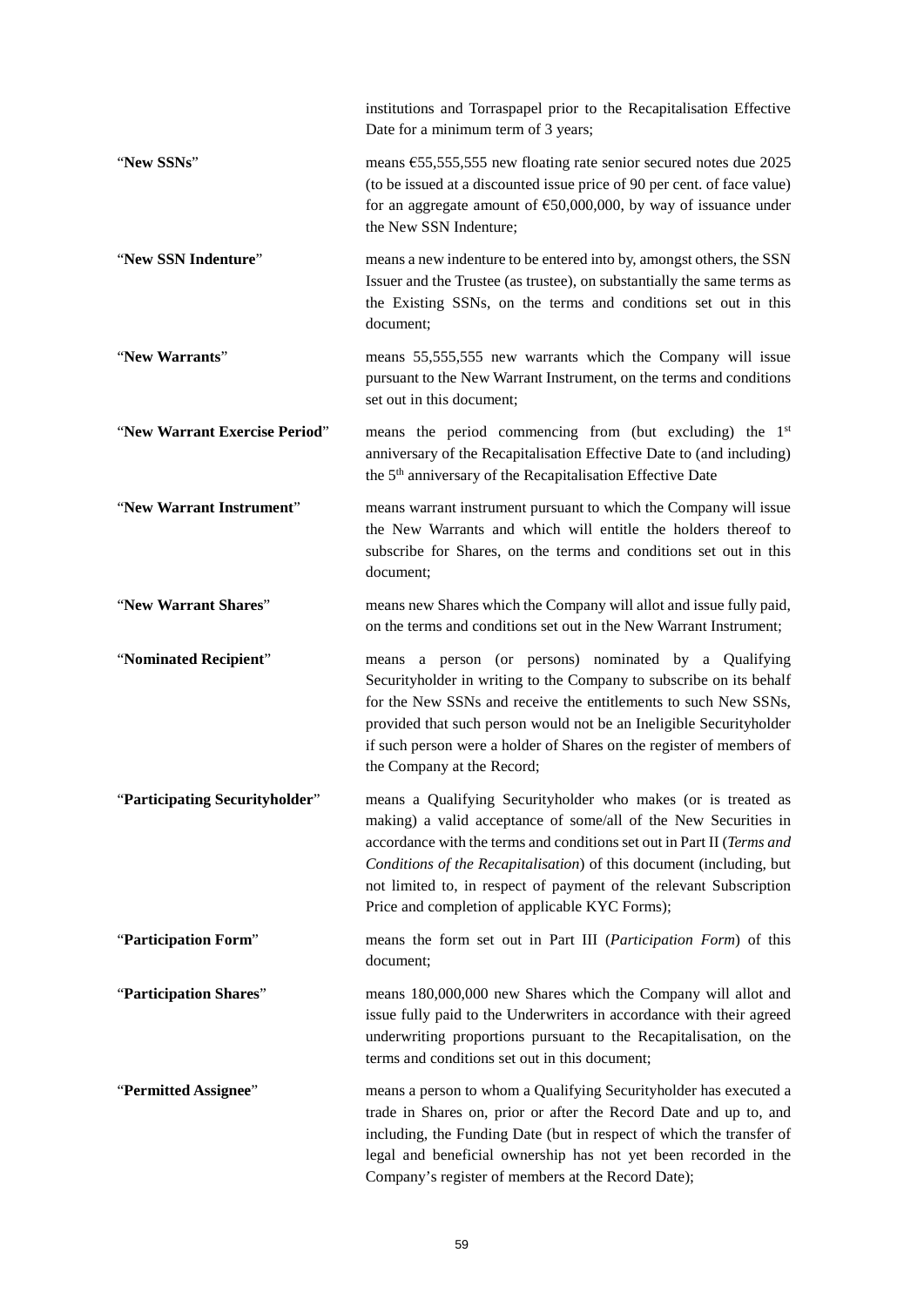institutions and Torraspapel prior to the Recapitalisation Effective Date for a minimum term of 3 years;

| | |
|---|---|
| "**New SSNs**" | means €55,555,555 new floating rate senior secured notes due 2025 (to be issued at a discounted issue price of 90 per cent. of face value) for an aggregate amount of €50,000,000, by way of issuance under the New SSN Indenture; |
| "**New SSN Indenture**" | means a new indenture to be entered into by, amongst others, the SSN Issuer and the Trustee (as trustee), on substantially the same terms as the Existing SSNs, on the terms and conditions set out in this document; |
| "**New Warrants**" | means 55,555,555 new warrants which the Company will issue pursuant to the New Warrant Instrument, on the terms and conditions set out in this document; |
| "**New Warrant Exercise Period**" | means the period commencing from (but excluding) the 1st anniversary of the Recapitalisation Effective Date to (and including) the 5th anniversary of the Recapitalisation Effective Date |
| "**New Warrant Instrument**" | means warrant instrument pursuant to which the Company will issue the New Warrants and which will entitle the holders thereof to subscribe for Shares, on the terms and conditions set out in this document; |
| "**New Warrant Shares**" | means new Shares which the Company will allot and issue fully paid, on the terms and conditions set out in the New Warrant Instrument; |
| "**Nominated Recipient**" | means a person (or persons) nominated by a Qualifying Securityholder in writing to the Company to subscribe on its behalf for the New SSNs and receive the entitlements to such New SSNs, provided that such person would not be an Ineligible Securityholder if such person were a holder of Shares on the register of members of the Company at the Record; |
| "**Participating Securityholder**" | means a Qualifying Securityholder who makes (or is treated as making) a valid acceptance of some/all of the New Securities in accordance with the terms and conditions set out in Part II (*Terms and Conditions of the Recapitalisation*) of this document (including, but not limited to, in respect of payment of the relevant Subscription Price and completion of applicable KYC Forms); |
| "**Participation Form**" | means the form set out in Part III (*Participation Form*) of this document; |
| "**Participation Shares**" | means 180,000,000 new Shares which the Company will allot and issue fully paid to the Underwriters in accordance with their agreed underwriting proportions pursuant to the Recapitalisation, on the terms and conditions set out in this document; |
| "**Permitted Assignee**" | means a person to whom a Qualifying Securityholder has executed a trade in Shares on, prior or after the Record Date and up to, and including, the Funding Date (but in respect of which the transfer of legal and beneficial ownership has not yet been recorded in the Company's register of members at the Record Date); |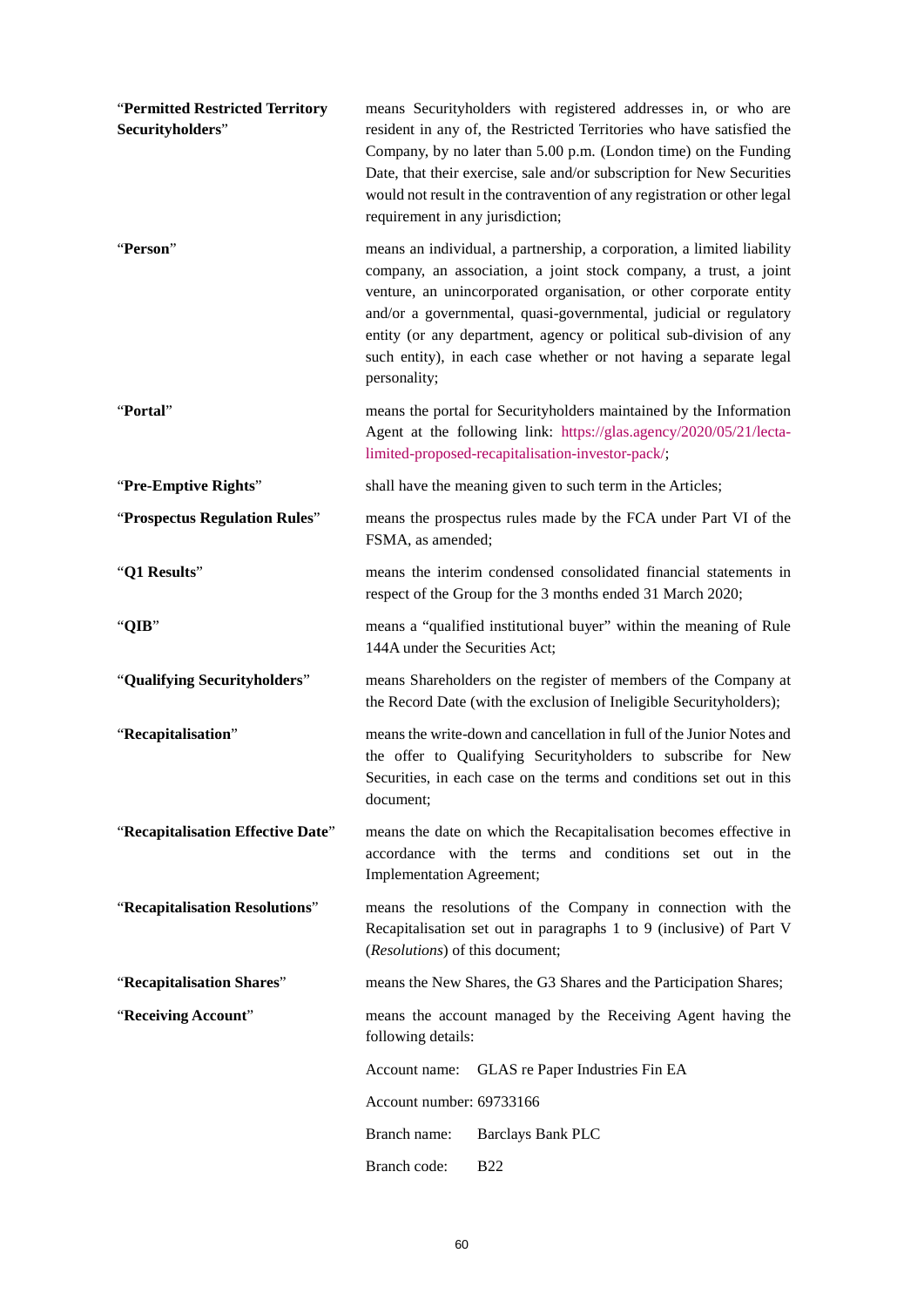| | |
|---|---|
| "**Permitted Restricted Territory Securityholders**" | means Securityholders with registered addresses in, or who are resident in any of, the Restricted Territories who have satisfied the Company, by no later than 5.00 p.m. (London time) on the Funding Date, that their exercise, sale and/or subscription for New Securities would not result in the contravention of any registration or other legal requirement in any jurisdiction; |
| "**Person**" | means an individual, a partnership, a corporation, a limited liability company, an association, a joint stock company, a trust, a joint venture, an unincorporated organisation, or other corporate entity and/or a governmental, quasi-governmental, judicial or regulatory entity (or any department, agency or political sub-division of any such entity), in each case whether or not having a separate legal personality; |
| "**Portal**" | means the portal for Securityholders maintained by the Information Agent at the following link: https://glas.agency/2020/05/21/lecta-limited-proposed-recapitalisation-investor-pack/; |
| "**Pre-Emptive Rights**" | shall have the meaning given to such term in the Articles; |
| "**Prospectus Regulation Rules**" | means the prospectus rules made by the FCA under Part VI of the FSMA, as amended; |
| "**Q1 Results**" | means the interim condensed consolidated financial statements in respect of the Group for the 3 months ended 31 March 2020; |
| "**QIB**" | means a "qualified institutional buyer" within the meaning of Rule 144A under the Securities Act; |
| "**Qualifying Securityholders**" | means Shareholders on the register of members of the Company at the Record Date (with the exclusion of Ineligible Securityholders); |
| "**Recapitalisation**" | means the write-down and cancellation in full of the Junior Notes and the offer to Qualifying Securityholders to subscribe for New Securities, in each case on the terms and conditions set out in this document; |
| "**Recapitalisation Effective Date**" | means the date on which the Recapitalisation becomes effective in accordance with the terms and conditions set out in the Implementation Agreement; |
| "**Recapitalisation Resolutions**" | means the resolutions of the Company in connection with the Recapitalisation set out in paragraphs 1 to 9 (inclusive) of Part V (*Resolutions*) of this document; |
| "**Recapitalisation Shares**" | means the New Shares, the G3 Shares and the Participation Shares; |
| "**Receiving Account**" | means the account managed by the Receiving Agent having the following details:<br><br>Account name: GLAS re Paper Industries Fin EA<br><br>Account number: 69733166<br><br>Branch name: Barclays Bank PLC<br><br>Branch code: B22 |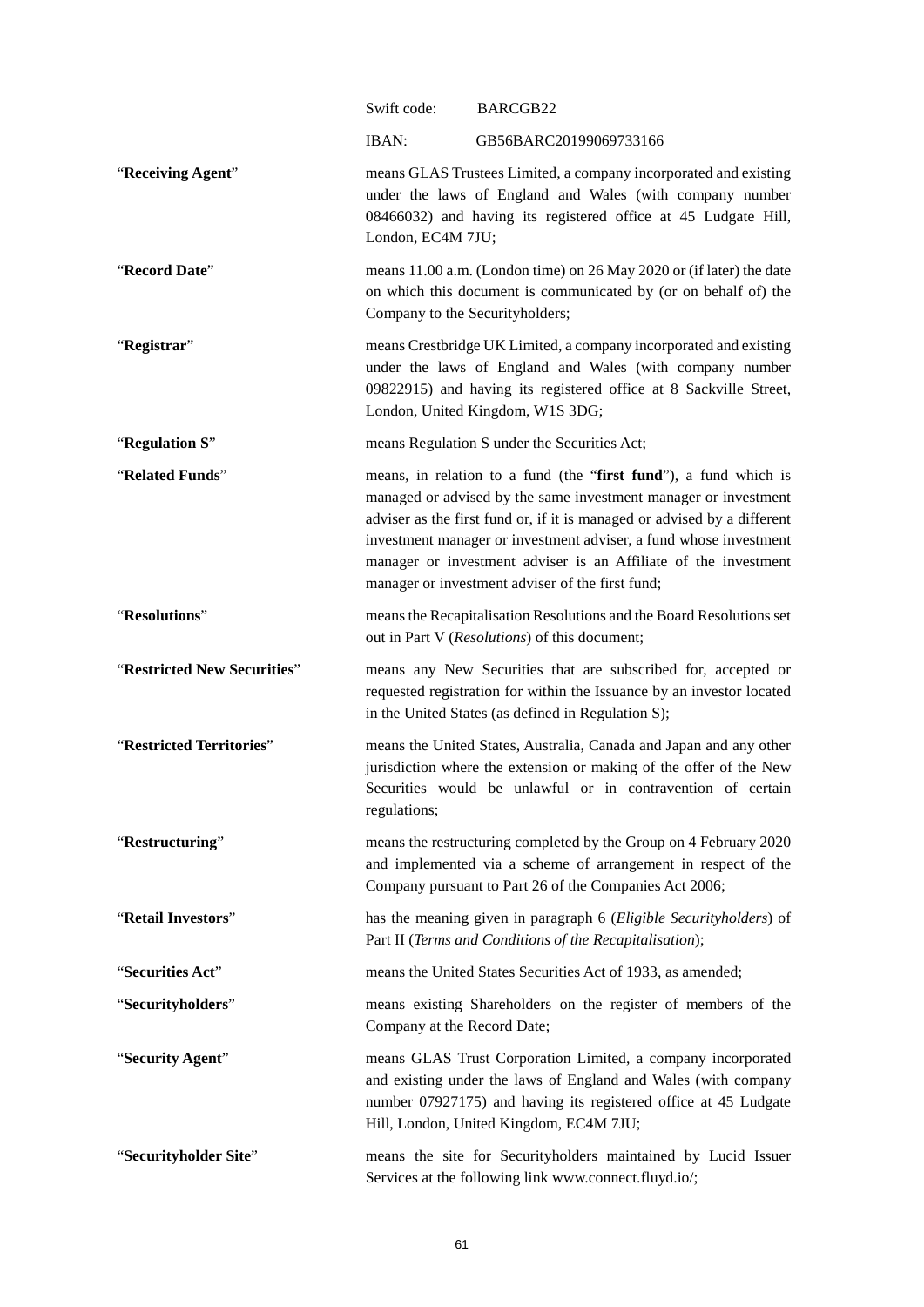| | |
|---|---|
| | Swift code: BARCGB22 |
| | IBAN: GB56BARC20199069733166 |
| "**Receiving Agent**" | means GLAS Trustees Limited, a company incorporated and existing under the laws of England and Wales (with company number 08466032) and having its registered office at 45 Ludgate Hill, London, EC4M 7JU; |
| "**Record Date**" | means 11.00 a.m. (London time) on 26 May 2020 or (if later) the date on which this document is communicated by (or on behalf of) the Company to the Securityholders; |
| "**Registrar**" | means Crestbridge UK Limited, a company incorporated and existing under the laws of England and Wales (with company number 09822915) and having its registered office at 8 Sackville Street, London, United Kingdom, W1S 3DG; |
| "**Regulation S**" | means Regulation S under the Securities Act; |
| "**Related Funds**" | means, in relation to a fund (the "**first fund**"), a fund which is managed or advised by the same investment manager or investment adviser as the first fund or, if it is managed or advised by a different investment manager or investment adviser, a fund whose investment manager or investment adviser is an Affiliate of the investment manager or investment adviser of the first fund; |
| "**Resolutions**" | means the Recapitalisation Resolutions and the Board Resolutions set out in Part V (*Resolutions*) of this document; |
| "**Restricted New Securities**" | means any New Securities that are subscribed for, accepted or requested registration for within the Issuance by an investor located in the United States (as defined in Regulation S); |
| "**Restricted Territories**" | means the United States, Australia, Canada and Japan and any other jurisdiction where the extension or making of the offer of the New Securities would be unlawful or in contravention of certain regulations; |
| "**Restructuring**" | means the restructuring completed by the Group on 4 February 2020 and implemented via a scheme of arrangement in respect of the Company pursuant to Part 26 of the Companies Act 2006; |
| "**Retail Investors**" | has the meaning given in paragraph 6 (*Eligible Securityholders*) of Part II (*Terms and Conditions of the Recapitalisation*); |
| "**Securities Act**" | means the United States Securities Act of 1933, as amended; |
| "**Securityholders**" | means existing Shareholders on the register of members of the Company at the Record Date; |
| "**Security Agent**" | means GLAS Trust Corporation Limited, a company incorporated and existing under the laws of England and Wales (with company number 07927175) and having its registered office at 45 Ludgate Hill, London, United Kingdom, EC4M 7JU; |
| "**Securityholder Site**" | means the site for Securityholders maintained by Lucid Issuer Services at the following link www.connect.fluyd.io/; |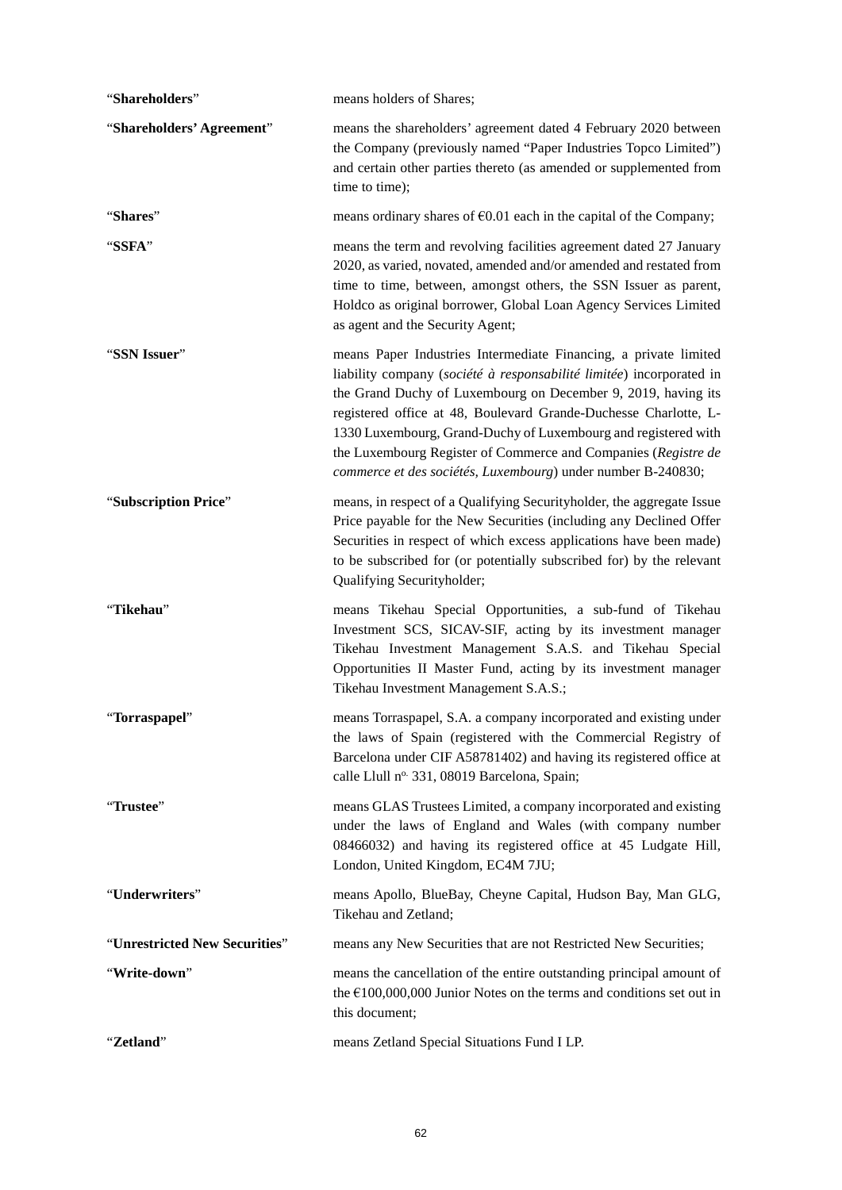| | |
|---|---|
| "**Shareholders**" | means holders of Shares; |
| "**Shareholders' Agreement**" | means the shareholders' agreement dated 4 February 2020 between the Company (previously named "Paper Industries Topco Limited") and certain other parties thereto (as amended or supplemented from time to time); |
| "**Shares**" | means ordinary shares of €0.01 each in the capital of the Company; |
| "**SSFA**" | means the term and revolving facilities agreement dated 27 January 2020, as varied, novated, amended and/or amended and restated from time to time, between, amongst others, the SSN Issuer as parent, Holdco as original borrower, Global Loan Agency Services Limited as agent and the Security Agent; |
| "**SSN Issuer**" | means Paper Industries Intermediate Financing, a private limited liability company (*société à responsabilité limitée*) incorporated in the Grand Duchy of Luxembourg on December 9, 2019, having its registered office at 48, Boulevard Grande-Duchesse Charlotte, L-1330 Luxembourg, Grand-Duchy of Luxembourg and registered with the Luxembourg Register of Commerce and Companies (*Registre de commerce et des sociétés, Luxembourg*) under number B-240830; |
| "**Subscription Price**" | means, in respect of a Qualifying Securityholder, the aggregate Issue Price payable for the New Securities (including any Declined Offer Securities in respect of which excess applications have been made) to be subscribed for (or potentially subscribed for) by the relevant Qualifying Securityholder; |
| "**Tikehau**" | means Tikehau Special Opportunities, a sub-fund of Tikehau Investment SCS, SICAV-SIF, acting by its investment manager Tikehau Investment Management S.A.S. and Tikehau Special Opportunities II Master Fund, acting by its investment manager Tikehau Investment Management S.A.S.; |
| "**Torraspapel**" | means Torraspapel, S.A. a company incorporated and existing under the laws of Spain (registered with the Commercial Registry of Barcelona under CIF A58781402) and having its registered office at calle Llull nº. 331, 08019 Barcelona, Spain; |
| "**Trustee**" | means GLAS Trustees Limited, a company incorporated and existing under the laws of England and Wales (with company number 08466032) and having its registered office at 45 Ludgate Hill, London, United Kingdom, EC4M 7JU; |
| "**Underwriters**" | means Apollo, BlueBay, Cheyne Capital, Hudson Bay, Man GLG, Tikehau and Zetland; |
| "**Unrestricted New Securities**" | means any New Securities that are not Restricted New Securities; |
| "**Write-down**" | means the cancellation of the entire outstanding principal amount of the €100,000,000 Junior Notes on the terms and conditions set out in this document; |
| "**Zetland**" | means Zetland Special Situations Fund I LP. |